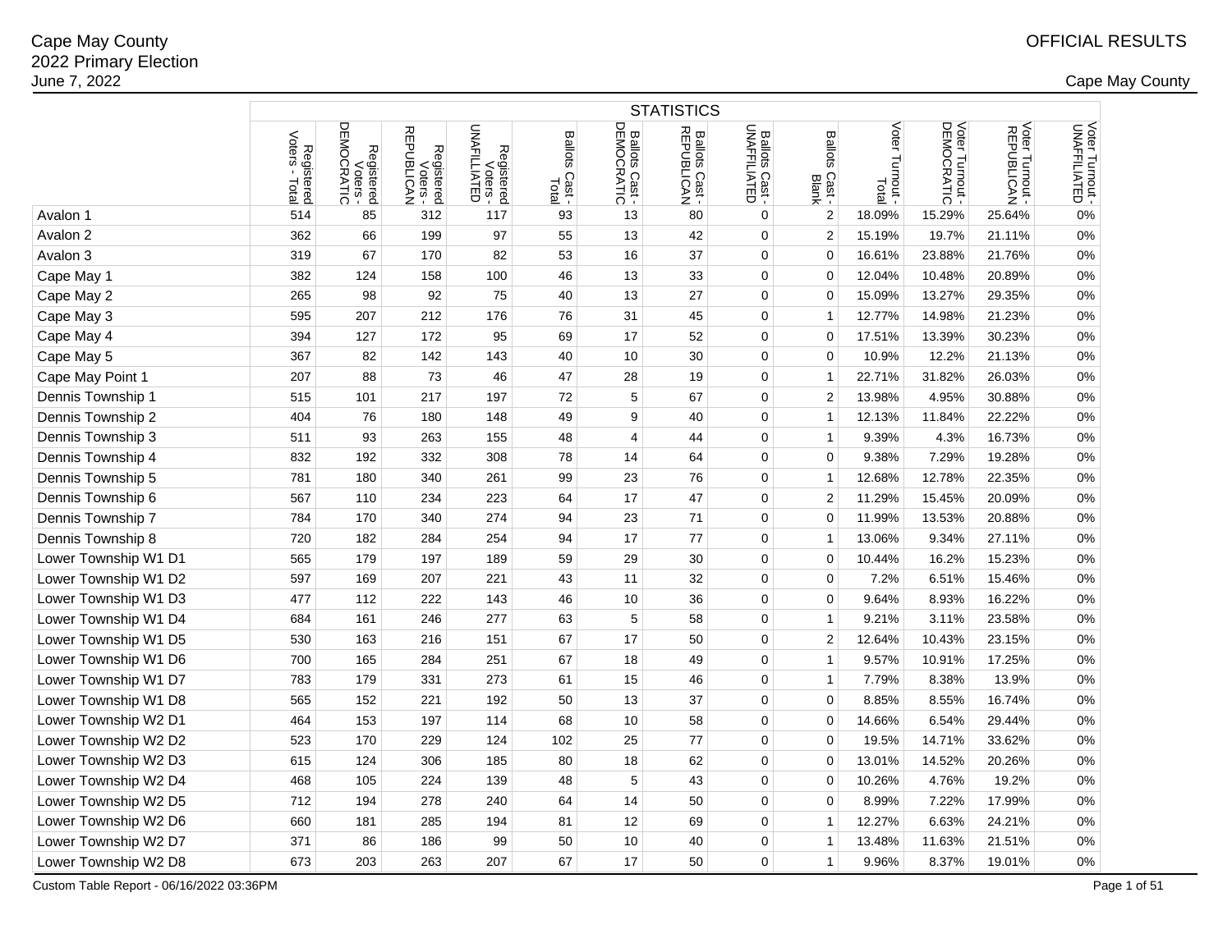Cape May County
2022 Primary Election
June 7, 2022

OFFICIAL RESULTS

Cape May County

| | STATISTICS | | | | | | | | | | | | |
|---|---|---|---|---|---|---|---|---|---|---|---|---|---|
| | Registered Voters - Total | Registered Voters - DEMOCRATIC | Registered Voters - REPUBLICAN | Registered Voters - UNAFFILIATED | Ballots Cast - Total | Ballots Cast - DEMOCRATIC | Ballots Cast - REPUBLICAN | Ballots Cast - UNAFFILIATED | Ballots Cast - Blank | Voter Turnout - Total | Voter Turnout - DEMOCRATIC | Voter Turnout - REPUBLICAN | Voter Turnout - UNAFFILIATED |
| Avalon 1 | 514 | 85 | 312 | 117 | 93 | 13 | 80 | 0 | 2 | 18.09% | 15.29% | 25.64% | 0% |
| Avalon 2 | 362 | 66 | 199 | 97 | 55 | 13 | 42 | 0 | 2 | 15.19% | 19.7% | 21.11% | 0% |
| Avalon 3 | 319 | 67 | 170 | 82 | 53 | 16 | 37 | 0 | 0 | 16.61% | 23.88% | 21.76% | 0% |
| Cape May 1 | 382 | 124 | 158 | 100 | 46 | 13 | 33 | 0 | 0 | 12.04% | 10.48% | 20.89% | 0% |
| Cape May 2 | 265 | 98 | 92 | 75 | 40 | 13 | 27 | 0 | 0 | 15.09% | 13.27% | 29.35% | 0% |
| Cape May 3 | 595 | 207 | 212 | 176 | 76 | 31 | 45 | 0 | 1 | 12.77% | 14.98% | 21.23% | 0% |
| Cape May 4 | 394 | 127 | 172 | 95 | 69 | 17 | 52 | 0 | 0 | 17.51% | 13.39% | 30.23% | 0% |
| Cape May 5 | 367 | 82 | 142 | 143 | 40 | 10 | 30 | 0 | 0 | 10.9% | 12.2% | 21.13% | 0% |
| Cape May Point 1 | 207 | 88 | 73 | 46 | 47 | 28 | 19 | 0 | 1 | 22.71% | 31.82% | 26.03% | 0% |
| Dennis Township 1 | 515 | 101 | 217 | 197 | 72 | 5 | 67 | 0 | 2 | 13.98% | 4.95% | 30.88% | 0% |
| Dennis Township 2 | 404 | 76 | 180 | 148 | 49 | 9 | 40 | 0 | 1 | 12.13% | 11.84% | 22.22% | 0% |
| Dennis Township 3 | 511 | 93 | 263 | 155 | 48 | 4 | 44 | 0 | 1 | 9.39% | 4.3% | 16.73% | 0% |
| Dennis Township 4 | 832 | 192 | 332 | 308 | 78 | 14 | 64 | 0 | 0 | 9.38% | 7.29% | 19.28% | 0% |
| Dennis Township 5 | 781 | 180 | 340 | 261 | 99 | 23 | 76 | 0 | 1 | 12.68% | 12.78% | 22.35% | 0% |
| Dennis Township 6 | 567 | 110 | 234 | 223 | 64 | 17 | 47 | 0 | 2 | 11.29% | 15.45% | 20.09% | 0% |
| Dennis Township 7 | 784 | 170 | 340 | 274 | 94 | 23 | 71 | 0 | 0 | 11.99% | 13.53% | 20.88% | 0% |
| Dennis Township 8 | 720 | 182 | 284 | 254 | 94 | 17 | 77 | 0 | 1 | 13.06% | 9.34% | 27.11% | 0% |
| Lower Township W1 D1 | 565 | 179 | 197 | 189 | 59 | 29 | 30 | 0 | 0 | 10.44% | 16.2% | 15.23% | 0% |
| Lower Township W1 D2 | 597 | 169 | 207 | 221 | 43 | 11 | 32 | 0 | 0 | 7.2% | 6.51% | 15.46% | 0% |
| Lower Township W1 D3 | 477 | 112 | 222 | 143 | 46 | 10 | 36 | 0 | 0 | 9.64% | 8.93% | 16.22% | 0% |
| Lower Township W1 D4 | 684 | 161 | 246 | 277 | 63 | 5 | 58 | 0 | 1 | 9.21% | 3.11% | 23.58% | 0% |
| Lower Township W1 D5 | 530 | 163 | 216 | 151 | 67 | 17 | 50 | 0 | 2 | 12.64% | 10.43% | 23.15% | 0% |
| Lower Township W1 D6 | 700 | 165 | 284 | 251 | 67 | 18 | 49 | 0 | 1 | 9.57% | 10.91% | 17.25% | 0% |
| Lower Township W1 D7 | 783 | 179 | 331 | 273 | 61 | 15 | 46 | 0 | 1 | 7.79% | 8.38% | 13.9% | 0% |
| Lower Township W1 D8 | 565 | 152 | 221 | 192 | 50 | 13 | 37 | 0 | 0 | 8.85% | 8.55% | 16.74% | 0% |
| Lower Township W2 D1 | 464 | 153 | 197 | 114 | 68 | 10 | 58 | 0 | 0 | 14.66% | 6.54% | 29.44% | 0% |
| Lower Township W2 D2 | 523 | 170 | 229 | 124 | 102 | 25 | 77 | 0 | 0 | 19.5% | 14.71% | 33.62% | 0% |
| Lower Township W2 D3 | 615 | 124 | 306 | 185 | 80 | 18 | 62 | 0 | 0 | 13.01% | 14.52% | 20.26% | 0% |
| Lower Township W2 D4 | 468 | 105 | 224 | 139 | 48 | 5 | 43 | 0 | 0 | 10.26% | 4.76% | 19.2% | 0% |
| Lower Township W2 D5 | 712 | 194 | 278 | 240 | 64 | 14 | 50 | 0 | 0 | 8.99% | 7.22% | 17.99% | 0% |
| Lower Township W2 D6 | 660 | 181 | 285 | 194 | 81 | 12 | 69 | 0 | 1 | 12.27% | 6.63% | 24.21% | 0% |
| Lower Township W2 D7 | 371 | 86 | 186 | 99 | 50 | 10 | 40 | 0 | 1 | 13.48% | 11.63% | 21.51% | 0% |
| Lower Township W2 D8 | 673 | 203 | 263 | 207 | 67 | 17 | 50 | 0 | 1 | 9.96% | 8.37% | 19.01% | 0% |

Custom Table Report - 06/16/2022 03:36PM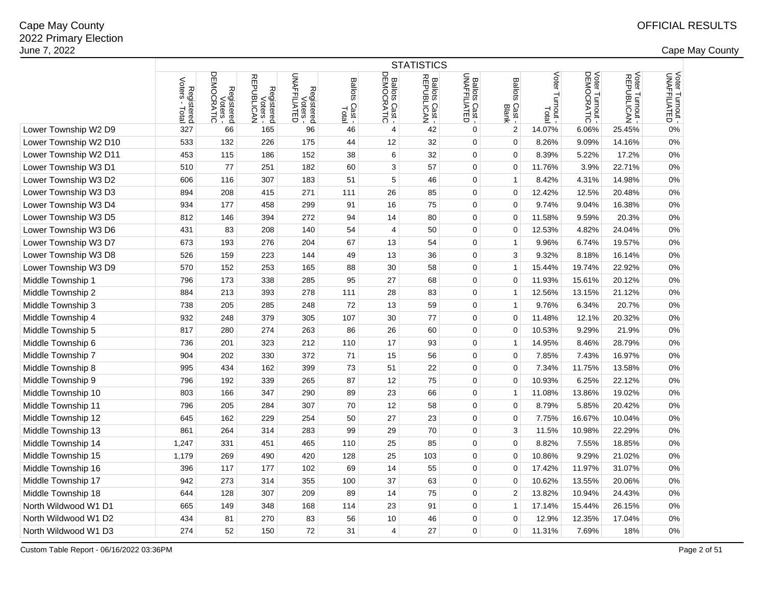Cape May County
2022 Primary Election
June 7, 2022

OFFICIAL RESULTS

Cape May County

| | STATISTICS | | | | | | | | | | | |
|---|---|---|---|---|---|---|---|---|---|---|---|---|
| | Registered Voters - Total | Registered Voters - DEMOCRATIC | Registered Voters - REPUBLICAN | Registered Voters - UNAFFILIATED | Ballots Cast - Total | Ballots Cast - DEMOCRATIC | Ballots Cast - REPUBLICAN | Ballots Cast - UNAFFILIATED | Ballots Cast - Blank | Voter Turnout - Total | Voter Turnout - DEMOCRATIC | Voter Turnout - REPUBLICAN | Voter Turnout - UNAFFILIATED |
| Lower Township W2 D9 | 327 | 66 | 165 | 96 | 46 | 4 | 42 | 0 | 2 | 14.07% | 6.06% | 25.45% | 0% |
| Lower Township W2 D10 | 533 | 132 | 226 | 175 | 44 | 12 | 32 | 0 | 0 | 8.26% | 9.09% | 14.16% | 0% |
| Lower Township W2 D11 | 453 | 115 | 186 | 152 | 38 | 6 | 32 | 0 | 0 | 8.39% | 5.22% | 17.2% | 0% |
| Lower Township W3 D1 | 510 | 77 | 251 | 182 | 60 | 3 | 57 | 0 | 0 | 11.76% | 3.9% | 22.71% | 0% |
| Lower Township W3 D2 | 606 | 116 | 307 | 183 | 51 | 5 | 46 | 0 | 1 | 8.42% | 4.31% | 14.98% | 0% |
| Lower Township W3 D3 | 894 | 208 | 415 | 271 | 111 | 26 | 85 | 0 | 0 | 12.42% | 12.5% | 20.48% | 0% |
| Lower Township W3 D4 | 934 | 177 | 458 | 299 | 91 | 16 | 75 | 0 | 0 | 9.74% | 9.04% | 16.38% | 0% |
| Lower Township W3 D5 | 812 | 146 | 394 | 272 | 94 | 14 | 80 | 0 | 0 | 11.58% | 9.59% | 20.3% | 0% |
| Lower Township W3 D6 | 431 | 83 | 208 | 140 | 54 | 4 | 50 | 0 | 0 | 12.53% | 4.82% | 24.04% | 0% |
| Lower Township W3 D7 | 673 | 193 | 276 | 204 | 67 | 13 | 54 | 0 | 1 | 9.96% | 6.74% | 19.57% | 0% |
| Lower Township W3 D8 | 526 | 159 | 223 | 144 | 49 | 13 | 36 | 0 | 3 | 9.32% | 8.18% | 16.14% | 0% |
| Lower Township W3 D9 | 570 | 152 | 253 | 165 | 88 | 30 | 58 | 0 | 1 | 15.44% | 19.74% | 22.92% | 0% |
| Middle Township 1 | 796 | 173 | 338 | 285 | 95 | 27 | 68 | 0 | 0 | 11.93% | 15.61% | 20.12% | 0% |
| Middle Township 2 | 884 | 213 | 393 | 278 | 111 | 28 | 83 | 0 | 1 | 12.56% | 13.15% | 21.12% | 0% |
| Middle Township 3 | 738 | 205 | 285 | 248 | 72 | 13 | 59 | 0 | 1 | 9.76% | 6.34% | 20.7% | 0% |
| Middle Township 4 | 932 | 248 | 379 | 305 | 107 | 30 | 77 | 0 | 0 | 11.48% | 12.1% | 20.32% | 0% |
| Middle Township 5 | 817 | 280 | 274 | 263 | 86 | 26 | 60 | 0 | 0 | 10.53% | 9.29% | 21.9% | 0% |
| Middle Township 6 | 736 | 201 | 323 | 212 | 110 | 17 | 93 | 0 | 1 | 14.95% | 8.46% | 28.79% | 0% |
| Middle Township 7 | 904 | 202 | 330 | 372 | 71 | 15 | 56 | 0 | 0 | 7.85% | 7.43% | 16.97% | 0% |
| Middle Township 8 | 995 | 434 | 162 | 399 | 73 | 51 | 22 | 0 | 0 | 7.34% | 11.75% | 13.58% | 0% |
| Middle Township 9 | 796 | 192 | 339 | 265 | 87 | 12 | 75 | 0 | 0 | 10.93% | 6.25% | 22.12% | 0% |
| Middle Township 10 | 803 | 166 | 347 | 290 | 89 | 23 | 66 | 0 | 1 | 11.08% | 13.86% | 19.02% | 0% |
| Middle Township 11 | 796 | 205 | 284 | 307 | 70 | 12 | 58 | 0 | 0 | 8.79% | 5.85% | 20.42% | 0% |
| Middle Township 12 | 645 | 162 | 229 | 254 | 50 | 27 | 23 | 0 | 0 | 7.75% | 16.67% | 10.04% | 0% |
| Middle Township 13 | 861 | 264 | 314 | 283 | 99 | 29 | 70 | 0 | 3 | 11.5% | 10.98% | 22.29% | 0% |
| Middle Township 14 | 1,247 | 331 | 451 | 465 | 110 | 25 | 85 | 0 | 0 | 8.82% | 7.55% | 18.85% | 0% |
| Middle Township 15 | 1,179 | 269 | 490 | 420 | 128 | 25 | 103 | 0 | 0 | 10.86% | 9.29% | 21.02% | 0% |
| Middle Township 16 | 396 | 117 | 177 | 102 | 69 | 14 | 55 | 0 | 0 | 17.42% | 11.97% | 31.07% | 0% |
| Middle Township 17 | 942 | 273 | 314 | 355 | 100 | 37 | 63 | 0 | 0 | 10.62% | 13.55% | 20.06% | 0% |
| Middle Township 18 | 644 | 128 | 307 | 209 | 89 | 14 | 75 | 0 | 2 | 13.82% | 10.94% | 24.43% | 0% |
| North Wildwood W1 D1 | 665 | 149 | 348 | 168 | 114 | 23 | 91 | 0 | 1 | 17.14% | 15.44% | 26.15% | 0% |
| North Wildwood W1 D2 | 434 | 81 | 270 | 83 | 56 | 10 | 46 | 0 | 0 | 12.9% | 12.35% | 17.04% | 0% |
| North Wildwood W1 D3 | 274 | 52 | 150 | 72 | 31 | 4 | 27 | 0 | 0 | 11.31% | 7.69% | 18% | 0% |

Custom Table Report - 06/16/2022 03:36PM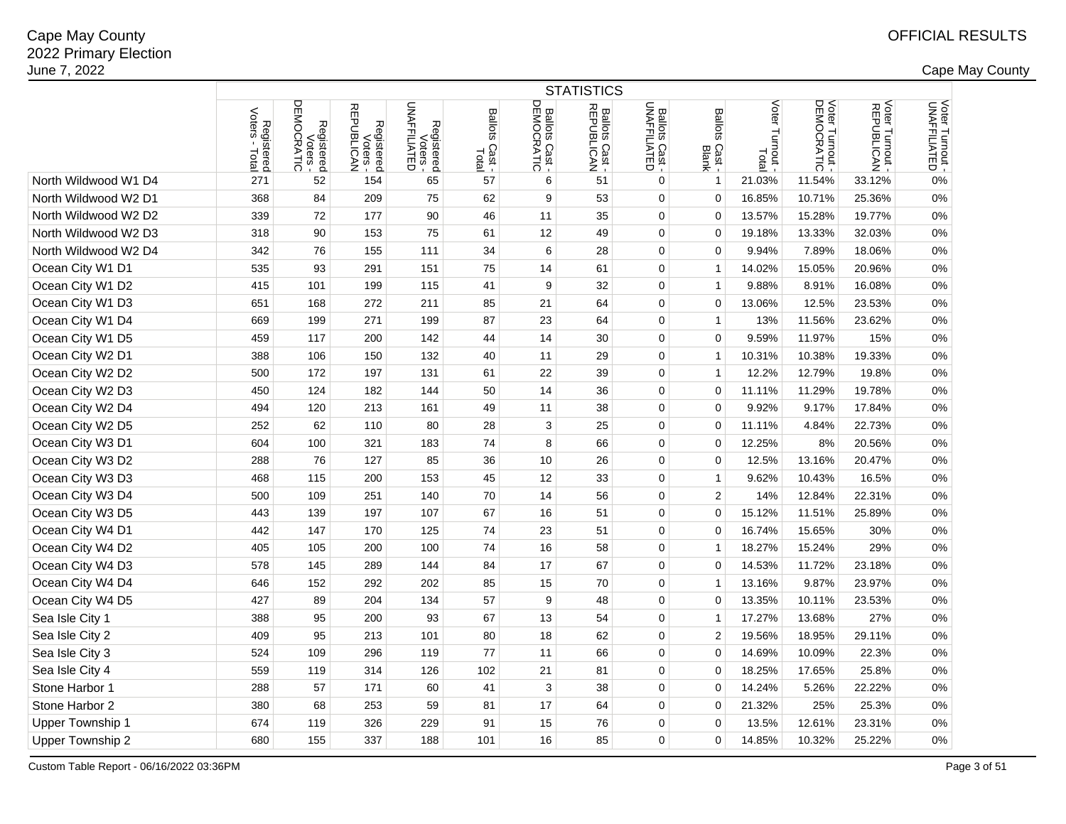Cape May County
2022 Primary Election
June 7, 2022

OFFICIAL RESULTS

Cape May County

| | STATISTICS | | | | | | | | | | | |
|---|---|---|---|---|---|---|---|---|---|---|---|---|
| | Registered Voters - Total | Registered Voters - DEMOCRATIC | Registered Voters - REPUBLICAN | Registered Voters - UNAFFILIATED | Ballots Cast - Total | Ballots Cast - DEMOCRATIC | Ballots Cast - REPUBLICAN | Ballots Cast - UNAFFILIATED | Ballots Cast - Blank | Voter Turnout - Total | Voter Turnout - DEMOCRATIC | Voter Turnout - REPUBLICAN | Voter Turnout - UNAFFILIATED |
| North Wildwood W1 D4 | 271 | 52 | 154 | 65 | 57 | 6 | 51 | 0 | 1 | 21.03% | 11.54% | 33.12% | 0% |
| North Wildwood W2 D1 | 368 | 84 | 209 | 75 | 62 | 9 | 53 | 0 | 0 | 16.85% | 10.71% | 25.36% | 0% |
| North Wildwood W2 D2 | 339 | 72 | 177 | 90 | 46 | 11 | 35 | 0 | 0 | 13.57% | 15.28% | 19.77% | 0% |
| North Wildwood W2 D3 | 318 | 90 | 153 | 75 | 61 | 12 | 49 | 0 | 0 | 19.18% | 13.33% | 32.03% | 0% |
| North Wildwood W2 D4 | 342 | 76 | 155 | 111 | 34 | 6 | 28 | 0 | 0 | 9.94% | 7.89% | 18.06% | 0% |
| Ocean City W1 D1 | 535 | 93 | 291 | 151 | 75 | 14 | 61 | 0 | 1 | 14.02% | 15.05% | 20.96% | 0% |
| Ocean City W1 D2 | 415 | 101 | 199 | 115 | 41 | 9 | 32 | 0 | 1 | 9.88% | 8.91% | 16.08% | 0% |
| Ocean City W1 D3 | 651 | 168 | 272 | 211 | 85 | 21 | 64 | 0 | 0 | 13.06% | 12.5% | 23.53% | 0% |
| Ocean City W1 D4 | 669 | 199 | 271 | 199 | 87 | 23 | 64 | 0 | 1 | 13% | 11.56% | 23.62% | 0% |
| Ocean City W1 D5 | 459 | 117 | 200 | 142 | 44 | 14 | 30 | 0 | 0 | 9.59% | 11.97% | 15% | 0% |
| Ocean City W2 D1 | 388 | 106 | 150 | 132 | 40 | 11 | 29 | 0 | 1 | 10.31% | 10.38% | 19.33% | 0% |
| Ocean City W2 D2 | 500 | 172 | 197 | 131 | 61 | 22 | 39 | 0 | 1 | 12.2% | 12.79% | 19.8% | 0% |
| Ocean City W2 D3 | 450 | 124 | 182 | 144 | 50 | 14 | 36 | 0 | 0 | 11.11% | 11.29% | 19.78% | 0% |
| Ocean City W2 D4 | 494 | 120 | 213 | 161 | 49 | 11 | 38 | 0 | 0 | 9.92% | 9.17% | 17.84% | 0% |
| Ocean City W2 D5 | 252 | 62 | 110 | 80 | 28 | 3 | 25 | 0 | 0 | 11.11% | 4.84% | 22.73% | 0% |
| Ocean City W3 D1 | 604 | 100 | 321 | 183 | 74 | 8 | 66 | 0 | 0 | 12.25% | 8% | 20.56% | 0% |
| Ocean City W3 D2 | 288 | 76 | 127 | 85 | 36 | 10 | 26 | 0 | 0 | 12.5% | 13.16% | 20.47% | 0% |
| Ocean City W3 D3 | 468 | 115 | 200 | 153 | 45 | 12 | 33 | 0 | 1 | 9.62% | 10.43% | 16.5% | 0% |
| Ocean City W3 D4 | 500 | 109 | 251 | 140 | 70 | 14 | 56 | 0 | 2 | 14% | 12.84% | 22.31% | 0% |
| Ocean City W3 D5 | 443 | 139 | 197 | 107 | 67 | 16 | 51 | 0 | 0 | 15.12% | 11.51% | 25.89% | 0% |
| Ocean City W4 D1 | 442 | 147 | 170 | 125 | 74 | 23 | 51 | 0 | 0 | 16.74% | 15.65% | 30% | 0% |
| Ocean City W4 D2 | 405 | 105 | 200 | 100 | 74 | 16 | 58 | 0 | 1 | 18.27% | 15.24% | 29% | 0% |
| Ocean City W4 D3 | 578 | 145 | 289 | 144 | 84 | 17 | 67 | 0 | 0 | 14.53% | 11.72% | 23.18% | 0% |
| Ocean City W4 D4 | 646 | 152 | 292 | 202 | 85 | 15 | 70 | 0 | 1 | 13.16% | 9.87% | 23.97% | 0% |
| Ocean City W4 D5 | 427 | 89 | 204 | 134 | 57 | 9 | 48 | 0 | 0 | 13.35% | 10.11% | 23.53% | 0% |
| Sea Isle City 1 | 388 | 95 | 200 | 93 | 67 | 13 | 54 | 0 | 1 | 17.27% | 13.68% | 27% | 0% |
| Sea Isle City 2 | 409 | 95 | 213 | 101 | 80 | 18 | 62 | 0 | 2 | 19.56% | 18.95% | 29.11% | 0% |
| Sea Isle City 3 | 524 | 109 | 296 | 119 | 77 | 11 | 66 | 0 | 0 | 14.69% | 10.09% | 22.3% | 0% |
| Sea Isle City 4 | 559 | 119 | 314 | 126 | 102 | 21 | 81 | 0 | 0 | 18.25% | 17.65% | 25.8% | 0% |
| Stone Harbor 1 | 288 | 57 | 171 | 60 | 41 | 3 | 38 | 0 | 0 | 14.24% | 5.26% | 22.22% | 0% |
| Stone Harbor 2 | 380 | 68 | 253 | 59 | 81 | 17 | 64 | 0 | 0 | 21.32% | 25% | 25.3% | 0% |
| Upper Township 1 | 674 | 119 | 326 | 229 | 91 | 15 | 76 | 0 | 0 | 13.5% | 12.61% | 23.31% | 0% |
| Upper Township 2 | 680 | 155 | 337 | 188 | 101 | 16 | 85 | 0 | 0 | 14.85% | 10.32% | 25.22% | 0% |

Custom Table Report - 06/16/2022 03:36PM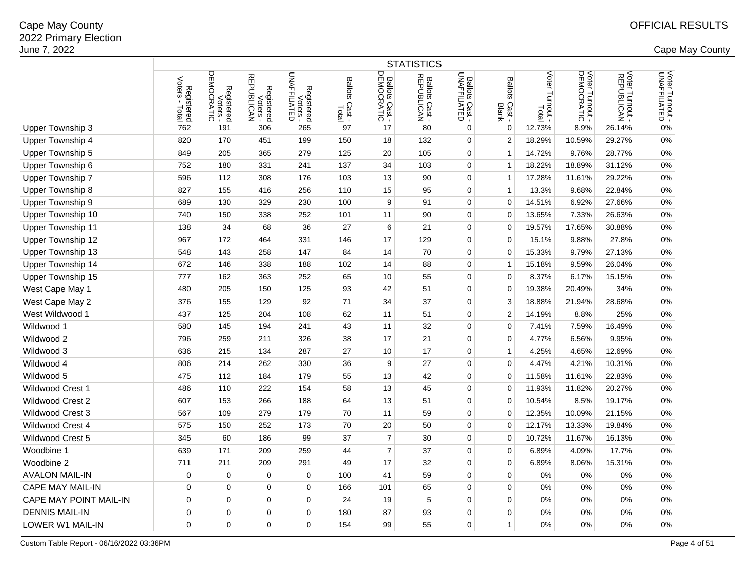Cape May County
2022 Primary Election
June 7, 2022

OFFICIAL RESULTS

Cape May County

| | STATISTICS | | | | | | | | | | | |
|---|---|---|---|---|---|---|---|---|---|---|---|---|
| | Registered Voters - Total | Registered Voters - DEMOCRATIC | Registered Voters - REPUBLICAN | Registered Voters - UNAFFILIATED | Ballots Cast - Total | Ballots Cast - DEMOCRATIC | Ballots Cast - REPUBLICAN | Ballots Cast - UNAFFILIATED | Ballots Cast - Blank | Voter Turnout - Total | Voter Turnout - DEMOCRATIC | Voter Turnout - REPUBLICAN | Voter Turnout - UNAFFILIATED |
| Upper Township 3 | 762 | 191 | 306 | 265 | 97 | 17 | 80 | 0 | 0 | 12.73% | 8.9% | 26.14% | 0% |
| Upper Township 4 | 820 | 170 | 451 | 199 | 150 | 18 | 132 | 0 | 2 | 18.29% | 10.59% | 29.27% | 0% |
| Upper Township 5 | 849 | 205 | 365 | 279 | 125 | 20 | 105 | 0 | 1 | 14.72% | 9.76% | 28.77% | 0% |
| Upper Township 6 | 752 | 180 | 331 | 241 | 137 | 34 | 103 | 0 | 1 | 18.22% | 18.89% | 31.12% | 0% |
| Upper Township 7 | 596 | 112 | 308 | 176 | 103 | 13 | 90 | 0 | 1 | 17.28% | 11.61% | 29.22% | 0% |
| Upper Township 8 | 827 | 155 | 416 | 256 | 110 | 15 | 95 | 0 | 1 | 13.3% | 9.68% | 22.84% | 0% |
| Upper Township 9 | 689 | 130 | 329 | 230 | 100 | 9 | 91 | 0 | 0 | 14.51% | 6.92% | 27.66% | 0% |
| Upper Township 10 | 740 | 150 | 338 | 252 | 101 | 11 | 90 | 0 | 0 | 13.65% | 7.33% | 26.63% | 0% |
| Upper Township 11 | 138 | 34 | 68 | 36 | 27 | 6 | 21 | 0 | 0 | 19.57% | 17.65% | 30.88% | 0% |
| Upper Township 12 | 967 | 172 | 464 | 331 | 146 | 17 | 129 | 0 | 0 | 15.1% | 9.88% | 27.8% | 0% |
| Upper Township 13 | 548 | 143 | 258 | 147 | 84 | 14 | 70 | 0 | 0 | 15.33% | 9.79% | 27.13% | 0% |
| Upper Township 14 | 672 | 146 | 338 | 188 | 102 | 14 | 88 | 0 | 1 | 15.18% | 9.59% | 26.04% | 0% |
| Upper Township 15 | 777 | 162 | 363 | 252 | 65 | 10 | 55 | 0 | 0 | 8.37% | 6.17% | 15.15% | 0% |
| West Cape May 1 | 480 | 205 | 150 | 125 | 93 | 42 | 51 | 0 | 0 | 19.38% | 20.49% | 34% | 0% |
| West Cape May 2 | 376 | 155 | 129 | 92 | 71 | 34 | 37 | 0 | 3 | 18.88% | 21.94% | 28.68% | 0% |
| West Wildwood 1 | 437 | 125 | 204 | 108 | 62 | 11 | 51 | 0 | 2 | 14.19% | 8.8% | 25% | 0% |
| Wildwood 1 | 580 | 145 | 194 | 241 | 43 | 11 | 32 | 0 | 0 | 7.41% | 7.59% | 16.49% | 0% |
| Wildwood 2 | 796 | 259 | 211 | 326 | 38 | 17 | 21 | 0 | 0 | 4.77% | 6.56% | 9.95% | 0% |
| Wildwood 3 | 636 | 215 | 134 | 287 | 27 | 10 | 17 | 0 | 1 | 4.25% | 4.65% | 12.69% | 0% |
| Wildwood 4 | 806 | 214 | 262 | 330 | 36 | 9 | 27 | 0 | 0 | 4.47% | 4.21% | 10.31% | 0% |
| Wildwood 5 | 475 | 112 | 184 | 179 | 55 | 13 | 42 | 0 | 0 | 11.58% | 11.61% | 22.83% | 0% |
| Wildwood Crest 1 | 486 | 110 | 222 | 154 | 58 | 13 | 45 | 0 | 0 | 11.93% | 11.82% | 20.27% | 0% |
| Wildwood Crest 2 | 607 | 153 | 266 | 188 | 64 | 13 | 51 | 0 | 0 | 10.54% | 8.5% | 19.17% | 0% |
| Wildwood Crest 3 | 567 | 109 | 279 | 179 | 70 | 11 | 59 | 0 | 0 | 12.35% | 10.09% | 21.15% | 0% |
| Wildwood Crest 4 | 575 | 150 | 252 | 173 | 70 | 20 | 50 | 0 | 0 | 12.17% | 13.33% | 19.84% | 0% |
| Wildwood Crest 5 | 345 | 60 | 186 | 99 | 37 | 7 | 30 | 0 | 0 | 10.72% | 11.67% | 16.13% | 0% |
| Woodbine 1 | 639 | 171 | 209 | 259 | 44 | 7 | 37 | 0 | 0 | 6.89% | 4.09% | 17.7% | 0% |
| Woodbine 2 | 711 | 211 | 209 | 291 | 49 | 17 | 32 | 0 | 0 | 6.89% | 8.06% | 15.31% | 0% |
| AVALON MAIL-IN | 0 | 0 | 0 | 0 | 100 | 41 | 59 | 0 | 0 | 0% | 0% | 0% | 0% |
| CAPE MAY MAIL-IN | 0 | 0 | 0 | 0 | 166 | 101 | 65 | 0 | 0 | 0% | 0% | 0% | 0% |
| CAPE MAY POINT MAIL-IN | 0 | 0 | 0 | 0 | 24 | 19 | 5 | 0 | 0 | 0% | 0% | 0% | 0% |
| DENNIS MAIL-IN | 0 | 0 | 0 | 0 | 180 | 87 | 93 | 0 | 0 | 0% | 0% | 0% | 0% |
| LOWER W1 MAIL-IN | 0 | 0 | 0 | 0 | 154 | 99 | 55 | 0 | 1 | 0% | 0% | 0% | 0% |

Custom Table Report - 06/16/2022 03:36PM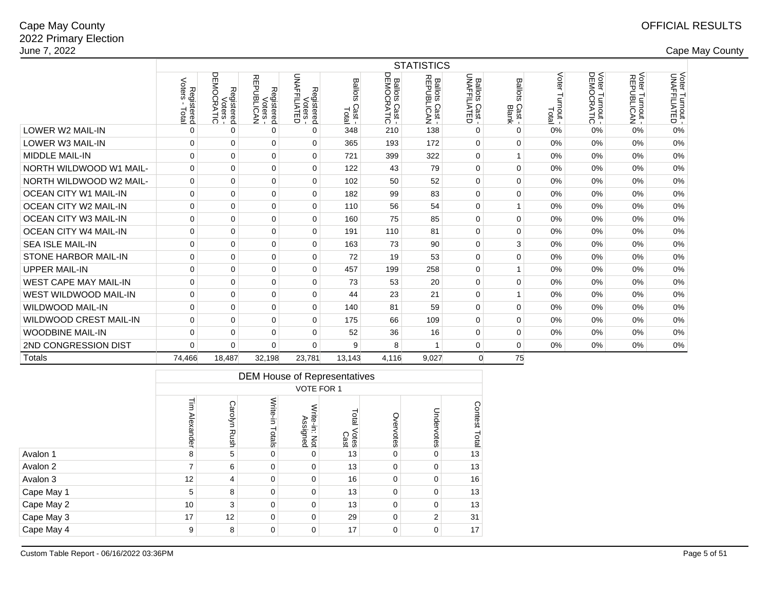# Cape May County
## 2022 Primary Election
June 7, 2022

OFFICIAL RESULTS

Cape May County

| | STATISTICS | | | | | | | | | | | | |
|---|---|---|---|---|---|---|---|---|---|---|---|---|---|
| | Registered Voters - Total | Registered Voters - DEMOCRATIC | Registered Voters - REPUBLICAN | Registered Voters - UNAFFILIATED | Ballots Cast - Total | Ballots Cast - DEMOCRATIC | Ballots Cast - REPUBLICAN | Ballots Cast - UNAFFILIATED | Ballots Cast - Blank | Voter Turnout - Total | Voter Turnout - DEMOCRATIC | Voter Turnout - REPUBLICAN | Voter Turnout - UNAFFILIATED |
| LOWER W2 MAIL-IN | 0 | 0 | 0 | 0 | 348 | 210 | 138 | 0 | 0 | 0% | 0% | 0% | 0% |
| LOWER W3 MAIL-IN | 0 | 0 | 0 | 0 | 365 | 193 | 172 | 0 | 0 | 0% | 0% | 0% | 0% |
| MIDDLE MAIL-IN | 0 | 0 | 0 | 0 | 721 | 399 | 322 | 0 | 1 | 0% | 0% | 0% | 0% |
| NORTH WILDWOOD W1 MAIL- | 0 | 0 | 0 | 0 | 122 | 43 | 79 | 0 | 0 | 0% | 0% | 0% | 0% |
| NORTH WILDWOOD W2 MAIL- | 0 | 0 | 0 | 0 | 102 | 50 | 52 | 0 | 0 | 0% | 0% | 0% | 0% |
| OCEAN CITY W1 MAIL-IN | 0 | 0 | 0 | 0 | 182 | 99 | 83 | 0 | 0 | 0% | 0% | 0% | 0% |
| OCEAN CITY W2 MAIL-IN | 0 | 0 | 0 | 0 | 110 | 56 | 54 | 0 | 1 | 0% | 0% | 0% | 0% |
| OCEAN CITY W3 MAIL-IN | 0 | 0 | 0 | 0 | 160 | 75 | 85 | 0 | 0 | 0% | 0% | 0% | 0% |
| OCEAN CITY W4 MAIL-IN | 0 | 0 | 0 | 0 | 191 | 110 | 81 | 0 | 0 | 0% | 0% | 0% | 0% |
| SEA ISLE MAIL-IN | 0 | 0 | 0 | 0 | 163 | 73 | 90 | 0 | 3 | 0% | 0% | 0% | 0% |
| STONE HARBOR MAIL-IN | 0 | 0 | 0 | 0 | 72 | 19 | 53 | 0 | 0 | 0% | 0% | 0% | 0% |
| UPPER MAIL-IN | 0 | 0 | 0 | 0 | 457 | 199 | 258 | 0 | 1 | 0% | 0% | 0% | 0% |
| WEST CAPE MAY MAIL-IN | 0 | 0 | 0 | 0 | 73 | 53 | 20 | 0 | 0 | 0% | 0% | 0% | 0% |
| WEST WILDWOOD MAIL-IN | 0 | 0 | 0 | 0 | 44 | 23 | 21 | 0 | 1 | 0% | 0% | 0% | 0% |
| WILDWOOD MAIL-IN | 0 | 0 | 0 | 0 | 140 | 81 | 59 | 0 | 0 | 0% | 0% | 0% | 0% |
| WILDWOOD CREST MAIL-IN | 0 | 0 | 0 | 0 | 175 | 66 | 109 | 0 | 0 | 0% | 0% | 0% | 0% |
| WOODBINE MAIL-IN | 0 | 0 | 0 | 0 | 52 | 36 | 16 | 0 | 0 | 0% | 0% | 0% | 0% |
| 2ND CONGRESSION DIST | 0 | 0 | 0 | 0 | 9 | 8 | 1 | 0 | 0 | 0% | 0% | 0% | 0% |
| Totals | 74,466 | 18,487 | 32,198 | 23,781 | 13,143 | 4,116 | 9,027 | 0 | 75 | | | | |

| | DEM House of Representatives | | | | | | | |
|---|---|---|---|---|---|---|---|---|
| | VOTE FOR 1 | | | | | | | |
| | Tim Alexander | Carolyn Rush | Write-in Totals | Write-in: Not Assigned | Total Votes Cast | Overvotes | Undervotes | Contest Total |
| Avalon 1 | 8 | 5 | 0 | 0 | 13 | 0 | 0 | 13 |
| Avalon 2 | 7 | 6 | 0 | 0 | 13 | 0 | 0 | 13 |
| Avalon 3 | 12 | 4 | 0 | 0 | 16 | 0 | 0 | 16 |
| Cape May 1 | 5 | 8 | 0 | 0 | 13 | 0 | 0 | 13 |
| Cape May 2 | 10 | 3 | 0 | 0 | 13 | 0 | 0 | 13 |
| Cape May 3 | 17 | 12 | 0 | 0 | 29 | 0 | 2 | 31 |
| Cape May 4 | 9 | 8 | 0 | 0 | 17 | 0 | 0 | 17 |

Custom Table Report - 06/16/2022 03:36PM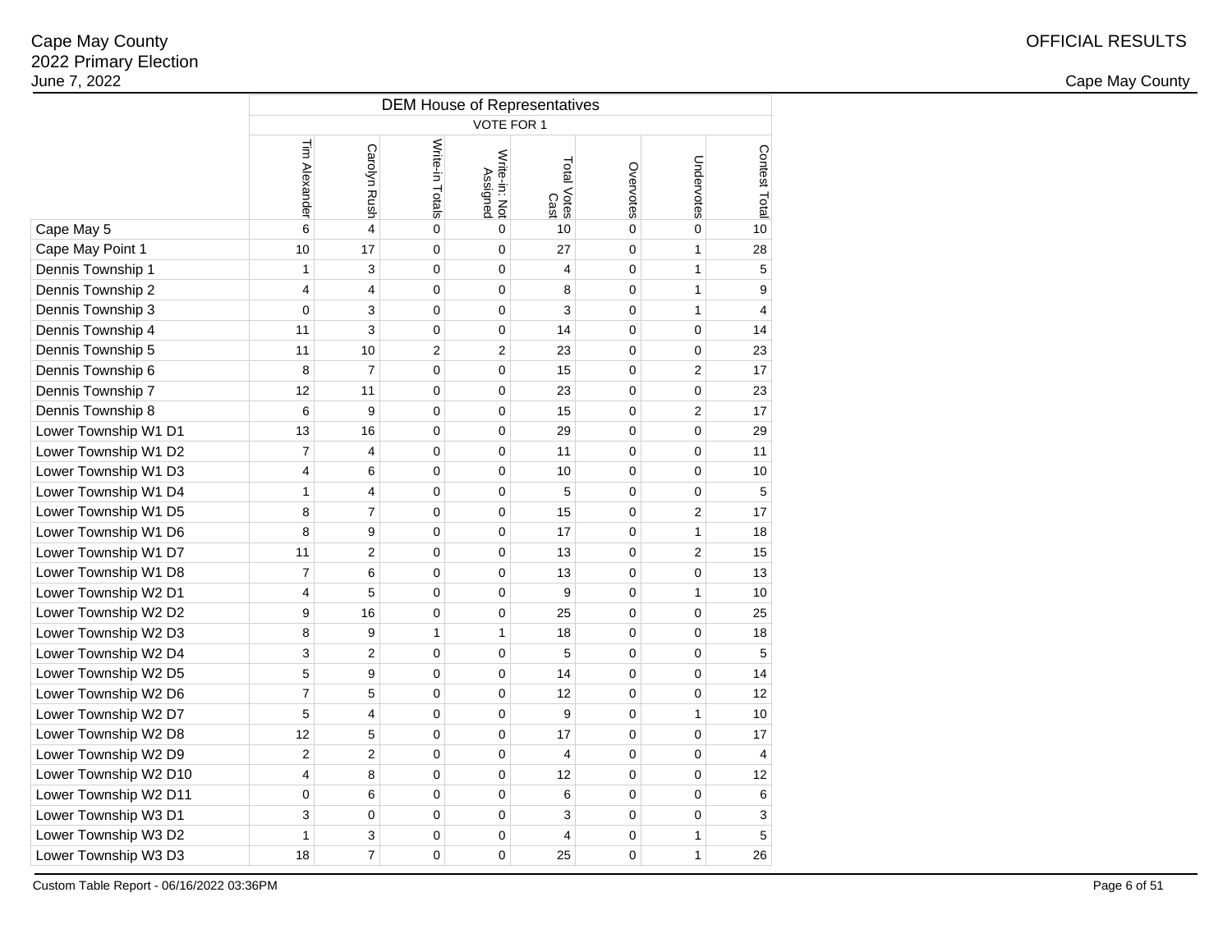Cape May County
2022 Primary Election
June 7, 2022

OFFICIAL RESULTS

Cape May County

| | DEM House of Representatives | | | | | | | |
|---|---|---|---|---|---|---|---|---|
| | VOTE FOR 1 | | | | | | | |
| | Tim Alexander | Carolyn Rush | Write-in Totals | Write-in: Not Assigned | Total Votes Cast | Overvotes | Undervotes | Contest Total |
| Cape May 5 | 6 | 4 | 0 | 0 | 10 | 0 | 0 | 10 |
| Cape May Point 1 | 10 | 17 | 0 | 0 | 27 | 0 | 1 | 28 |
| Dennis Township 1 | 1 | 3 | 0 | 0 | 4 | 0 | 1 | 5 |
| Dennis Township 2 | 4 | 4 | 0 | 0 | 8 | 0 | 1 | 9 |
| Dennis Township 3 | 0 | 3 | 0 | 0 | 3 | 0 | 1 | 4 |
| Dennis Township 4 | 11 | 3 | 0 | 0 | 14 | 0 | 0 | 14 |
| Dennis Township 5 | 11 | 10 | 2 | 2 | 23 | 0 | 0 | 23 |
| Dennis Township 6 | 8 | 7 | 0 | 0 | 15 | 0 | 2 | 17 |
| Dennis Township 7 | 12 | 11 | 0 | 0 | 23 | 0 | 0 | 23 |
| Dennis Township 8 | 6 | 9 | 0 | 0 | 15 | 0 | 2 | 17 |
| Lower Township W1 D1 | 13 | 16 | 0 | 0 | 29 | 0 | 0 | 29 |
| Lower Township W1 D2 | 7 | 4 | 0 | 0 | 11 | 0 | 0 | 11 |
| Lower Township W1 D3 | 4 | 6 | 0 | 0 | 10 | 0 | 0 | 10 |
| Lower Township W1 D4 | 1 | 4 | 0 | 0 | 5 | 0 | 0 | 5 |
| Lower Township W1 D5 | 8 | 7 | 0 | 0 | 15 | 0 | 2 | 17 |
| Lower Township W1 D6 | 8 | 9 | 0 | 0 | 17 | 0 | 1 | 18 |
| Lower Township W1 D7 | 11 | 2 | 0 | 0 | 13 | 0 | 2 | 15 |
| Lower Township W1 D8 | 7 | 6 | 0 | 0 | 13 | 0 | 0 | 13 |
| Lower Township W2 D1 | 4 | 5 | 0 | 0 | 9 | 0 | 1 | 10 |
| Lower Township W2 D2 | 9 | 16 | 0 | 0 | 25 | 0 | 0 | 25 |
| Lower Township W2 D3 | 8 | 9 | 1 | 1 | 18 | 0 | 0 | 18 |
| Lower Township W2 D4 | 3 | 2 | 0 | 0 | 5 | 0 | 0 | 5 |
| Lower Township W2 D5 | 5 | 9 | 0 | 0 | 14 | 0 | 0 | 14 |
| Lower Township W2 D6 | 7 | 5 | 0 | 0 | 12 | 0 | 0 | 12 |
| Lower Township W2 D7 | 5 | 4 | 0 | 0 | 9 | 0 | 1 | 10 |
| Lower Township W2 D8 | 12 | 5 | 0 | 0 | 17 | 0 | 0 | 17 |
| Lower Township W2 D9 | 2 | 2 | 0 | 0 | 4 | 0 | 0 | 4 |
| Lower Township W2 D10 | 4 | 8 | 0 | 0 | 12 | 0 | 0 | 12 |
| Lower Township W2 D11 | 0 | 6 | 0 | 0 | 6 | 0 | 0 | 6 |
| Lower Township W3 D1 | 3 | 0 | 0 | 0 | 3 | 0 | 0 | 3 |
| Lower Township W3 D2 | 1 | 3 | 0 | 0 | 4 | 0 | 1 | 5 |
| Lower Township W3 D3 | 18 | 7 | 0 | 0 | 25 | 0 | 1 | 26 |

Custom Table Report - 06/16/2022 03:36PM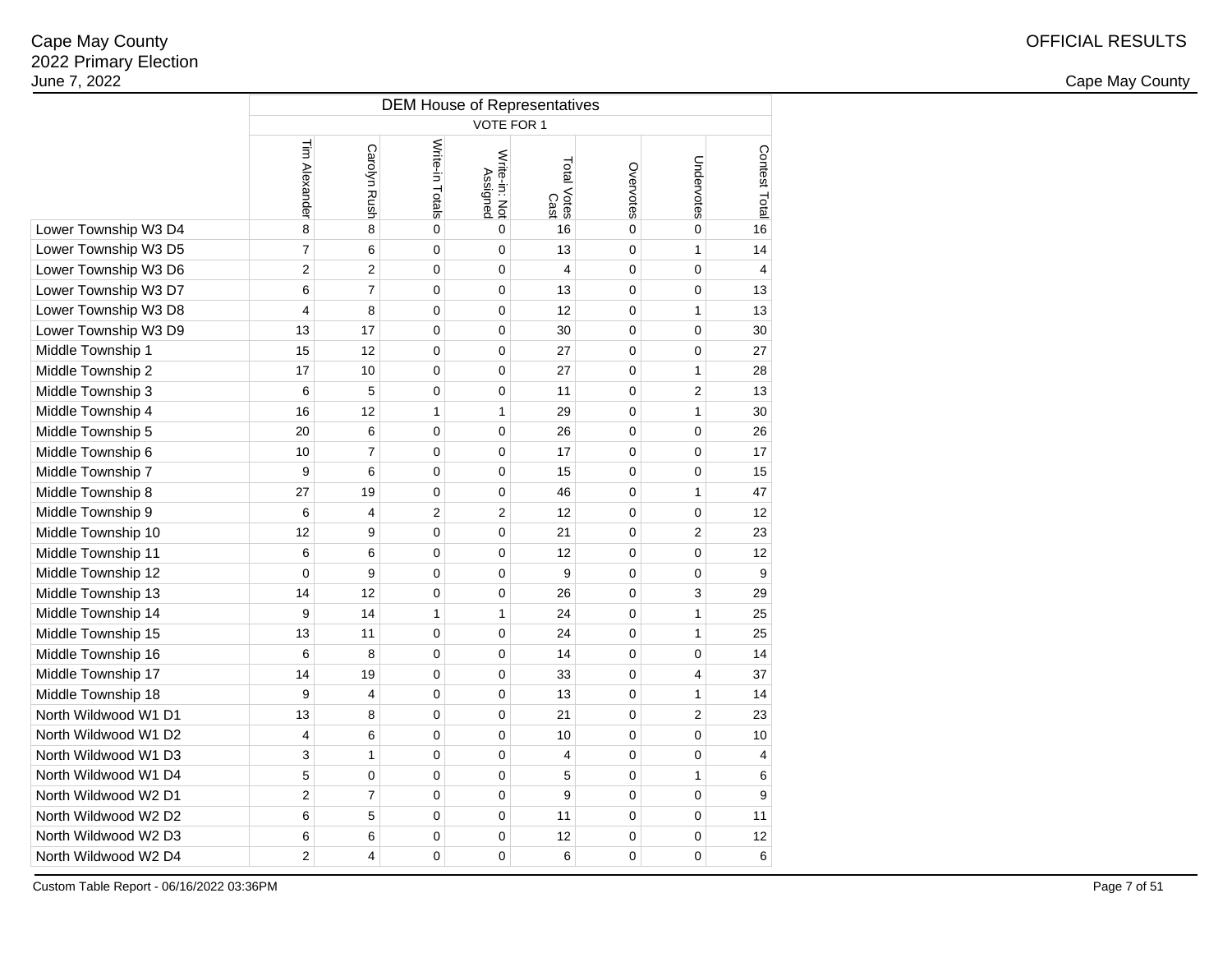| | DEM House of Representatives | | | | | | | |
|---|---|---|---|---|---|---|---|---|
| | VOTE FOR 1 | | | | | | | |
| | Tim Alexander | Carolyn Rush | Write-in Totals | Write-in: Not Assigned | Total Votes Cast | Overvotes | Undervotes | Contest Total |
| Lower Township W3 D4 | 8 | 8 | 0 | 0 | 16 | 0 | 0 | 16 |
| Lower Township W3 D5 | 7 | 6 | 0 | 0 | 13 | 0 | 1 | 14 |
| Lower Township W3 D6 | 2 | 2 | 0 | 0 | 4 | 0 | 0 | 4 |
| Lower Township W3 D7 | 6 | 7 | 0 | 0 | 13 | 0 | 0 | 13 |
| Lower Township W3 D8 | 4 | 8 | 0 | 0 | 12 | 0 | 1 | 13 |
| Lower Township W3 D9 | 13 | 17 | 0 | 0 | 30 | 0 | 0 | 30 |
| Middle Township 1 | 15 | 12 | 0 | 0 | 27 | 0 | 0 | 27 |
| Middle Township 2 | 17 | 10 | 0 | 0 | 27 | 0 | 1 | 28 |
| Middle Township 3 | 6 | 5 | 0 | 0 | 11 | 0 | 2 | 13 |
| Middle Township 4 | 16 | 12 | 1 | 1 | 29 | 0 | 1 | 30 |
| Middle Township 5 | 20 | 6 | 0 | 0 | 26 | 0 | 0 | 26 |
| Middle Township 6 | 10 | 7 | 0 | 0 | 17 | 0 | 0 | 17 |
| Middle Township 7 | 9 | 6 | 0 | 0 | 15 | 0 | 0 | 15 |
| Middle Township 8 | 27 | 19 | 0 | 0 | 46 | 0 | 1 | 47 |
| Middle Township 9 | 6 | 4 | 2 | 2 | 12 | 0 | 0 | 12 |
| Middle Township 10 | 12 | 9 | 0 | 0 | 21 | 0 | 2 | 23 |
| Middle Township 11 | 6 | 6 | 0 | 0 | 12 | 0 | 0 | 12 |
| Middle Township 12 | 0 | 9 | 0 | 0 | 9 | 0 | 0 | 9 |
| Middle Township 13 | 14 | 12 | 0 | 0 | 26 | 0 | 3 | 29 |
| Middle Township 14 | 9 | 14 | 1 | 1 | 24 | 0 | 1 | 25 |
| Middle Township 15 | 13 | 11 | 0 | 0 | 24 | 0 | 1 | 25 |
| Middle Township 16 | 6 | 8 | 0 | 0 | 14 | 0 | 0 | 14 |
| Middle Township 17 | 14 | 19 | 0 | 0 | 33 | 0 | 4 | 37 |
| Middle Township 18 | 9 | 4 | 0 | 0 | 13 | 0 | 1 | 14 |
| North Wildwood W1 D1 | 13 | 8 | 0 | 0 | 21 | 0 | 2 | 23 |
| North Wildwood W1 D2 | 4 | 6 | 0 | 0 | 10 | 0 | 0 | 10 |
| North Wildwood W1 D3 | 3 | 1 | 0 | 0 | 4 | 0 | 0 | 4 |
| North Wildwood W1 D4 | 5 | 0 | 0 | 0 | 5 | 0 | 1 | 6 |
| North Wildwood W2 D1 | 2 | 7 | 0 | 0 | 9 | 0 | 0 | 9 |
| North Wildwood W2 D2 | 6 | 5 | 0 | 0 | 11 | 0 | 0 | 11 |
| North Wildwood W2 D3 | 6 | 6 | 0 | 0 | 12 | 0 | 0 | 12 |
| North Wildwood W2 D4 | 2 | 4 | 0 | 0 | 6 | 0 | 0 | 6 |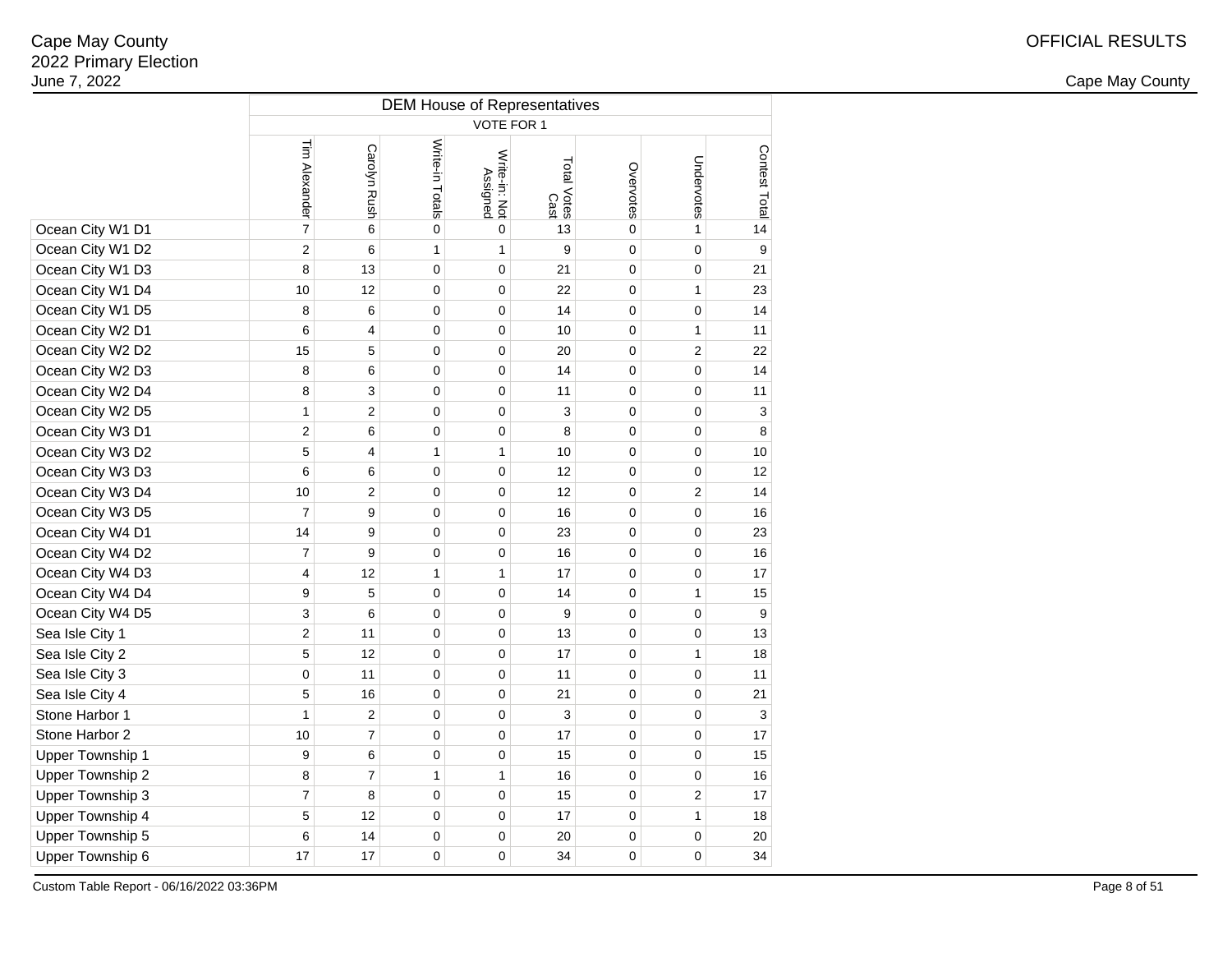Cape May County
2022 Primary Election
June 7, 2022

OFFICIAL RESULTS

Cape May County

| | DEM House of Representatives | | | | | | | |
|---|---|---|---|---|---|---|---|---|
| | VOTE FOR 1 | | | | | | | |
| | Tim Alexander | Carolyn Rush | Write-in Totals | Write-in: Not Assigned | Total Votes Cast | Overvotes | Undervotes | Contest Total |
| Ocean City W1 D1 | 7 | 6 | 0 | 0 | 13 | 0 | 1 | 14 |
| Ocean City W1 D2 | 2 | 6 | 1 | 1 | 9 | 0 | 0 | 9 |
| Ocean City W1 D3 | 8 | 13 | 0 | 0 | 21 | 0 | 0 | 21 |
| Ocean City W1 D4 | 10 | 12 | 0 | 0 | 22 | 0 | 1 | 23 |
| Ocean City W1 D5 | 8 | 6 | 0 | 0 | 14 | 0 | 0 | 14 |
| Ocean City W2 D1 | 6 | 4 | 0 | 0 | 10 | 0 | 1 | 11 |
| Ocean City W2 D2 | 15 | 5 | 0 | 0 | 20 | 0 | 2 | 22 |
| Ocean City W2 D3 | 8 | 6 | 0 | 0 | 14 | 0 | 0 | 14 |
| Ocean City W2 D4 | 8 | 3 | 0 | 0 | 11 | 0 | 0 | 11 |
| Ocean City W2 D5 | 1 | 2 | 0 | 0 | 3 | 0 | 0 | 3 |
| Ocean City W3 D1 | 2 | 6 | 0 | 0 | 8 | 0 | 0 | 8 |
| Ocean City W3 D2 | 5 | 4 | 1 | 1 | 10 | 0 | 0 | 10 |
| Ocean City W3 D3 | 6 | 6 | 0 | 0 | 12 | 0 | 0 | 12 |
| Ocean City W3 D4 | 10 | 2 | 0 | 0 | 12 | 0 | 2 | 14 |
| Ocean City W3 D5 | 7 | 9 | 0 | 0 | 16 | 0 | 0 | 16 |
| Ocean City W4 D1 | 14 | 9 | 0 | 0 | 23 | 0 | 0 | 23 |
| Ocean City W4 D2 | 7 | 9 | 0 | 0 | 16 | 0 | 0 | 16 |
| Ocean City W4 D3 | 4 | 12 | 1 | 1 | 17 | 0 | 0 | 17 |
| Ocean City W4 D4 | 9 | 5 | 0 | 0 | 14 | 0 | 1 | 15 |
| Ocean City W4 D5 | 3 | 6 | 0 | 0 | 9 | 0 | 0 | 9 |
| Sea Isle City 1 | 2 | 11 | 0 | 0 | 13 | 0 | 0 | 13 |
| Sea Isle City 2 | 5 | 12 | 0 | 0 | 17 | 0 | 1 | 18 |
| Sea Isle City 3 | 0 | 11 | 0 | 0 | 11 | 0 | 0 | 11 |
| Sea Isle City 4 | 5 | 16 | 0 | 0 | 21 | 0 | 0 | 21 |
| Stone Harbor 1 | 1 | 2 | 0 | 0 | 3 | 0 | 0 | 3 |
| Stone Harbor 2 | 10 | 7 | 0 | 0 | 17 | 0 | 0 | 17 |
| Upper Township 1 | 9 | 6 | 0 | 0 | 15 | 0 | 0 | 15 |
| Upper Township 2 | 8 | 7 | 1 | 1 | 16 | 0 | 0 | 16 |
| Upper Township 3 | 7 | 8 | 0 | 0 | 15 | 0 | 2 | 17 |
| Upper Township 4 | 5 | 12 | 0 | 0 | 17 | 0 | 1 | 18 |
| Upper Township 5 | 6 | 14 | 0 | 0 | 20 | 0 | 0 | 20 |
| Upper Township 6 | 17 | 17 | 0 | 0 | 34 | 0 | 0 | 34 |

Custom Table Report - 06/16/2022 03:36PM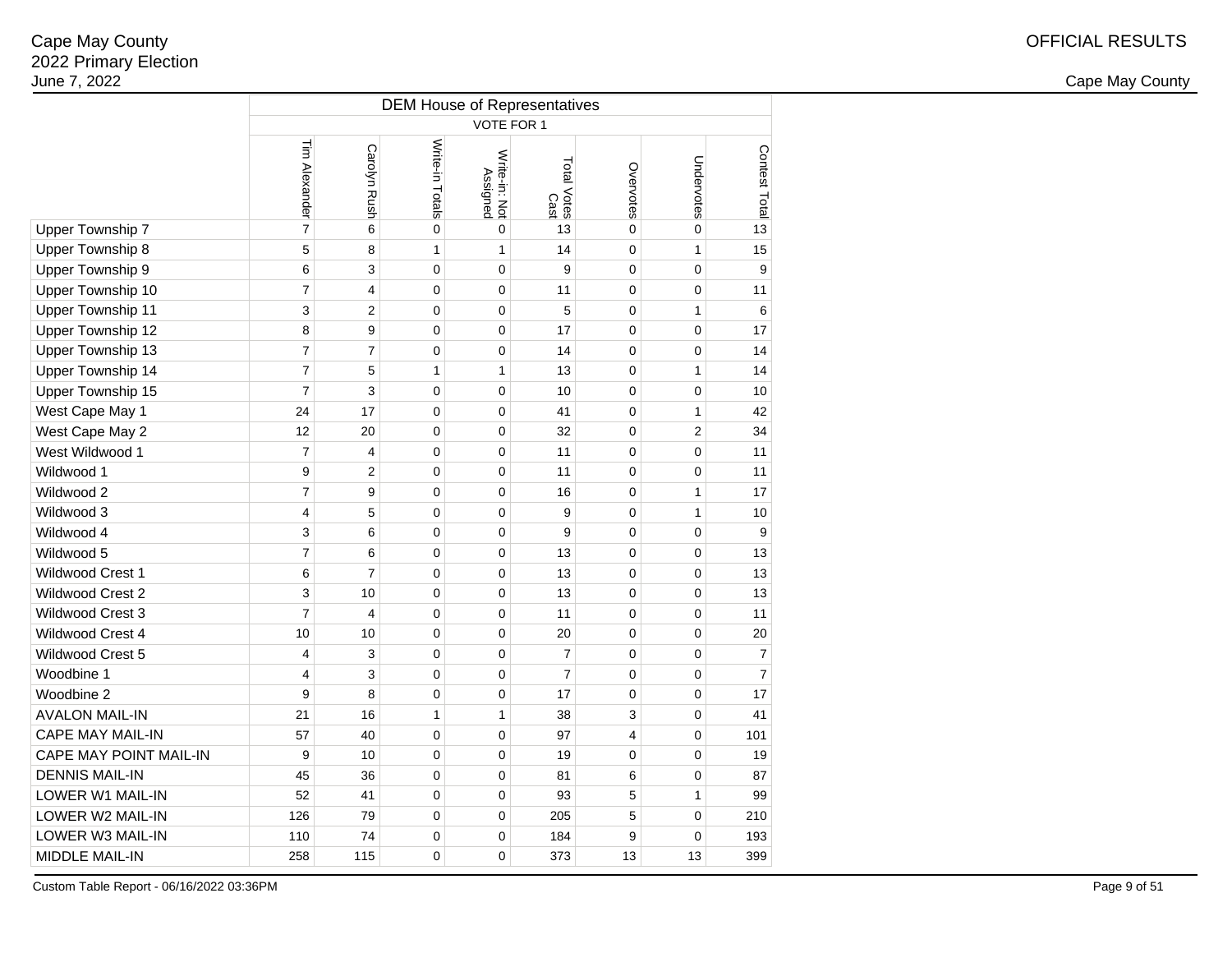Cape May County
2022 Primary Election
June 7, 2022

OFFICIAL RESULTS

Cape May County

| | DEM House of Representatives | | | | | | | |
|---|---|---|---|---|---|---|---|---|
| | VOTE FOR 1 | | | | | | | |
| | Tim Alexander | Carolyn Rush | Write-in Totals | Write-in: Not Assigned | Total Votes Cast | Overvotes | Undervotes | Contest Total |
| Upper Township 7 | 7 | 6 | 0 | 0 | 13 | 0 | 0 | 13 |
| Upper Township 8 | 5 | 8 | 1 | 1 | 14 | 0 | 1 | 15 |
| Upper Township 9 | 6 | 3 | 0 | 0 | 9 | 0 | 0 | 9 |
| Upper Township 10 | 7 | 4 | 0 | 0 | 11 | 0 | 0 | 11 |
| Upper Township 11 | 3 | 2 | 0 | 0 | 5 | 0 | 1 | 6 |
| Upper Township 12 | 8 | 9 | 0 | 0 | 17 | 0 | 0 | 17 |
| Upper Township 13 | 7 | 7 | 0 | 0 | 14 | 0 | 0 | 14 |
| Upper Township 14 | 7 | 5 | 1 | 1 | 13 | 0 | 1 | 14 |
| Upper Township 15 | 7 | 3 | 0 | 0 | 10 | 0 | 0 | 10 |
| West Cape May 1 | 24 | 17 | 0 | 0 | 41 | 0 | 1 | 42 |
| West Cape May 2 | 12 | 20 | 0 | 0 | 32 | 0 | 2 | 34 |
| West Wildwood 1 | 7 | 4 | 0 | 0 | 11 | 0 | 0 | 11 |
| Wildwood 1 | 9 | 2 | 0 | 0 | 11 | 0 | 0 | 11 |
| Wildwood 2 | 7 | 9 | 0 | 0 | 16 | 0 | 1 | 17 |
| Wildwood 3 | 4 | 5 | 0 | 0 | 9 | 0 | 1 | 10 |
| Wildwood 4 | 3 | 6 | 0 | 0 | 9 | 0 | 0 | 9 |
| Wildwood 5 | 7 | 6 | 0 | 0 | 13 | 0 | 0 | 13 |
| Wildwood Crest 1 | 6 | 7 | 0 | 0 | 13 | 0 | 0 | 13 |
| Wildwood Crest 2 | 3 | 10 | 0 | 0 | 13 | 0 | 0 | 13 |
| Wildwood Crest 3 | 7 | 4 | 0 | 0 | 11 | 0 | 0 | 11 |
| Wildwood Crest 4 | 10 | 10 | 0 | 0 | 20 | 0 | 0 | 20 |
| Wildwood Crest 5 | 4 | 3 | 0 | 0 | 7 | 0 | 0 | 7 |
| Woodbine 1 | 4 | 3 | 0 | 0 | 7 | 0 | 0 | 7 |
| Woodbine 2 | 9 | 8 | 0 | 0 | 17 | 0 | 0 | 17 |
| AVALON MAIL-IN | 21 | 16 | 1 | 1 | 38 | 3 | 0 | 41 |
| CAPE MAY MAIL-IN | 57 | 40 | 0 | 0 | 97 | 4 | 0 | 101 |
| CAPE MAY POINT MAIL-IN | 9 | 10 | 0 | 0 | 19 | 0 | 0 | 19 |
| DENNIS MAIL-IN | 45 | 36 | 0 | 0 | 81 | 6 | 0 | 87 |
| LOWER W1 MAIL-IN | 52 | 41 | 0 | 0 | 93 | 5 | 1 | 99 |
| LOWER W2 MAIL-IN | 126 | 79 | 0 | 0 | 205 | 5 | 0 | 210 |
| LOWER W3 MAIL-IN | 110 | 74 | 0 | 0 | 184 | 9 | 0 | 193 |
| MIDDLE MAIL-IN | 258 | 115 | 0 | 0 | 373 | 13 | 13 | 399 |

Custom Table Report - 06/16/2022 03:36PM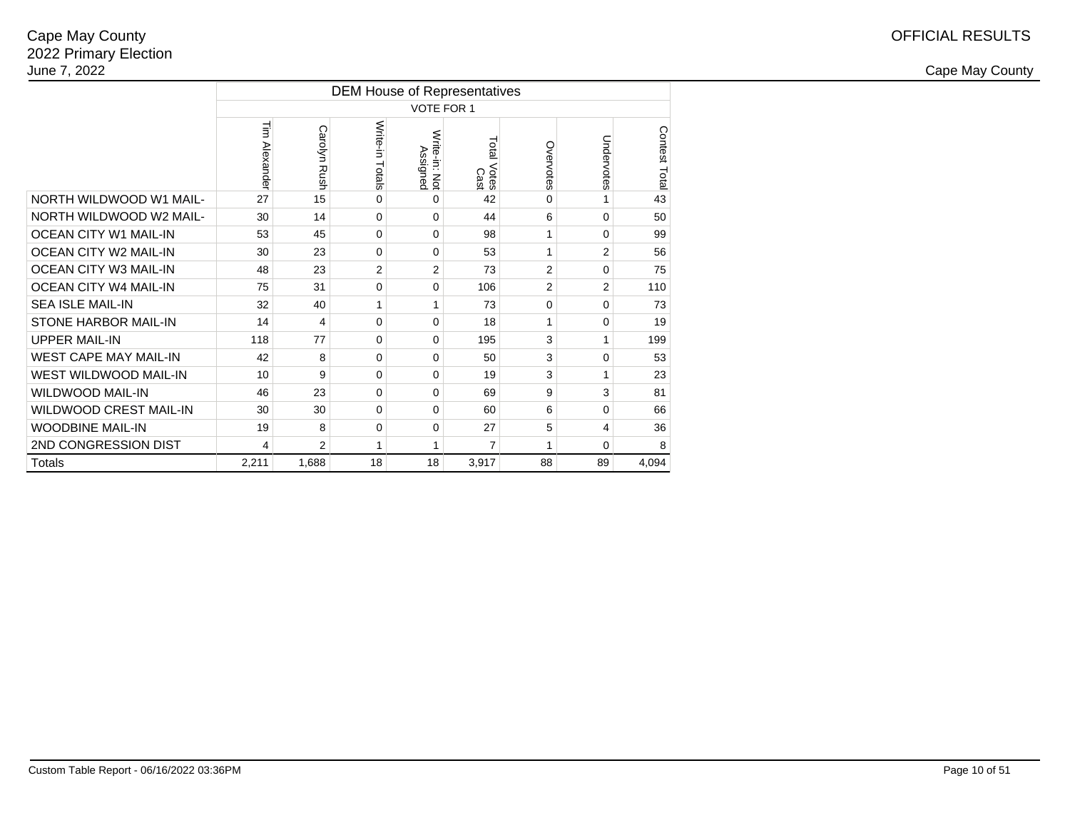Cape May County
2022 Primary Election
June 7, 2022

OFFICIAL RESULTS

Cape May County

| | DEM House of Representatives | | | | | | | |
|---|---|---|---|---|---|---|---|---|
| | VOTE FOR 1 | | | | | | | |
| | Tim Alexander | Carolyn Rush | Write-in Totals | Write-in: Not Assigned | Total Votes Cast | Overvotes | Undervotes | Contest Total |
| NORTH WILDWOOD W1 MAIL- | 27 | 15 | 0 | 0 | 42 | 0 | 1 | 43 |
| NORTH WILDWOOD W2 MAIL- | 30 | 14 | 0 | 0 | 44 | 6 | 0 | 50 |
| OCEAN CITY W1 MAIL-IN | 53 | 45 | 0 | 0 | 98 | 1 | 0 | 99 |
| OCEAN CITY W2 MAIL-IN | 30 | 23 | 0 | 0 | 53 | 1 | 2 | 56 |
| OCEAN CITY W3 MAIL-IN | 48 | 23 | 2 | 2 | 73 | 2 | 0 | 75 |
| OCEAN CITY W4 MAIL-IN | 75 | 31 | 0 | 0 | 106 | 2 | 2 | 110 |
| SEA ISLE MAIL-IN | 32 | 40 | 1 | 1 | 73 | 0 | 0 | 73 |
| STONE HARBOR MAIL-IN | 14 | 4 | 0 | 0 | 18 | 1 | 0 | 19 |
| UPPER MAIL-IN | 118 | 77 | 0 | 0 | 195 | 3 | 1 | 199 |
| WEST CAPE MAY MAIL-IN | 42 | 8 | 0 | 0 | 50 | 3 | 0 | 53 |
| WEST WILDWOOD MAIL-IN | 10 | 9 | 0 | 0 | 19 | 3 | 1 | 23 |
| WILDWOOD MAIL-IN | 46 | 23 | 0 | 0 | 69 | 9 | 3 | 81 |
| WILDWOOD CREST MAIL-IN | 30 | 30 | 0 | 0 | 60 | 6 | 0 | 66 |
| WOODBINE MAIL-IN | 19 | 8 | 0 | 0 | 27 | 5 | 4 | 36 |
| 2ND CONGRESSION DIST | 4 | 2 | 1 | 1 | 7 | 1 | 0 | 8 |
| Totals | 2,211 | 1,688 | 18 | 18 | 3,917 | 88 | 89 | 4,094 |

Custom Table Report - 06/16/2022 03:36PM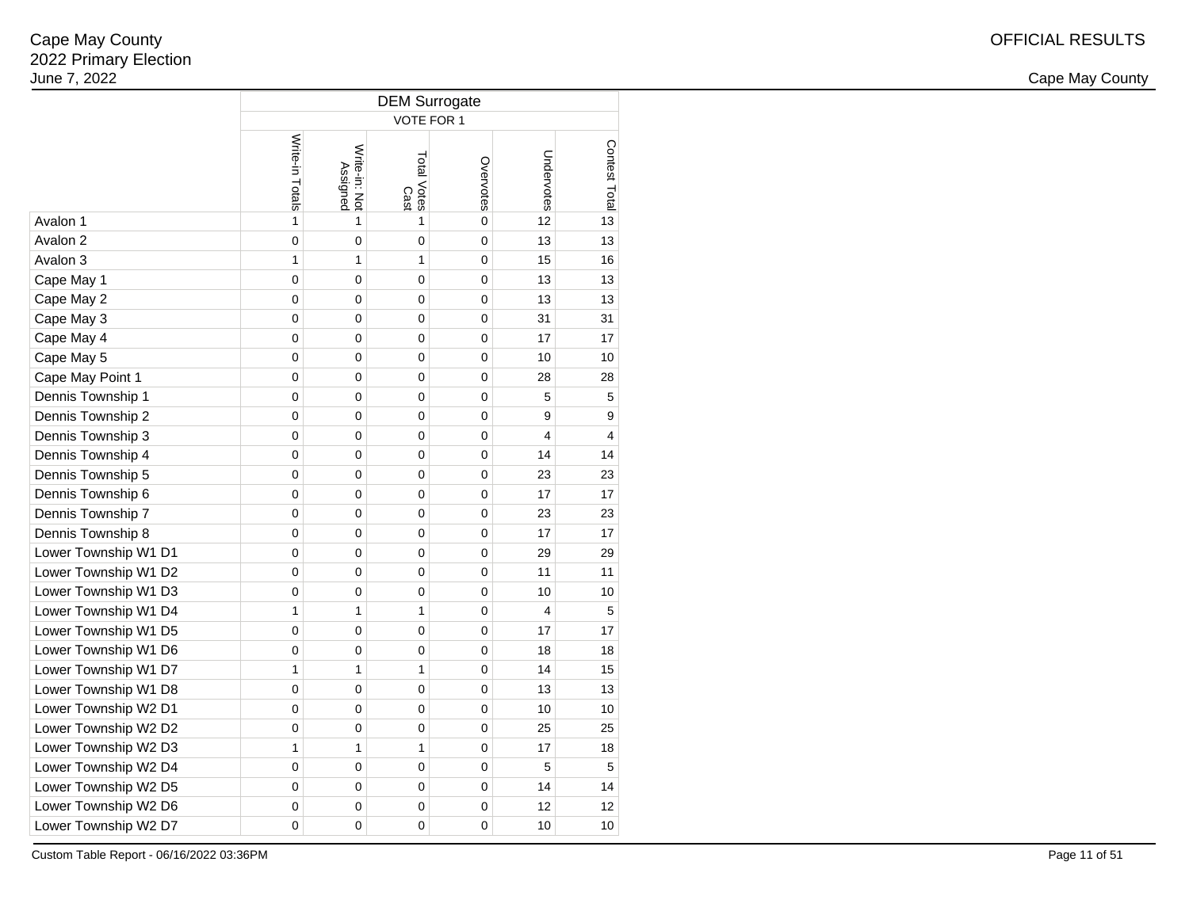Cape May County
2022 Primary Election
June 7, 2022

OFFICIAL RESULTS

Cape May County

| | DEM Surrogate | | | | | |
|---|---|---|---|---|---|---|
| | VOTE FOR 1 | | | | | |
| | Write-in Totals | Write-in: Not Assigned | Total Votes Cast | Overvotes | Undervotes | Contest Total |
| Avalon 1 | 1 | 1 | 1 | 0 | 12 | 13 |
| Avalon 2 | 0 | 0 | 0 | 0 | 13 | 13 |
| Avalon 3 | 1 | 1 | 1 | 0 | 15 | 16 |
| Cape May 1 | 0 | 0 | 0 | 0 | 13 | 13 |
| Cape May 2 | 0 | 0 | 0 | 0 | 13 | 13 |
| Cape May 3 | 0 | 0 | 0 | 0 | 31 | 31 |
| Cape May 4 | 0 | 0 | 0 | 0 | 17 | 17 |
| Cape May 5 | 0 | 0 | 0 | 0 | 10 | 10 |
| Cape May Point 1 | 0 | 0 | 0 | 0 | 28 | 28 |
| Dennis Township 1 | 0 | 0 | 0 | 0 | 5 | 5 |
| Dennis Township 2 | 0 | 0 | 0 | 0 | 9 | 9 |
| Dennis Township 3 | 0 | 0 | 0 | 0 | 4 | 4 |
| Dennis Township 4 | 0 | 0 | 0 | 0 | 14 | 14 |
| Dennis Township 5 | 0 | 0 | 0 | 0 | 23 | 23 |
| Dennis Township 6 | 0 | 0 | 0 | 0 | 17 | 17 |
| Dennis Township 7 | 0 | 0 | 0 | 0 | 23 | 23 |
| Dennis Township 8 | 0 | 0 | 0 | 0 | 17 | 17 |
| Lower Township W1 D1 | 0 | 0 | 0 | 0 | 29 | 29 |
| Lower Township W1 D2 | 0 | 0 | 0 | 0 | 11 | 11 |
| Lower Township W1 D3 | 0 | 0 | 0 | 0 | 10 | 10 |
| Lower Township W1 D4 | 1 | 1 | 1 | 0 | 4 | 5 |
| Lower Township W1 D5 | 0 | 0 | 0 | 0 | 17 | 17 |
| Lower Township W1 D6 | 0 | 0 | 0 | 0 | 18 | 18 |
| Lower Township W1 D7 | 1 | 1 | 1 | 0 | 14 | 15 |
| Lower Township W1 D8 | 0 | 0 | 0 | 0 | 13 | 13 |
| Lower Township W2 D1 | 0 | 0 | 0 | 0 | 10 | 10 |
| Lower Township W2 D2 | 0 | 0 | 0 | 0 | 25 | 25 |
| Lower Township W2 D3 | 1 | 1 | 1 | 0 | 17 | 18 |
| Lower Township W2 D4 | 0 | 0 | 0 | 0 | 5 | 5 |
| Lower Township W2 D5 | 0 | 0 | 0 | 0 | 14 | 14 |
| Lower Township W2 D6 | 0 | 0 | 0 | 0 | 12 | 12 |
| Lower Township W2 D7 | 0 | 0 | 0 | 0 | 10 | 10 |

Custom Table Report - 06/16/2022 03:36PM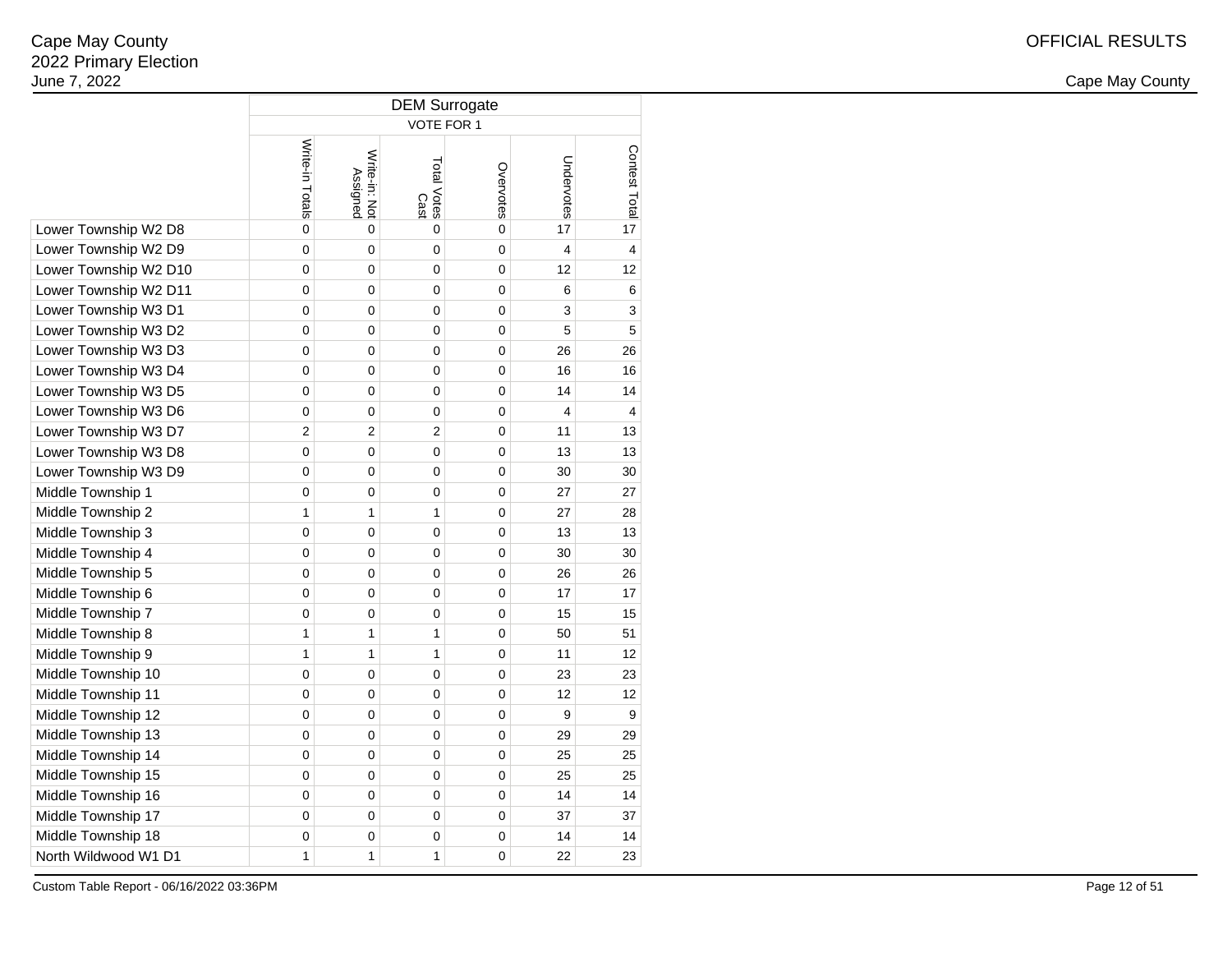| | DEM Surrogate | | | | | |
|---|---|---|---|---|---|---|
| | VOTE FOR 1 | | | | | |
| | Write-in Totals | Write-in: Not Assigned | Total Votes Cast | Overvotes | Undervotes | Contest Total |
| Lower Township W2 D8 | 0 | 0 | 0 | 0 | 17 | 17 |
| Lower Township W2 D9 | 0 | 0 | 0 | 0 | 4 | 4 |
| Lower Township W2 D10 | 0 | 0 | 0 | 0 | 12 | 12 |
| Lower Township W2 D11 | 0 | 0 | 0 | 0 | 6 | 6 |
| Lower Township W3 D1 | 0 | 0 | 0 | 0 | 3 | 3 |
| Lower Township W3 D2 | 0 | 0 | 0 | 0 | 5 | 5 |
| Lower Township W3 D3 | 0 | 0 | 0 | 0 | 26 | 26 |
| Lower Township W3 D4 | 0 | 0 | 0 | 0 | 16 | 16 |
| Lower Township W3 D5 | 0 | 0 | 0 | 0 | 14 | 14 |
| Lower Township W3 D6 | 0 | 0 | 0 | 0 | 4 | 4 |
| Lower Township W3 D7 | 2 | 2 | 2 | 0 | 11 | 13 |
| Lower Township W3 D8 | 0 | 0 | 0 | 0 | 13 | 13 |
| Lower Township W3 D9 | 0 | 0 | 0 | 0 | 30 | 30 |
| Middle Township 1 | 0 | 0 | 0 | 0 | 27 | 27 |
| Middle Township 2 | 1 | 1 | 1 | 0 | 27 | 28 |
| Middle Township 3 | 0 | 0 | 0 | 0 | 13 | 13 |
| Middle Township 4 | 0 | 0 | 0 | 0 | 30 | 30 |
| Middle Township 5 | 0 | 0 | 0 | 0 | 26 | 26 |
| Middle Township 6 | 0 | 0 | 0 | 0 | 17 | 17 |
| Middle Township 7 | 0 | 0 | 0 | 0 | 15 | 15 |
| Middle Township 8 | 1 | 1 | 1 | 0 | 50 | 51 |
| Middle Township 9 | 1 | 1 | 1 | 0 | 11 | 12 |
| Middle Township 10 | 0 | 0 | 0 | 0 | 23 | 23 |
| Middle Township 11 | 0 | 0 | 0 | 0 | 12 | 12 |
| Middle Township 12 | 0 | 0 | 0 | 0 | 9 | 9 |
| Middle Township 13 | 0 | 0 | 0 | 0 | 29 | 29 |
| Middle Township 14 | 0 | 0 | 0 | 0 | 25 | 25 |
| Middle Township 15 | 0 | 0 | 0 | 0 | 25 | 25 |
| Middle Township 16 | 0 | 0 | 0 | 0 | 14 | 14 |
| Middle Township 17 | 0 | 0 | 0 | 0 | 37 | 37 |
| Middle Township 18 | 0 | 0 | 0 | 0 | 14 | 14 |
| North Wildwood W1 D1 | 1 | 1 | 1 | 0 | 22 | 23 |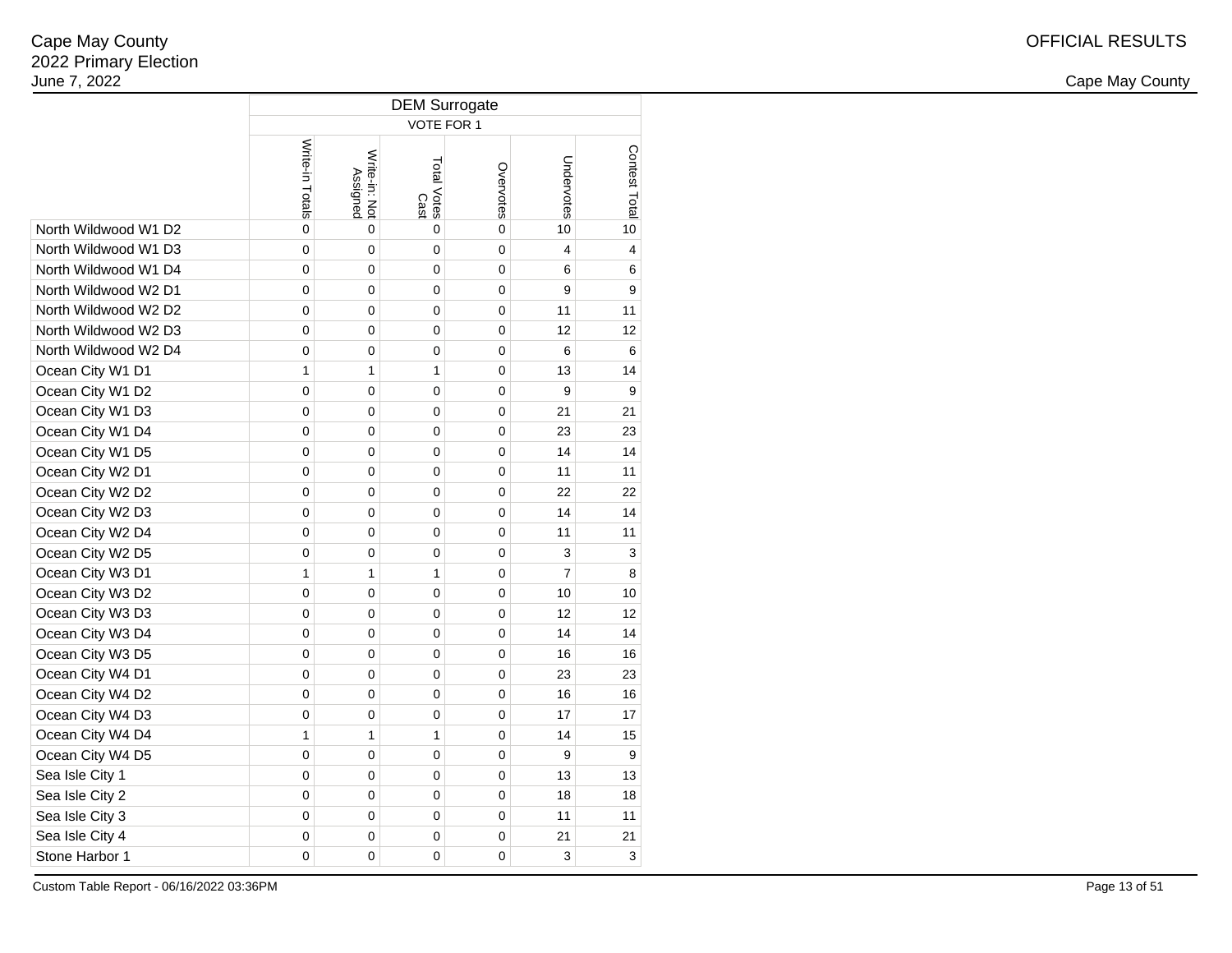Cape May County
2022 Primary Election
June 7, 2022

OFFICIAL RESULTS

Cape May County

| | DEM Surrogate | | | | | |
|---|---|---|---|---|---|---|
| | VOTE FOR 1 | | | | | |
| | Write-in Totals | Write-in: Not Assigned | Total Votes Cast | Overvotes | Undervotes | Contest Total |
| North Wildwood W1 D2 | 0 | 0 | 0 | 0 | 10 | 10 |
| North Wildwood W1 D3 | 0 | 0 | 0 | 0 | 4 | 4 |
| North Wildwood W1 D4 | 0 | 0 | 0 | 0 | 6 | 6 |
| North Wildwood W2 D1 | 0 | 0 | 0 | 0 | 9 | 9 |
| North Wildwood W2 D2 | 0 | 0 | 0 | 0 | 11 | 11 |
| North Wildwood W2 D3 | 0 | 0 | 0 | 0 | 12 | 12 |
| North Wildwood W2 D4 | 0 | 0 | 0 | 0 | 6 | 6 |
| Ocean City W1 D1 | 1 | 1 | 1 | 0 | 13 | 14 |
| Ocean City W1 D2 | 0 | 0 | 0 | 0 | 9 | 9 |
| Ocean City W1 D3 | 0 | 0 | 0 | 0 | 21 | 21 |
| Ocean City W1 D4 | 0 | 0 | 0 | 0 | 23 | 23 |
| Ocean City W1 D5 | 0 | 0 | 0 | 0 | 14 | 14 |
| Ocean City W2 D1 | 0 | 0 | 0 | 0 | 11 | 11 |
| Ocean City W2 D2 | 0 | 0 | 0 | 0 | 22 | 22 |
| Ocean City W2 D3 | 0 | 0 | 0 | 0 | 14 | 14 |
| Ocean City W2 D4 | 0 | 0 | 0 | 0 | 11 | 11 |
| Ocean City W2 D5 | 0 | 0 | 0 | 0 | 3 | 3 |
| Ocean City W3 D1 | 1 | 1 | 1 | 0 | 7 | 8 |
| Ocean City W3 D2 | 0 | 0 | 0 | 0 | 10 | 10 |
| Ocean City W3 D3 | 0 | 0 | 0 | 0 | 12 | 12 |
| Ocean City W3 D4 | 0 | 0 | 0 | 0 | 14 | 14 |
| Ocean City W3 D5 | 0 | 0 | 0 | 0 | 16 | 16 |
| Ocean City W4 D1 | 0 | 0 | 0 | 0 | 23 | 23 |
| Ocean City W4 D2 | 0 | 0 | 0 | 0 | 16 | 16 |
| Ocean City W4 D3 | 0 | 0 | 0 | 0 | 17 | 17 |
| Ocean City W4 D4 | 1 | 1 | 1 | 0 | 14 | 15 |
| Ocean City W4 D5 | 0 | 0 | 0 | 0 | 9 | 9 |
| Sea Isle City 1 | 0 | 0 | 0 | 0 | 13 | 13 |
| Sea Isle City 2 | 0 | 0 | 0 | 0 | 18 | 18 |
| Sea Isle City 3 | 0 | 0 | 0 | 0 | 11 | 11 |
| Sea Isle City 4 | 0 | 0 | 0 | 0 | 21 | 21 |
| Stone Harbor 1 | 0 | 0 | 0 | 0 | 3 | 3 |

Custom Table Report - 06/16/2022 03:36PM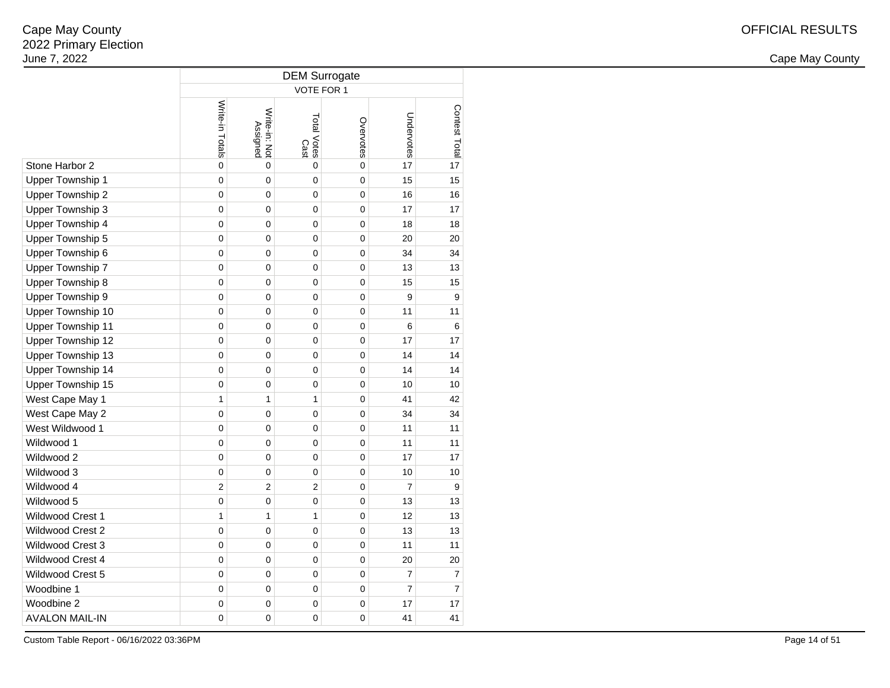Cape May County
2022 Primary Election
June 7, 2022

OFFICIAL RESULTS

Cape May County

| | DEM Surrogate | | | | | |
|---|---|---|---|---|---|---|
| | VOTE FOR 1 | | | | | |
| | Write-in Totals | Write-in: Not Assigned | Total Votes Cast | Overvotes | Undervotes | Contest Total |
| Stone Harbor 2 | 0 | 0 | 0 | 0 | 17 | 17 |
| Upper Township 1 | 0 | 0 | 0 | 0 | 15 | 15 |
| Upper Township 2 | 0 | 0 | 0 | 0 | 16 | 16 |
| Upper Township 3 | 0 | 0 | 0 | 0 | 17 | 17 |
| Upper Township 4 | 0 | 0 | 0 | 0 | 18 | 18 |
| Upper Township 5 | 0 | 0 | 0 | 0 | 20 | 20 |
| Upper Township 6 | 0 | 0 | 0 | 0 | 34 | 34 |
| Upper Township 7 | 0 | 0 | 0 | 0 | 13 | 13 |
| Upper Township 8 | 0 | 0 | 0 | 0 | 15 | 15 |
| Upper Township 9 | 0 | 0 | 0 | 0 | 9 | 9 |
| Upper Township 10 | 0 | 0 | 0 | 0 | 11 | 11 |
| Upper Township 11 | 0 | 0 | 0 | 0 | 6 | 6 |
| Upper Township 12 | 0 | 0 | 0 | 0 | 17 | 17 |
| Upper Township 13 | 0 | 0 | 0 | 0 | 14 | 14 |
| Upper Township 14 | 0 | 0 | 0 | 0 | 14 | 14 |
| Upper Township 15 | 0 | 0 | 0 | 0 | 10 | 10 |
| West Cape May 1 | 1 | 1 | 1 | 0 | 41 | 42 |
| West Cape May 2 | 0 | 0 | 0 | 0 | 34 | 34 |
| West Wildwood 1 | 0 | 0 | 0 | 0 | 11 | 11 |
| Wildwood 1 | 0 | 0 | 0 | 0 | 11 | 11 |
| Wildwood 2 | 0 | 0 | 0 | 0 | 17 | 17 |
| Wildwood 3 | 0 | 0 | 0 | 0 | 10 | 10 |
| Wildwood 4 | 2 | 2 | 2 | 0 | 7 | 9 |
| Wildwood 5 | 0 | 0 | 0 | 0 | 13 | 13 |
| Wildwood Crest 1 | 1 | 1 | 1 | 0 | 12 | 13 |
| Wildwood Crest 2 | 0 | 0 | 0 | 0 | 13 | 13 |
| Wildwood Crest 3 | 0 | 0 | 0 | 0 | 11 | 11 |
| Wildwood Crest 4 | 0 | 0 | 0 | 0 | 20 | 20 |
| Wildwood Crest 5 | 0 | 0 | 0 | 0 | 7 | 7 |
| Woodbine 1 | 0 | 0 | 0 | 0 | 7 | 7 |
| Woodbine 2 | 0 | 0 | 0 | 0 | 17 | 17 |
| AVALON MAIL-IN | 0 | 0 | 0 | 0 | 41 | 41 |

Custom Table Report - 06/16/2022 03:36PM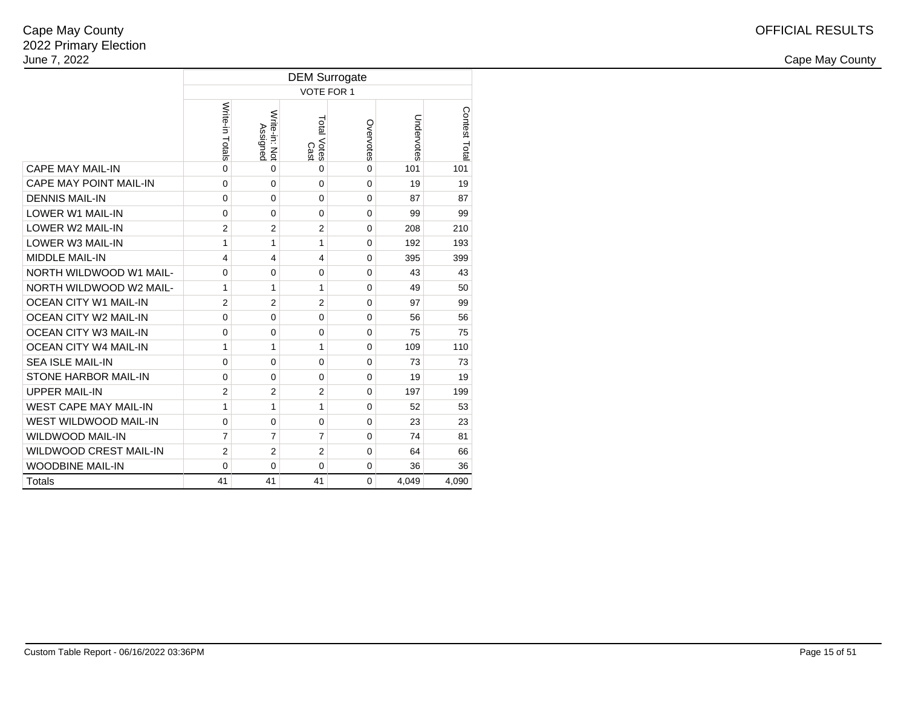Cape May County
2022 Primary Election
June 7, 2022

OFFICIAL RESULTS

Cape May County

| | DEM Surrogate | | | | | |
|---|---|---|---|---|---|---|
| | VOTE FOR 1 | | | | | |
| | Write-in Totals | Write-in: Not Assigned | Total Votes Cast | Overvotes | Undervotes | Contest Total |
| CAPE MAY MAIL-IN | 0 | 0 | 0 | 0 | 101 | 101 |
| CAPE MAY POINT MAIL-IN | 0 | 0 | 0 | 0 | 19 | 19 |
| DENNIS MAIL-IN | 0 | 0 | 0 | 0 | 87 | 87 |
| LOWER W1 MAIL-IN | 0 | 0 | 0 | 0 | 99 | 99 |
| LOWER W2 MAIL-IN | 2 | 2 | 2 | 0 | 208 | 210 |
| LOWER W3 MAIL-IN | 1 | 1 | 1 | 0 | 192 | 193 |
| MIDDLE MAIL-IN | 4 | 4 | 4 | 0 | 395 | 399 |
| NORTH WILDWOOD W1 MAIL- | 0 | 0 | 0 | 0 | 43 | 43 |
| NORTH WILDWOOD W2 MAIL- | 1 | 1 | 1 | 0 | 49 | 50 |
| OCEAN CITY W1 MAIL-IN | 2 | 2 | 2 | 0 | 97 | 99 |
| OCEAN CITY W2 MAIL-IN | 0 | 0 | 0 | 0 | 56 | 56 |
| OCEAN CITY W3 MAIL-IN | 0 | 0 | 0 | 0 | 75 | 75 |
| OCEAN CITY W4 MAIL-IN | 1 | 1 | 1 | 0 | 109 | 110 |
| SEA ISLE MAIL-IN | 0 | 0 | 0 | 0 | 73 | 73 |
| STONE HARBOR MAIL-IN | 0 | 0 | 0 | 0 | 19 | 19 |
| UPPER MAIL-IN | 2 | 2 | 2 | 0 | 197 | 199 |
| WEST CAPE MAY MAIL-IN | 1 | 1 | 1 | 0 | 52 | 53 |
| WEST WILDWOOD MAIL-IN | 0 | 0 | 0 | 0 | 23 | 23 |
| WILDWOOD MAIL-IN | 7 | 7 | 7 | 0 | 74 | 81 |
| WILDWOOD CREST MAIL-IN | 2 | 2 | 2 | 0 | 64 | 66 |
| WOODBINE MAIL-IN | 0 | 0 | 0 | 0 | 36 | 36 |
| Totals | 41 | 41 | 41 | 0 | 4,049 | 4,090 |

Custom Table Report - 06/16/2022 03:36PM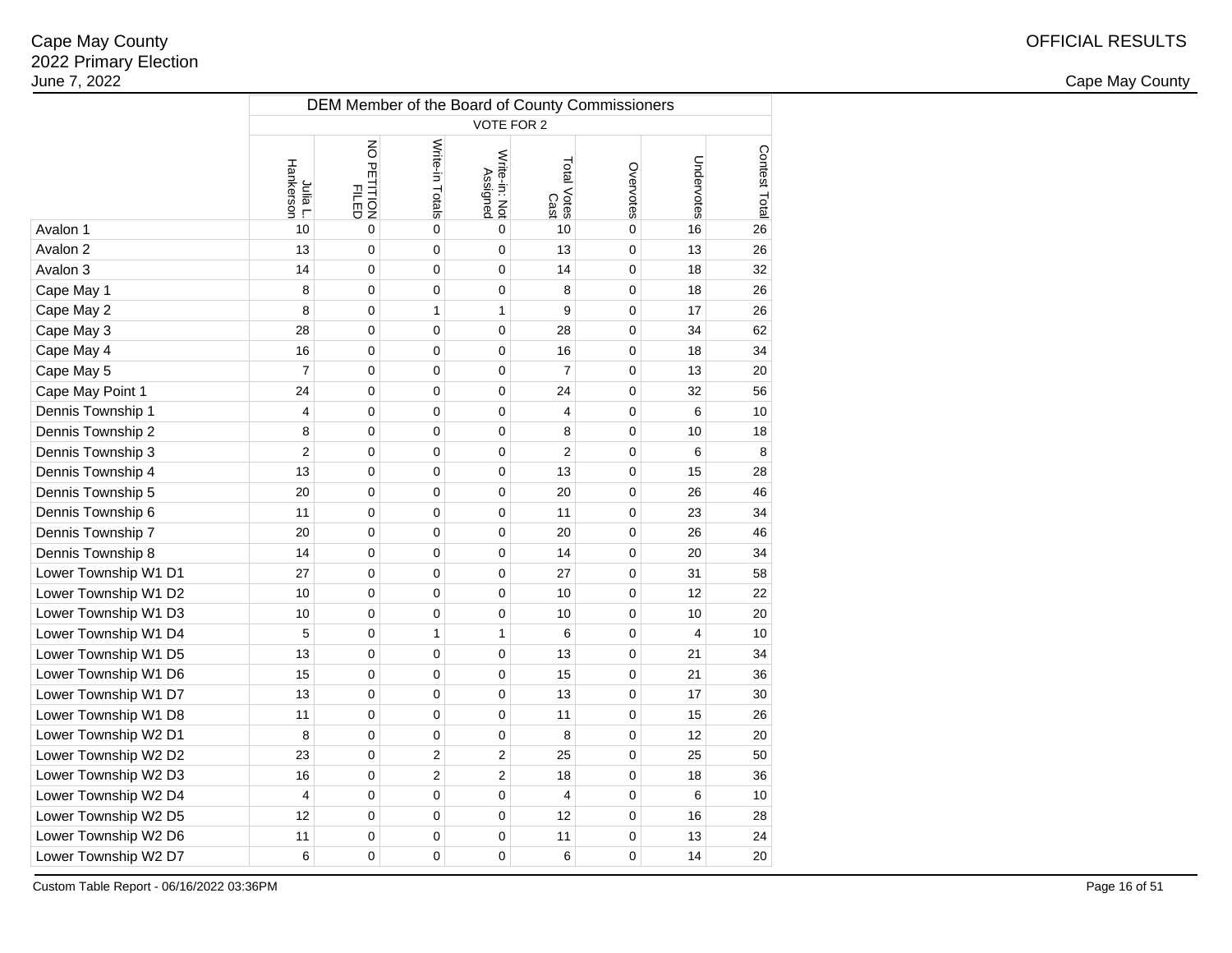Cape May County
2022 Primary Election
June 7, 2022

OFFICIAL RESULTS

Cape May County

| | DEM Member of the Board of County Commissioners | | | | | | | |
|---|---|---|---|---|---|---|---|---|
| | VOTE FOR 2 | | | | | | | |
| | Julia L. Hankerson | NO PETITION FILED | Write-in Totals | Write-in: Not Assigned | Total Votes Cast | Overvotes | Undervotes | Contest Total |
| Avalon 1 | 10 | 0 | 0 | 0 | 10 | 0 | 16 | 26 |
| Avalon 2 | 13 | 0 | 0 | 0 | 13 | 0 | 13 | 26 |
| Avalon 3 | 14 | 0 | 0 | 0 | 14 | 0 | 18 | 32 |
| Cape May 1 | 8 | 0 | 0 | 0 | 8 | 0 | 18 | 26 |
| Cape May 2 | 8 | 0 | 1 | 1 | 9 | 0 | 17 | 26 |
| Cape May 3 | 28 | 0 | 0 | 0 | 28 | 0 | 34 | 62 |
| Cape May 4 | 16 | 0 | 0 | 0 | 16 | 0 | 18 | 34 |
| Cape May 5 | 7 | 0 | 0 | 0 | 7 | 0 | 13 | 20 |
| Cape May Point 1 | 24 | 0 | 0 | 0 | 24 | 0 | 32 | 56 |
| Dennis Township 1 | 4 | 0 | 0 | 0 | 4 | 0 | 6 | 10 |
| Dennis Township 2 | 8 | 0 | 0 | 0 | 8 | 0 | 10 | 18 |
| Dennis Township 3 | 2 | 0 | 0 | 0 | 2 | 0 | 6 | 8 |
| Dennis Township 4 | 13 | 0 | 0 | 0 | 13 | 0 | 15 | 28 |
| Dennis Township 5 | 20 | 0 | 0 | 0 | 20 | 0 | 26 | 46 |
| Dennis Township 6 | 11 | 0 | 0 | 0 | 11 | 0 | 23 | 34 |
| Dennis Township 7 | 20 | 0 | 0 | 0 | 20 | 0 | 26 | 46 |
| Dennis Township 8 | 14 | 0 | 0 | 0 | 14 | 0 | 20 | 34 |
| Lower Township W1 D1 | 27 | 0 | 0 | 0 | 27 | 0 | 31 | 58 |
| Lower Township W1 D2 | 10 | 0 | 0 | 0 | 10 | 0 | 12 | 22 |
| Lower Township W1 D3 | 10 | 0 | 0 | 0 | 10 | 0 | 10 | 20 |
| Lower Township W1 D4 | 5 | 0 | 1 | 1 | 6 | 0 | 4 | 10 |
| Lower Township W1 D5 | 13 | 0 | 0 | 0 | 13 | 0 | 21 | 34 |
| Lower Township W1 D6 | 15 | 0 | 0 | 0 | 15 | 0 | 21 | 36 |
| Lower Township W1 D7 | 13 | 0 | 0 | 0 | 13 | 0 | 17 | 30 |
| Lower Township W1 D8 | 11 | 0 | 0 | 0 | 11 | 0 | 15 | 26 |
| Lower Township W2 D1 | 8 | 0 | 0 | 0 | 8 | 0 | 12 | 20 |
| Lower Township W2 D2 | 23 | 0 | 2 | 2 | 25 | 0 | 25 | 50 |
| Lower Township W2 D3 | 16 | 0 | 2 | 2 | 18 | 0 | 18 | 36 |
| Lower Township W2 D4 | 4 | 0 | 0 | 0 | 4 | 0 | 6 | 10 |
| Lower Township W2 D5 | 12 | 0 | 0 | 0 | 12 | 0 | 16 | 28 |
| Lower Township W2 D6 | 11 | 0 | 0 | 0 | 11 | 0 | 13 | 24 |
| Lower Township W2 D7 | 6 | 0 | 0 | 0 | 6 | 0 | 14 | 20 |

Custom Table Report - 06/16/2022 03:36PM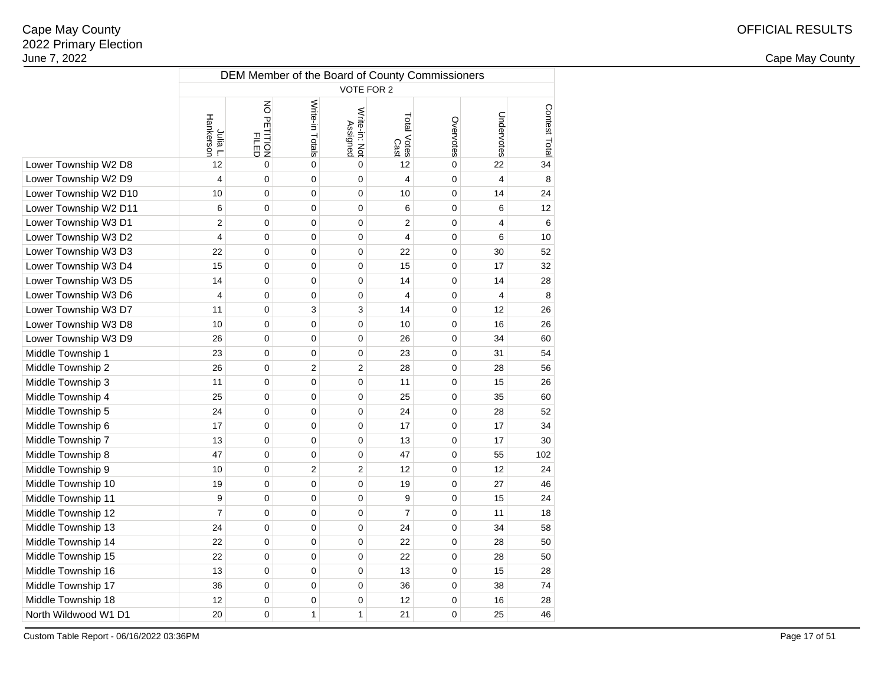Cape May County
2022 Primary Election
June 7, 2022

OFFICIAL RESULTS

Cape May County

| | DEM Member of the Board of County Commissioners | | | | | | | |
|---|---|---|---|---|---|---|---|---|
| | VOTE FOR 2 | | | | | | | |
| | Julia L. Hankerson | NO PETITION FILED | Write-in Totals | Write-in: Not Assigned | Total Votes Cast | Overvotes | Undervotes | Contest Total |
| Lower Township W2 D8 | 12 | 0 | 0 | 0 | 12 | 0 | 22 | 34 |
| Lower Township W2 D9 | 4 | 0 | 0 | 0 | 4 | 0 | 4 | 8 |
| Lower Township W2 D10 | 10 | 0 | 0 | 0 | 10 | 0 | 14 | 24 |
| Lower Township W2 D11 | 6 | 0 | 0 | 0 | 6 | 0 | 6 | 12 |
| Lower Township W3 D1 | 2 | 0 | 0 | 0 | 2 | 0 | 4 | 6 |
| Lower Township W3 D2 | 4 | 0 | 0 | 0 | 4 | 0 | 6 | 10 |
| Lower Township W3 D3 | 22 | 0 | 0 | 0 | 22 | 0 | 30 | 52 |
| Lower Township W3 D4 | 15 | 0 | 0 | 0 | 15 | 0 | 17 | 32 |
| Lower Township W3 D5 | 14 | 0 | 0 | 0 | 14 | 0 | 14 | 28 |
| Lower Township W3 D6 | 4 | 0 | 0 | 0 | 4 | 0 | 4 | 8 |
| Lower Township W3 D7 | 11 | 0 | 3 | 3 | 14 | 0 | 12 | 26 |
| Lower Township W3 D8 | 10 | 0 | 0 | 0 | 10 | 0 | 16 | 26 |
| Lower Township W3 D9 | 26 | 0 | 0 | 0 | 26 | 0 | 34 | 60 |
| Middle Township 1 | 23 | 0 | 0 | 0 | 23 | 0 | 31 | 54 |
| Middle Township 2 | 26 | 0 | 2 | 2 | 28 | 0 | 28 | 56 |
| Middle Township 3 | 11 | 0 | 0 | 0 | 11 | 0 | 15 | 26 |
| Middle Township 4 | 25 | 0 | 0 | 0 | 25 | 0 | 35 | 60 |
| Middle Township 5 | 24 | 0 | 0 | 0 | 24 | 0 | 28 | 52 |
| Middle Township 6 | 17 | 0 | 0 | 0 | 17 | 0 | 17 | 34 |
| Middle Township 7 | 13 | 0 | 0 | 0 | 13 | 0 | 17 | 30 |
| Middle Township 8 | 47 | 0 | 0 | 0 | 47 | 0 | 55 | 102 |
| Middle Township 9 | 10 | 0 | 2 | 2 | 12 | 0 | 12 | 24 |
| Middle Township 10 | 19 | 0 | 0 | 0 | 19 | 0 | 27 | 46 |
| Middle Township 11 | 9 | 0 | 0 | 0 | 9 | 0 | 15 | 24 |
| Middle Township 12 | 7 | 0 | 0 | 0 | 7 | 0 | 11 | 18 |
| Middle Township 13 | 24 | 0 | 0 | 0 | 24 | 0 | 34 | 58 |
| Middle Township 14 | 22 | 0 | 0 | 0 | 22 | 0 | 28 | 50 |
| Middle Township 15 | 22 | 0 | 0 | 0 | 22 | 0 | 28 | 50 |
| Middle Township 16 | 13 | 0 | 0 | 0 | 13 | 0 | 15 | 28 |
| Middle Township 17 | 36 | 0 | 0 | 0 | 36 | 0 | 38 | 74 |
| Middle Township 18 | 12 | 0 | 0 | 0 | 12 | 0 | 16 | 28 |
| North Wildwood W1 D1 | 20 | 0 | 1 | 1 | 21 | 0 | 25 | 46 |

Custom Table Report - 06/16/2022 03:36PM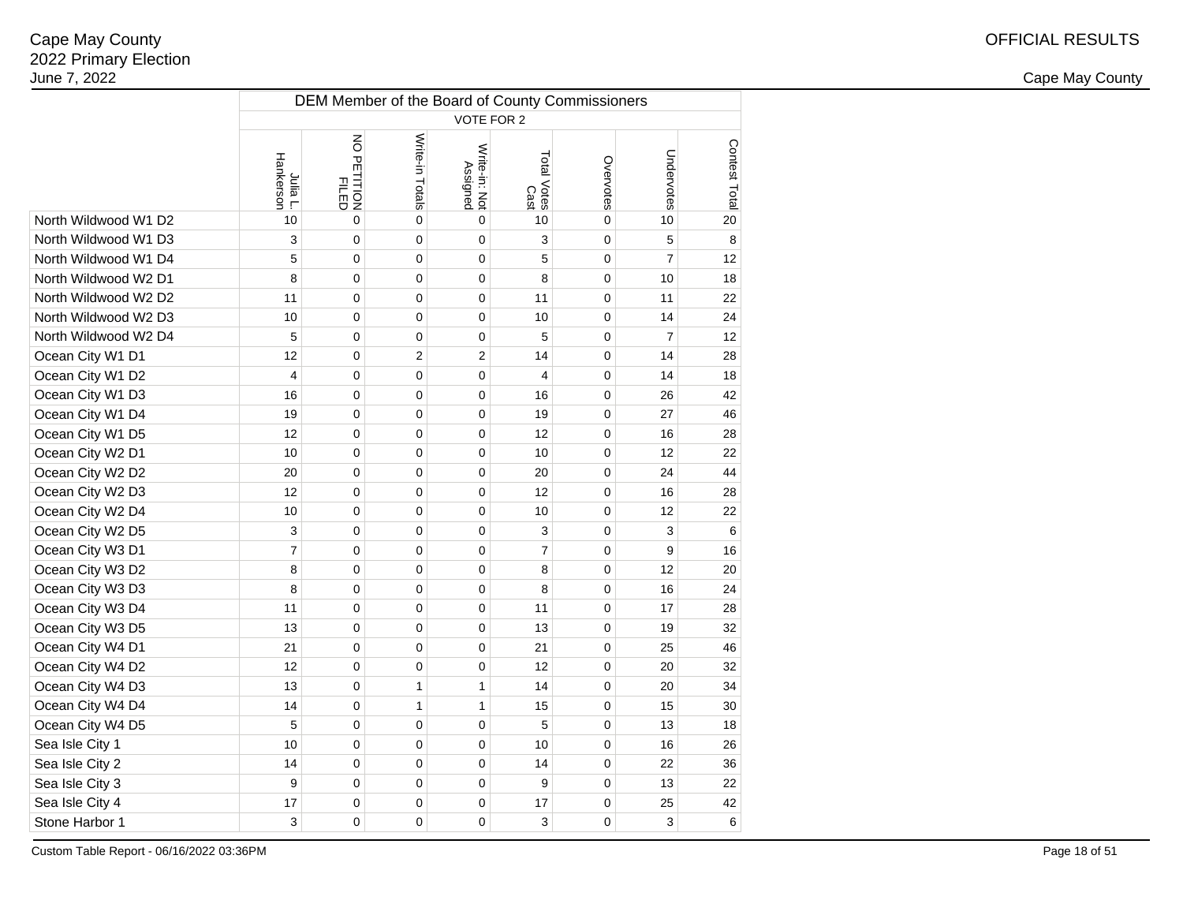Cape May County
2022 Primary Election
June 7, 2022

OFFICIAL RESULTS

Cape May County

| | DEM Member of the Board of County Commissioners | | | | | | | |
|---|---|---|---|---|---|---|---|---|
| | VOTE FOR 2 | | | | | | | |
| | Julia L. Hankerson | NO PETITION FILED | Write-in Totals | Write-in: Not Assigned | Total Votes Cast | Overvotes | Undervotes | Contest Total |
| North Wildwood W1 D2 | 10 | 0 | 0 | 0 | 10 | 0 | 10 | 20 |
| North Wildwood W1 D3 | 3 | 0 | 0 | 0 | 3 | 0 | 5 | 8 |
| North Wildwood W1 D4 | 5 | 0 | 0 | 0 | 5 | 0 | 7 | 12 |
| North Wildwood W2 D1 | 8 | 0 | 0 | 0 | 8 | 0 | 10 | 18 |
| North Wildwood W2 D2 | 11 | 0 | 0 | 0 | 11 | 0 | 11 | 22 |
| North Wildwood W2 D3 | 10 | 0 | 0 | 0 | 10 | 0 | 14 | 24 |
| North Wildwood W2 D4 | 5 | 0 | 0 | 0 | 5 | 0 | 7 | 12 |
| Ocean City W1 D1 | 12 | 0 | 2 | 2 | 14 | 0 | 14 | 28 |
| Ocean City W1 D2 | 4 | 0 | 0 | 0 | 4 | 0 | 14 | 18 |
| Ocean City W1 D3 | 16 | 0 | 0 | 0 | 16 | 0 | 26 | 42 |
| Ocean City W1 D4 | 19 | 0 | 0 | 0 | 19 | 0 | 27 | 46 |
| Ocean City W1 D5 | 12 | 0 | 0 | 0 | 12 | 0 | 16 | 28 |
| Ocean City W2 D1 | 10 | 0 | 0 | 0 | 10 | 0 | 12 | 22 |
| Ocean City W2 D2 | 20 | 0 | 0 | 0 | 20 | 0 | 24 | 44 |
| Ocean City W2 D3 | 12 | 0 | 0 | 0 | 12 | 0 | 16 | 28 |
| Ocean City W2 D4 | 10 | 0 | 0 | 0 | 10 | 0 | 12 | 22 |
| Ocean City W2 D5 | 3 | 0 | 0 | 0 | 3 | 0 | 3 | 6 |
| Ocean City W3 D1 | 7 | 0 | 0 | 0 | 7 | 0 | 9 | 16 |
| Ocean City W3 D2 | 8 | 0 | 0 | 0 | 8 | 0 | 12 | 20 |
| Ocean City W3 D3 | 8 | 0 | 0 | 0 | 8 | 0 | 16 | 24 |
| Ocean City W3 D4 | 11 | 0 | 0 | 0 | 11 | 0 | 17 | 28 |
| Ocean City W3 D5 | 13 | 0 | 0 | 0 | 13 | 0 | 19 | 32 |
| Ocean City W4 D1 | 21 | 0 | 0 | 0 | 21 | 0 | 25 | 46 |
| Ocean City W4 D2 | 12 | 0 | 0 | 0 | 12 | 0 | 20 | 32 |
| Ocean City W4 D3 | 13 | 0 | 1 | 1 | 14 | 0 | 20 | 34 |
| Ocean City W4 D4 | 14 | 0 | 1 | 1 | 15 | 0 | 15 | 30 |
| Ocean City W4 D5 | 5 | 0 | 0 | 0 | 5 | 0 | 13 | 18 |
| Sea Isle City 1 | 10 | 0 | 0 | 0 | 10 | 0 | 16 | 26 |
| Sea Isle City 2 | 14 | 0 | 0 | 0 | 14 | 0 | 22 | 36 |
| Sea Isle City 3 | 9 | 0 | 0 | 0 | 9 | 0 | 13 | 22 |
| Sea Isle City 4 | 17 | 0 | 0 | 0 | 17 | 0 | 25 | 42 |
| Stone Harbor 1 | 3 | 0 | 0 | 0 | 3 | 0 | 3 | 6 |

Custom Table Report - 06/16/2022 03:36PM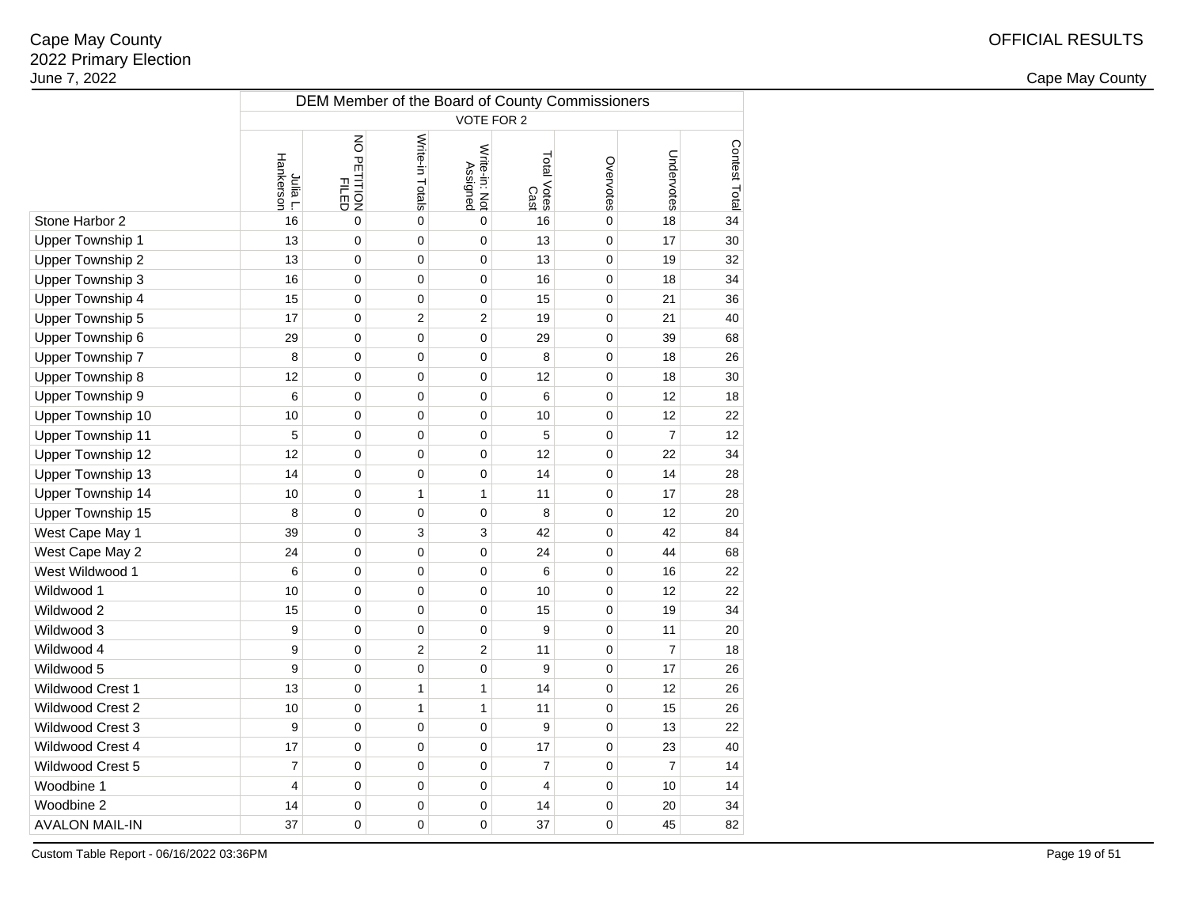Cape May County
2022 Primary Election
June 7, 2022

OFFICIAL RESULTS

Cape May County

| | DEM Member of the Board of County Commissioners | | | | | | | |
|---|---|---|---|---|---|---|---|---|
| | VOTE FOR 2 | | | | | | | |
| | Julia L. Hankerson | NO PETITION FILED | Write-in Totals | Write-in: Not Assigned | Total Votes Cast | Overvotes | Undervotes | Contest Total |
| Stone Harbor 2 | 16 | 0 | 0 | 0 | 16 | 0 | 18 | 34 |
| Upper Township 1 | 13 | 0 | 0 | 0 | 13 | 0 | 17 | 30 |
| Upper Township 2 | 13 | 0 | 0 | 0 | 13 | 0 | 19 | 32 |
| Upper Township 3 | 16 | 0 | 0 | 0 | 16 | 0 | 18 | 34 |
| Upper Township 4 | 15 | 0 | 0 | 0 | 15 | 0 | 21 | 36 |
| Upper Township 5 | 17 | 0 | 2 | 2 | 19 | 0 | 21 | 40 |
| Upper Township 6 | 29 | 0 | 0 | 0 | 29 | 0 | 39 | 68 |
| Upper Township 7 | 8 | 0 | 0 | 0 | 8 | 0 | 18 | 26 |
| Upper Township 8 | 12 | 0 | 0 | 0 | 12 | 0 | 18 | 30 |
| Upper Township 9 | 6 | 0 | 0 | 0 | 6 | 0 | 12 | 18 |
| Upper Township 10 | 10 | 0 | 0 | 0 | 10 | 0 | 12 | 22 |
| Upper Township 11 | 5 | 0 | 0 | 0 | 5 | 0 | 7 | 12 |
| Upper Township 12 | 12 | 0 | 0 | 0 | 12 | 0 | 22 | 34 |
| Upper Township 13 | 14 | 0 | 0 | 0 | 14 | 0 | 14 | 28 |
| Upper Township 14 | 10 | 0 | 1 | 1 | 11 | 0 | 17 | 28 |
| Upper Township 15 | 8 | 0 | 0 | 0 | 8 | 0 | 12 | 20 |
| West Cape May 1 | 39 | 0 | 3 | 3 | 42 | 0 | 42 | 84 |
| West Cape May 2 | 24 | 0 | 0 | 0 | 24 | 0 | 44 | 68 |
| West Wildwood 1 | 6 | 0 | 0 | 0 | 6 | 0 | 16 | 22 |
| Wildwood 1 | 10 | 0 | 0 | 0 | 10 | 0 | 12 | 22 |
| Wildwood 2 | 15 | 0 | 0 | 0 | 15 | 0 | 19 | 34 |
| Wildwood 3 | 9 | 0 | 0 | 0 | 9 | 0 | 11 | 20 |
| Wildwood 4 | 9 | 0 | 2 | 2 | 11 | 0 | 7 | 18 |
| Wildwood 5 | 9 | 0 | 0 | 0 | 9 | 0 | 17 | 26 |
| Wildwood Crest 1 | 13 | 0 | 1 | 1 | 14 | 0 | 12 | 26 |
| Wildwood Crest 2 | 10 | 0 | 1 | 1 | 11 | 0 | 15 | 26 |
| Wildwood Crest 3 | 9 | 0 | 0 | 0 | 9 | 0 | 13 | 22 |
| Wildwood Crest 4 | 17 | 0 | 0 | 0 | 17 | 0 | 23 | 40 |
| Wildwood Crest 5 | 7 | 0 | 0 | 0 | 7 | 0 | 7 | 14 |
| Woodbine 1 | 4 | 0 | 0 | 0 | 4 | 0 | 10 | 14 |
| Woodbine 2 | 14 | 0 | 0 | 0 | 14 | 0 | 20 | 34 |
| AVALON MAIL-IN | 37 | 0 | 0 | 0 | 37 | 0 | 45 | 82 |

Custom Table Report - 06/16/2022 03:36PM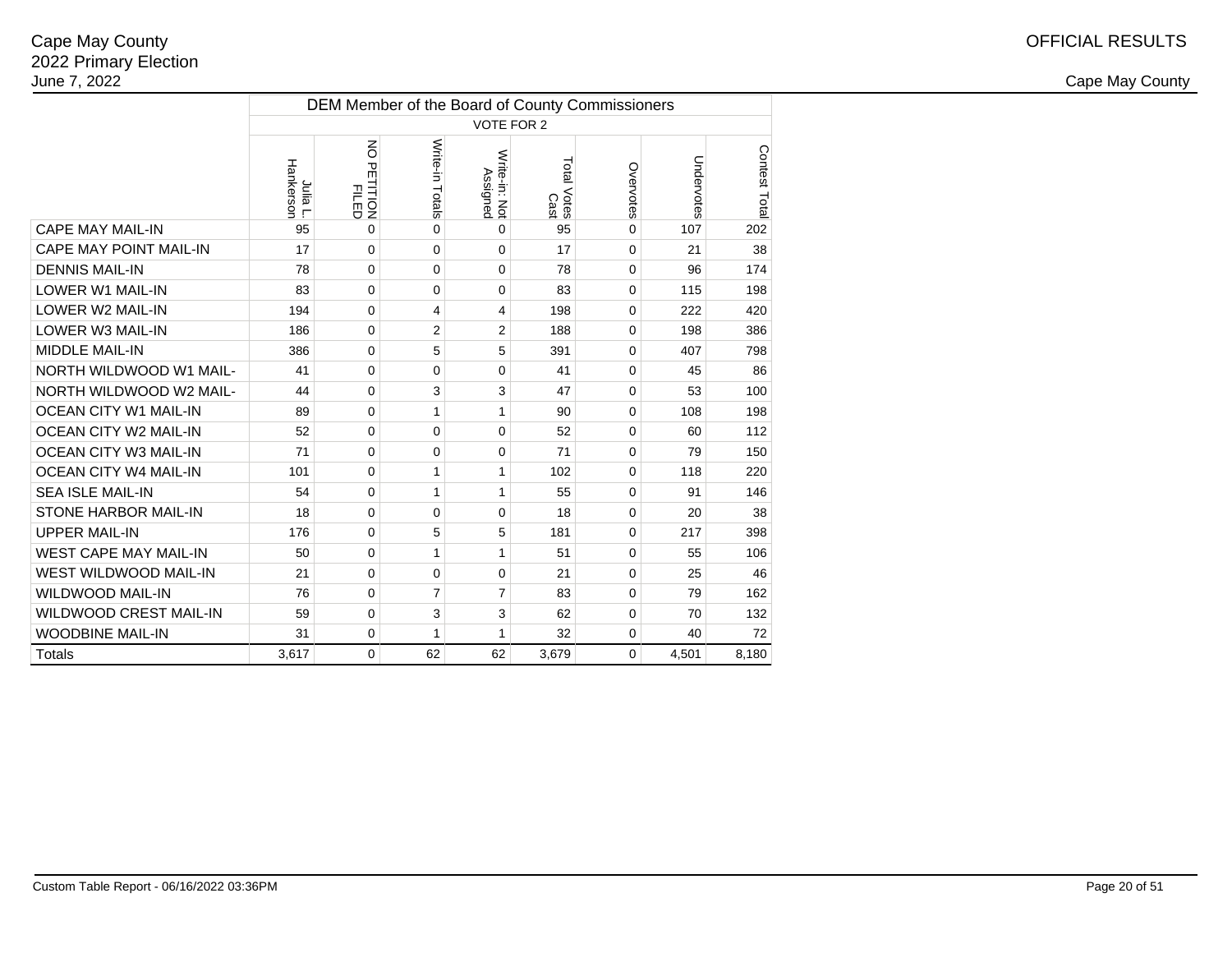Cape May County
2022 Primary Election
June 7, 2022

OFFICIAL RESULTS

Cape May County

| | DEM Member of the Board of County Commissioners | | | | | | | |
|---|---|---|---|---|---|---|---|---|
| | VOTE FOR 2 | | | | | | | |
| | Julia L. Hankerson | NO PETITION FILED | Write-in Totals | Write-in: Not Assigned | Total Votes Cast | Overvotes | Undervotes | Contest Total |
| CAPE MAY MAIL-IN | 95 | 0 | 0 | 0 | 95 | 0 | 107 | 202 |
| CAPE MAY POINT MAIL-IN | 17 | 0 | 0 | 0 | 17 | 0 | 21 | 38 |
| DENNIS MAIL-IN | 78 | 0 | 0 | 0 | 78 | 0 | 96 | 174 |
| LOWER W1 MAIL-IN | 83 | 0 | 0 | 0 | 83 | 0 | 115 | 198 |
| LOWER W2 MAIL-IN | 194 | 0 | 4 | 4 | 198 | 0 | 222 | 420 |
| LOWER W3 MAIL-IN | 186 | 0 | 2 | 2 | 188 | 0 | 198 | 386 |
| MIDDLE MAIL-IN | 386 | 0 | 5 | 5 | 391 | 0 | 407 | 798 |
| NORTH WILDWOOD W1 MAIL- | 41 | 0 | 0 | 0 | 41 | 0 | 45 | 86 |
| NORTH WILDWOOD W2 MAIL- | 44 | 0 | 3 | 3 | 47 | 0 | 53 | 100 |
| OCEAN CITY W1 MAIL-IN | 89 | 0 | 1 | 1 | 90 | 0 | 108 | 198 |
| OCEAN CITY W2 MAIL-IN | 52 | 0 | 0 | 0 | 52 | 0 | 60 | 112 |
| OCEAN CITY W3 MAIL-IN | 71 | 0 | 0 | 0 | 71 | 0 | 79 | 150 |
| OCEAN CITY W4 MAIL-IN | 101 | 0 | 1 | 1 | 102 | 0 | 118 | 220 |
| SEA ISLE MAIL-IN | 54 | 0 | 1 | 1 | 55 | 0 | 91 | 146 |
| STONE HARBOR MAIL-IN | 18 | 0 | 0 | 0 | 18 | 0 | 20 | 38 |
| UPPER MAIL-IN | 176 | 0 | 5 | 5 | 181 | 0 | 217 | 398 |
| WEST CAPE MAY MAIL-IN | 50 | 0 | 1 | 1 | 51 | 0 | 55 | 106 |
| WEST WILDWOOD MAIL-IN | 21 | 0 | 0 | 0 | 21 | 0 | 25 | 46 |
| WILDWOOD MAIL-IN | 76 | 0 | 7 | 7 | 83 | 0 | 79 | 162 |
| WILDWOOD CREST MAIL-IN | 59 | 0 | 3 | 3 | 62 | 0 | 70 | 132 |
| WOODBINE MAIL-IN | 31 | 0 | 1 | 1 | 32 | 0 | 40 | 72 |
| Totals | 3,617 | 0 | 62 | 62 | 3,679 | 0 | 4,501 | 8,180 |

Custom Table Report - 06/16/2022 03:36PM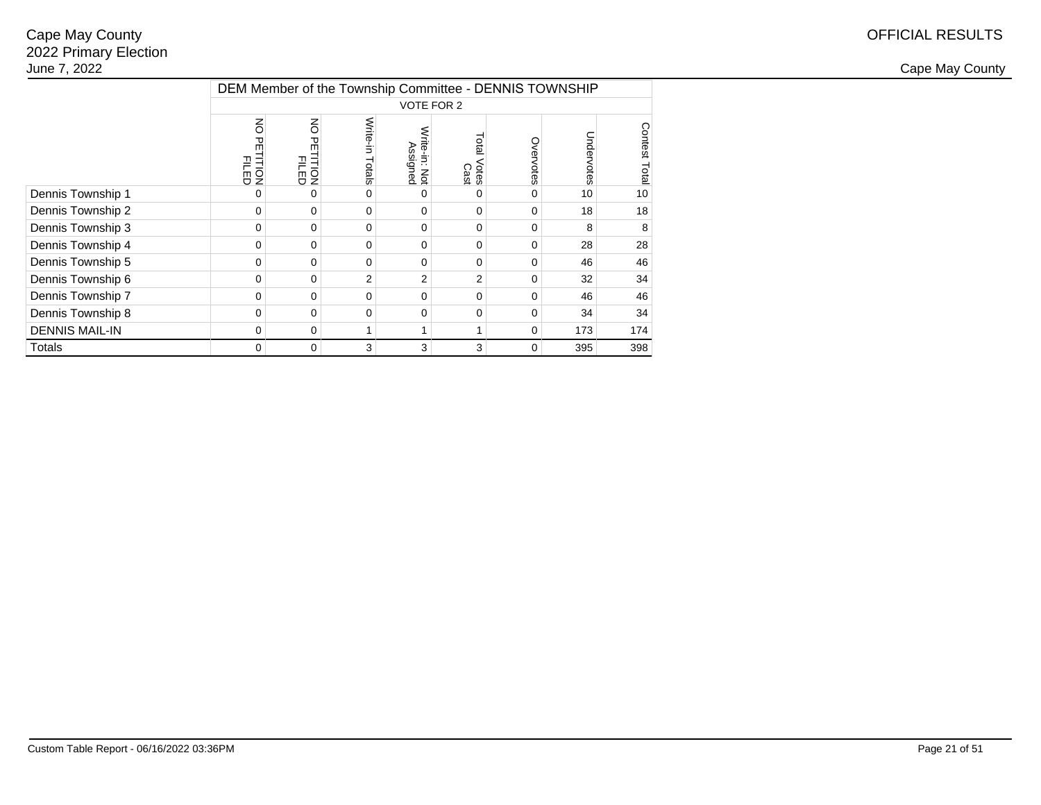| | DEM Member of the Township Committee - DENNIS TOWNSHIP | | | | | | | |
|---|---|---|---|---|---|---|---|---|
| | VOTE FOR 2 | | | | | | | |
| | NO PETITION FILED | NO PETITION FILED | Write-in Totals | Write-in: Not Assigned | Total Votes Cast | Overvotes | Undervotes | Contest Total |
| Dennis Township 1 | 0 | 0 | 0 | 0 | 0 | 0 | 10 | 10 |
| Dennis Township 2 | 0 | 0 | 0 | 0 | 0 | 0 | 18 | 18 |
| Dennis Township 3 | 0 | 0 | 0 | 0 | 0 | 0 | 8 | 8 |
| Dennis Township 4 | 0 | 0 | 0 | 0 | 0 | 0 | 28 | 28 |
| Dennis Township 5 | 0 | 0 | 0 | 0 | 0 | 0 | 46 | 46 |
| Dennis Township 6 | 0 | 0 | 2 | 2 | 2 | 0 | 32 | 34 |
| Dennis Township 7 | 0 | 0 | 0 | 0 | 0 | 0 | 46 | 46 |
| Dennis Township 8 | 0 | 0 | 0 | 0 | 0 | 0 | 34 | 34 |
| DENNIS MAIL-IN | 0 | 0 | 1 | 1 | 1 | 0 | 173 | 174 |
| Totals | 0 | 0 | 3 | 3 | 3 | 0 | 395 | 398 |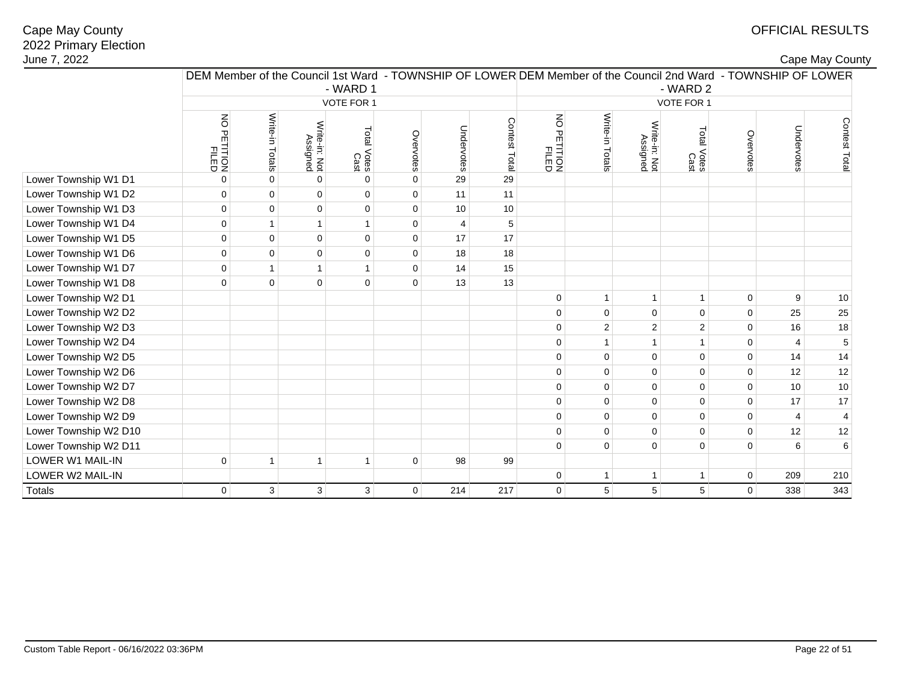Cape May County
2022 Primary Election
June 7, 2022

OFFICIAL RESULTS

Cape May County

| | DEM Member of the Council 1st Ward - TOWNSHIP OF LOWER - WARD 1 | | | | | | | DEM Member of the Council 2nd Ward - TOWNSHIP OF LOWER - WARD 2 | | | | | | |
|---|---|---|---|---|---|---|---|---|---|---|---|---|---|---|
| | VOTE FOR 1 | | | | | | | VOTE FOR 1 | | | | | | |
| | NO PETITION FILED | Write-in Totals | Write-in: Not Assigned | Total Votes Cast | Overvotes | Undervotes | Contest Total | NO PETITION FILED | Write-in Totals | Write-in: Not Assigned | Total Votes Cast | Overvotes | Undervotes | Contest Total |
| Lower Township W1 D1 | 0 | 0 | 0 | 0 | 0 | 29 | 29 | | | | | | | |
| Lower Township W1 D2 | 0 | 0 | 0 | 0 | 0 | 11 | 11 | | | | | | | |
| Lower Township W1 D3 | 0 | 0 | 0 | 0 | 0 | 10 | 10 | | | | | | | |
| Lower Township W1 D4 | 0 | 1 | 1 | 1 | 0 | 4 | 5 | | | | | | | |
| Lower Township W1 D5 | 0 | 0 | 0 | 0 | 0 | 17 | 17 | | | | | | | |
| Lower Township W1 D6 | 0 | 0 | 0 | 0 | 0 | 18 | 18 | | | | | | | |
| Lower Township W1 D7 | 0 | 1 | 1 | 1 | 0 | 14 | 15 | | | | | | | |
| Lower Township W1 D8 | 0 | 0 | 0 | 0 | 0 | 13 | 13 | | | | | | | |
| Lower Township W2 D1 | | | | | | | | 0 | 1 | 1 | 1 | 0 | 9 | 10 |
| Lower Township W2 D2 | | | | | | | | 0 | 0 | 0 | 0 | 0 | 25 | 25 |
| Lower Township W2 D3 | | | | | | | | 0 | 2 | 2 | 2 | 0 | 16 | 18 |
| Lower Township W2 D4 | | | | | | | | 0 | 1 | 1 | 1 | 0 | 4 | 5 |
| Lower Township W2 D5 | | | | | | | | 0 | 0 | 0 | 0 | 0 | 14 | 14 |
| Lower Township W2 D6 | | | | | | | | 0 | 0 | 0 | 0 | 0 | 12 | 12 |
| Lower Township W2 D7 | | | | | | | | 0 | 0 | 0 | 0 | 0 | 10 | 10 |
| Lower Township W2 D8 | | | | | | | | 0 | 0 | 0 | 0 | 0 | 17 | 17 |
| Lower Township W2 D9 | | | | | | | | 0 | 0 | 0 | 0 | 0 | 4 | 4 |
| Lower Township W2 D10 | | | | | | | | 0 | 0 | 0 | 0 | 0 | 12 | 12 |
| Lower Township W2 D11 | | | | | | | | 0 | 0 | 0 | 0 | 0 | 6 | 6 |
| LOWER W1 MAIL-IN | 0 | 1 | 1 | 1 | 0 | 98 | 99 | | | | | | | |
| LOWER W2 MAIL-IN | | | | | | | | 0 | 1 | 1 | 1 | 0 | 209 | 210 |
| Totals | 0 | 3 | 3 | 3 | 0 | 214 | 217 | 0 | 5 | 5 | 5 | 0 | 338 | 343 |

Custom Table Report - 06/16/2022 03:36PM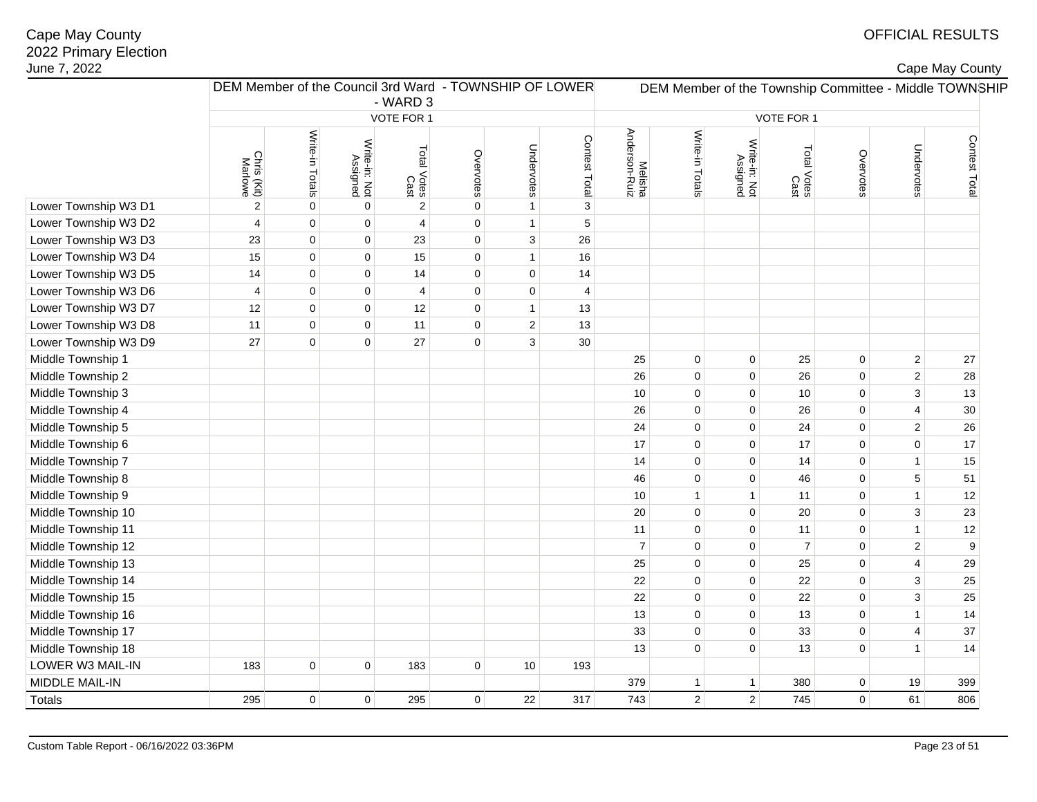Cape May County
2022 Primary Election
June 7, 2022

OFFICIAL RESULTS

Cape May County

| | DEM Member of the Council 3rd Ward - TOWNSHIP OF LOWER - WARD 3 | | | | | | | DEM Member of the Township Committee - Middle TOWNSHIP | | | | | | |
|---|---|---|---|---|---|---|---|---|---|---|---|---|---|---|
| | VOTE FOR 1 | | | | | | | VOTE FOR 1 | | | | | | |
| | Chris (Kit) Marlowe | Write-in Totals | Write-in: Not Assigned | Total Votes Cast | Overvotes | Undervotes | Contest Total | Melisha Anderson-Ruiz | Write-in Totals | Write-in: Not Assigned | Total Votes Cast | Overvotes | Undervotes | Contest Total |
| Lower Township W3 D1 | 2 | 0 | 0 | 2 | 0 | 1 | 3 | | | | | | | |
| Lower Township W3 D2 | 4 | 0 | 0 | 4 | 0 | 1 | 5 | | | | | | | |
| Lower Township W3 D3 | 23 | 0 | 0 | 23 | 0 | 3 | 26 | | | | | | | |
| Lower Township W3 D4 | 15 | 0 | 0 | 15 | 0 | 1 | 16 | | | | | | | |
| Lower Township W3 D5 | 14 | 0 | 0 | 14 | 0 | 0 | 14 | | | | | | | |
| Lower Township W3 D6 | 4 | 0 | 0 | 4 | 0 | 0 | 4 | | | | | | | |
| Lower Township W3 D7 | 12 | 0 | 0 | 12 | 0 | 1 | 13 | | | | | | | |
| Lower Township W3 D8 | 11 | 0 | 0 | 11 | 0 | 2 | 13 | | | | | | | |
| Lower Township W3 D9 | 27 | 0 | 0 | 27 | 0 | 3 | 30 | | | | | | | |
| Middle Township 1 | | | | | | | | 25 | 0 | 0 | 25 | 0 | 2 | 27 |
| Middle Township 2 | | | | | | | | 26 | 0 | 0 | 26 | 0 | 2 | 28 |
| Middle Township 3 | | | | | | | | 10 | 0 | 0 | 10 | 0 | 3 | 13 |
| Middle Township 4 | | | | | | | | 26 | 0 | 0 | 26 | 0 | 4 | 30 |
| Middle Township 5 | | | | | | | | 24 | 0 | 0 | 24 | 0 | 2 | 26 |
| Middle Township 6 | | | | | | | | 17 | 0 | 0 | 17 | 0 | 0 | 17 |
| Middle Township 7 | | | | | | | | 14 | 0 | 0 | 14 | 0 | 1 | 15 |
| Middle Township 8 | | | | | | | | 46 | 0 | 0 | 46 | 0 | 5 | 51 |
| Middle Township 9 | | | | | | | | 10 | 1 | 1 | 11 | 0 | 1 | 12 |
| Middle Township 10 | | | | | | | | 20 | 0 | 0 | 20 | 0 | 3 | 23 |
| Middle Township 11 | | | | | | | | 11 | 0 | 0 | 11 | 0 | 1 | 12 |
| Middle Township 12 | | | | | | | | 7 | 0 | 0 | 7 | 0 | 2 | 9 |
| Middle Township 13 | | | | | | | | 25 | 0 | 0 | 25 | 0 | 4 | 29 |
| Middle Township 14 | | | | | | | | 22 | 0 | 0 | 22 | 0 | 3 | 25 |
| Middle Township 15 | | | | | | | | 22 | 0 | 0 | 22 | 0 | 3 | 25 |
| Middle Township 16 | | | | | | | | 13 | 0 | 0 | 13 | 0 | 1 | 14 |
| Middle Township 17 | | | | | | | | 33 | 0 | 0 | 33 | 0 | 4 | 37 |
| Middle Township 18 | | | | | | | | 13 | 0 | 0 | 13 | 0 | 1 | 14 |
| LOWER W3 MAIL-IN | 183 | 0 | 0 | 183 | 0 | 10 | 193 | | | | | | | |
| MIDDLE MAIL-IN | | | | | | | | 379 | 1 | 1 | 380 | 0 | 19 | 399 |
| Totals | 295 | 0 | 0 | 295 | 0 | 22 | 317 | 743 | 2 | 2 | 745 | 0 | 61 | 806 |

Custom Table Report - 06/16/2022 03:36PM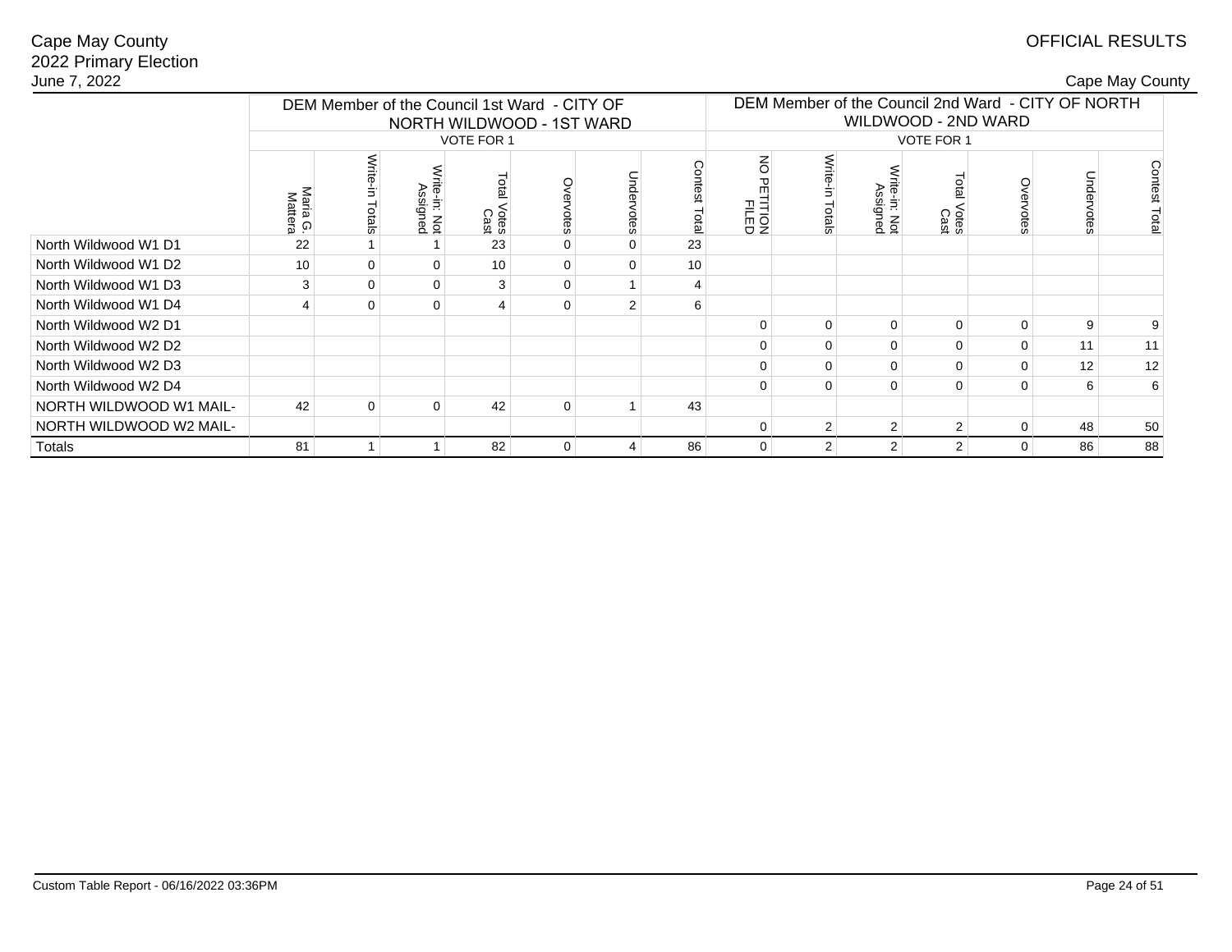Cape May County
2022 Primary Election
June 7, 2022

OFFICIAL RESULTS

Cape May County

| | DEM Member of the Council 1st Ward - CITY OF NORTH WILDWOOD - 1ST WARD | | | | | | | DEM Member of the Council 2nd Ward - CITY OF NORTH WILDWOOD - 2ND WARD | | | | | | |
|---|---|---|---|---|---|---|---|---|---|---|---|---|---|---|
| | VOTE FOR 1 | | | | | | | VOTE FOR 1 | | | | | | |
| | Maria G. Mattera | Write-in Totals | Write-in: Not Assigned | Total Votes Cast | Overvotes | Undervotes | Contest Total | NO PETITION FILED | Write-in Totals | Write-in: Not Assigned | Total Votes Cast | Overvotes | Undervotes | Contest Total |
| North Wildwood W1 D1 | 22 | 1 | 1 | 23 | 0 | 0 | 23 | | | | | | | |
| North Wildwood W1 D2 | 10 | 0 | 0 | 10 | 0 | 0 | 10 | | | | | | | |
| North Wildwood W1 D3 | 3 | 0 | 0 | 3 | 0 | 1 | 4 | | | | | | | |
| North Wildwood W1 D4 | 4 | 0 | 0 | 4 | 0 | 2 | 6 | | | | | | | |
| North Wildwood W2 D1 | | | | | | | | 0 | 0 | 0 | 0 | 0 | 9 | 9 |
| North Wildwood W2 D2 | | | | | | | | 0 | 0 | 0 | 0 | 0 | 11 | 11 |
| North Wildwood W2 D3 | | | | | | | | 0 | 0 | 0 | 0 | 0 | 12 | 12 |
| North Wildwood W2 D4 | | | | | | | | 0 | 0 | 0 | 0 | 0 | 6 | 6 |
| NORTH WILDWOOD W1 MAIL- | 42 | 0 | 0 | 42 | 0 | 1 | 43 | | | | | | | |
| NORTH WILDWOOD W2 MAIL- | | | | | | | | 0 | 2 | 2 | 2 | 0 | 48 | 50 |
| Totals | 81 | 1 | 1 | 82 | 0 | 4 | 86 | 0 | 2 | 2 | 2 | 0 | 86 | 88 |

Custom Table Report - 06/16/2022 03:36PM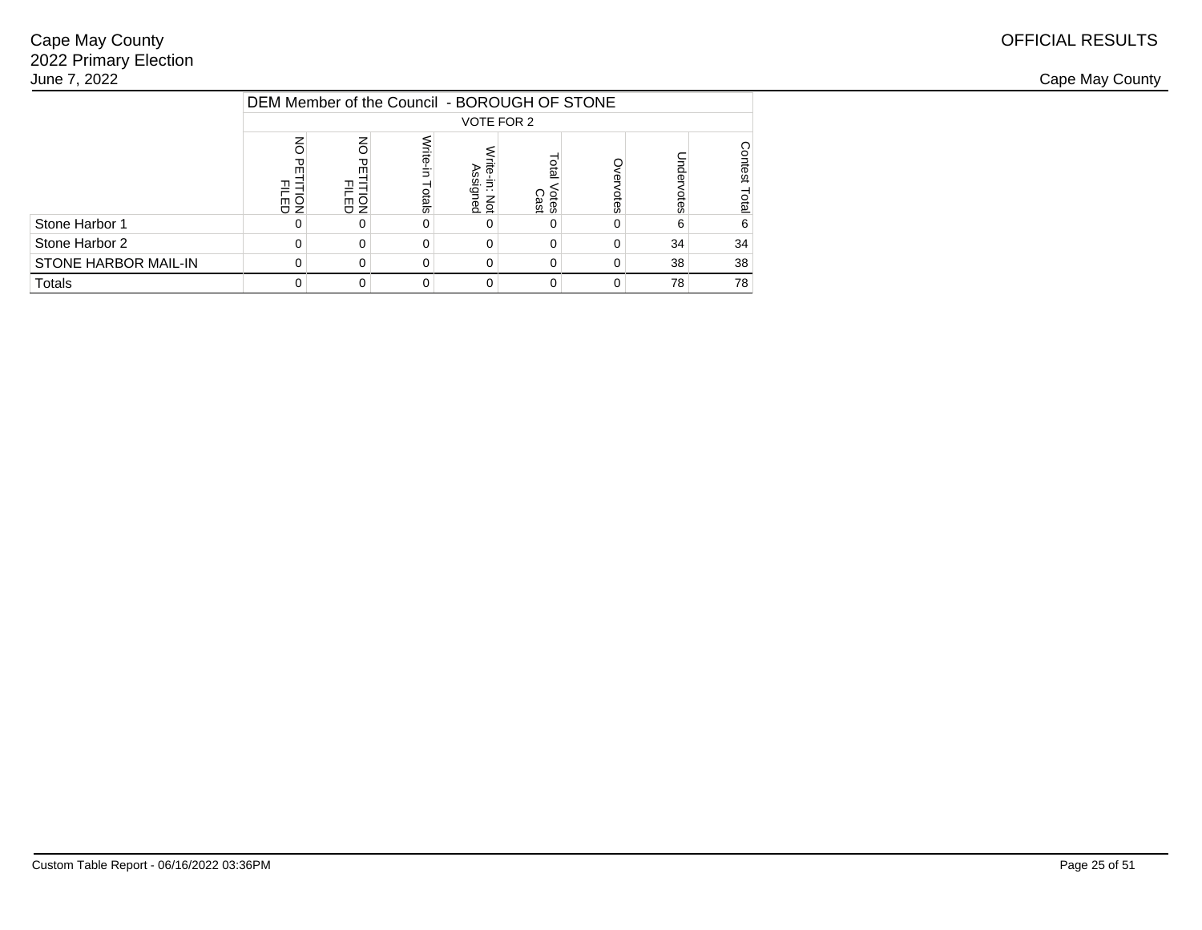Cape May County
2022 Primary Election
June 7, 2022

OFFICIAL RESULTS

Cape May County

| | DEM Member of the Council - BOROUGH OF STONE | | | | | | | |
|---|---|---|---|---|---|---|---|---|
| | VOTE FOR 2 | | | | | | | |
| | NO PETITION FILED | NO PETITION FILED | Write-in Totals | Write-in: Not Assigned | Total Votes Cast | Overvotes | Undervotes | Contest Total |
| Stone Harbor 1 | 0 | 0 | 0 | 0 | 0 | 0 | 6 | 6 |
| Stone Harbor 2 | 0 | 0 | 0 | 0 | 0 | 0 | 34 | 34 |
| STONE HARBOR MAIL-IN | 0 | 0 | 0 | 0 | 0 | 0 | 38 | 38 |
| Totals | 0 | 0 | 0 | 0 | 0 | 0 | 78 | 78 |

Custom Table Report - 06/16/2022 03:36PM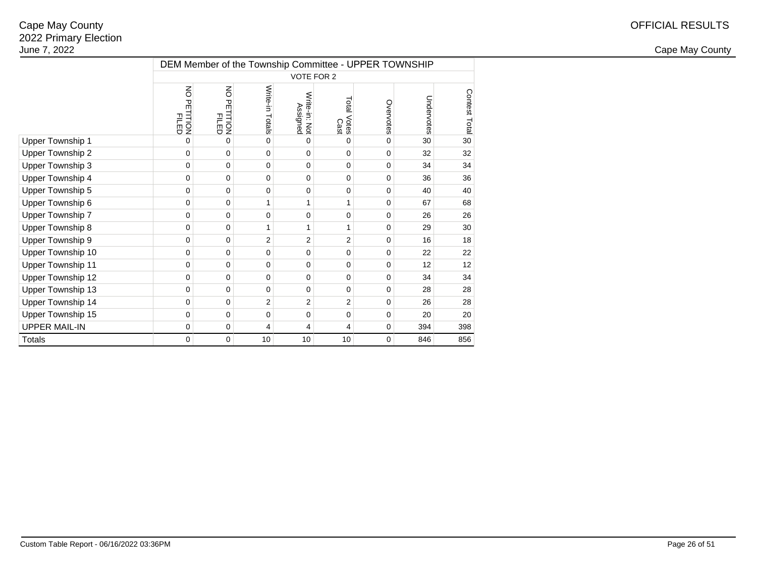Cape May County
2022 Primary Election
June 7, 2022

OFFICIAL RESULTS

Cape May County

| | DEM Member of the Township Committee - UPPER TOWNSHIP | | | | | | | |
|---|---|---|---|---|---|---|---|---|
| | VOTE FOR 2 | | | | | | | |
| | NO PETITION FILED | NO PETITION FILED | Write-in Totals | Write-in: Not Assigned | Total Votes Cast | Overvotes | Undervotes | Contest Total |
| Upper Township 1 | 0 | 0 | 0 | 0 | 0 | 0 | 30 | 30 |
| Upper Township 2 | 0 | 0 | 0 | 0 | 0 | 0 | 32 | 32 |
| Upper Township 3 | 0 | 0 | 0 | 0 | 0 | 0 | 34 | 34 |
| Upper Township 4 | 0 | 0 | 0 | 0 | 0 | 0 | 36 | 36 |
| Upper Township 5 | 0 | 0 | 0 | 0 | 0 | 0 | 40 | 40 |
| Upper Township 6 | 0 | 0 | 1 | 1 | 1 | 0 | 67 | 68 |
| Upper Township 7 | 0 | 0 | 0 | 0 | 0 | 0 | 26 | 26 |
| Upper Township 8 | 0 | 0 | 1 | 1 | 1 | 0 | 29 | 30 |
| Upper Township 9 | 0 | 0 | 2 | 2 | 2 | 0 | 16 | 18 |
| Upper Township 10 | 0 | 0 | 0 | 0 | 0 | 0 | 22 | 22 |
| Upper Township 11 | 0 | 0 | 0 | 0 | 0 | 0 | 12 | 12 |
| Upper Township 12 | 0 | 0 | 0 | 0 | 0 | 0 | 34 | 34 |
| Upper Township 13 | 0 | 0 | 0 | 0 | 0 | 0 | 28 | 28 |
| Upper Township 14 | 0 | 0 | 2 | 2 | 2 | 0 | 26 | 28 |
| Upper Township 15 | 0 | 0 | 0 | 0 | 0 | 0 | 20 | 20 |
| UPPER MAIL-IN | 0 | 0 | 4 | 4 | 4 | 0 | 394 | 398 |
| Totals | 0 | 0 | 10 | 10 | 10 | 0 | 846 | 856 |

Custom Table Report - 06/16/2022 03:36PM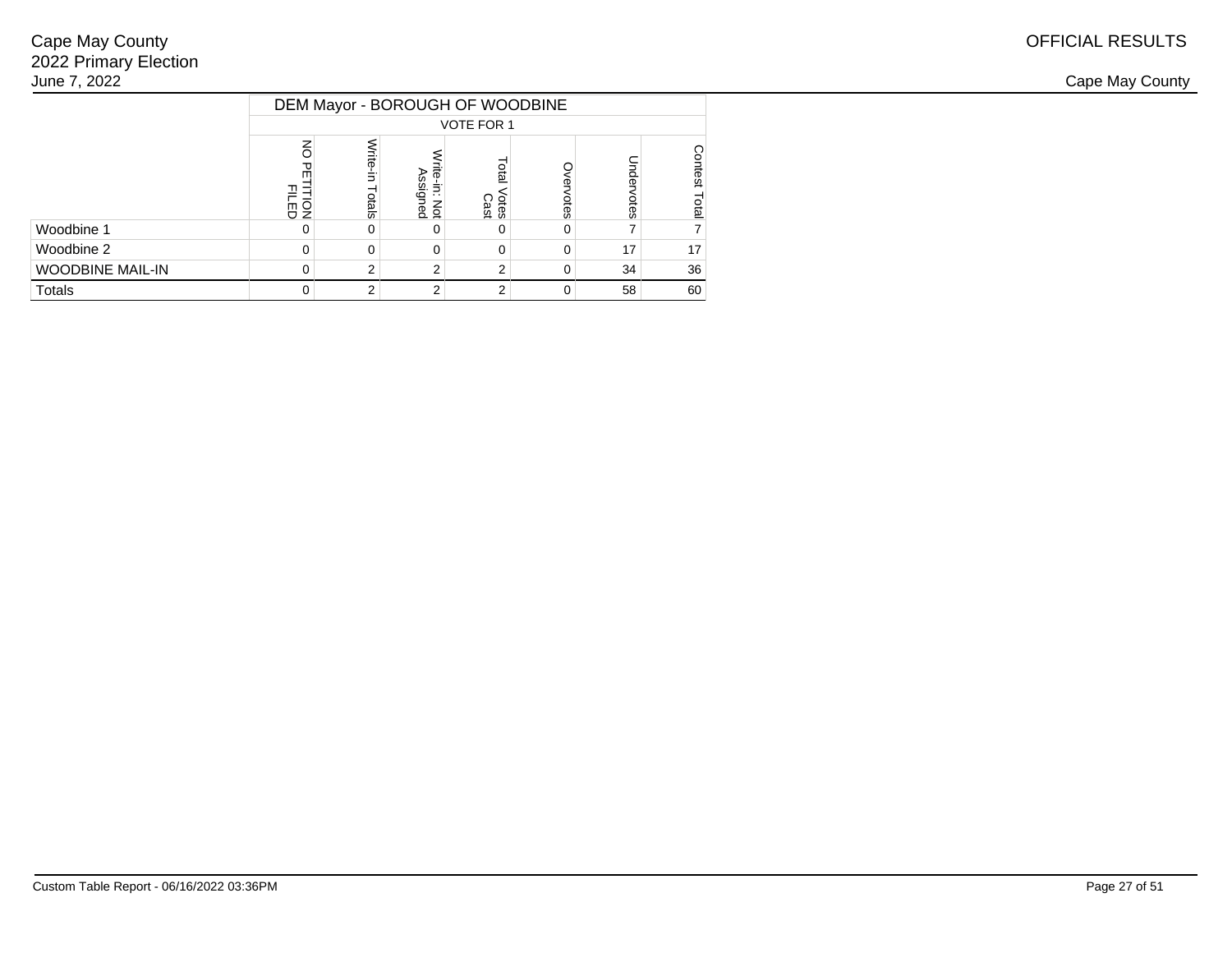Cape May County
2022 Primary Election
June 7, 2022

OFFICIAL RESULTS

Cape May County

| | DEM Mayor - BOROUGH OF WOODBINE | | | | | | |
|---|---|---|---|---|---|---|---|
| | VOTE FOR 1 | | | | | | |
| | NO PETITION FILED | Write-in Totals | Write-in: Not Assigned | Total Votes Cast | Overvotes | Undervotes | Contest Total |
| Woodbine 1 | 0 | 0 | 0 | 0 | 0 | 7 | 7 |
| Woodbine 2 | 0 | 0 | 0 | 0 | 0 | 17 | 17 |
| WOODBINE MAIL-IN | 0 | 2 | 2 | 2 | 0 | 34 | 36 |
| Totals | 0 | 2 | 2 | 2 | 0 | 58 | 60 |

Custom Table Report - 06/16/2022 03:36PM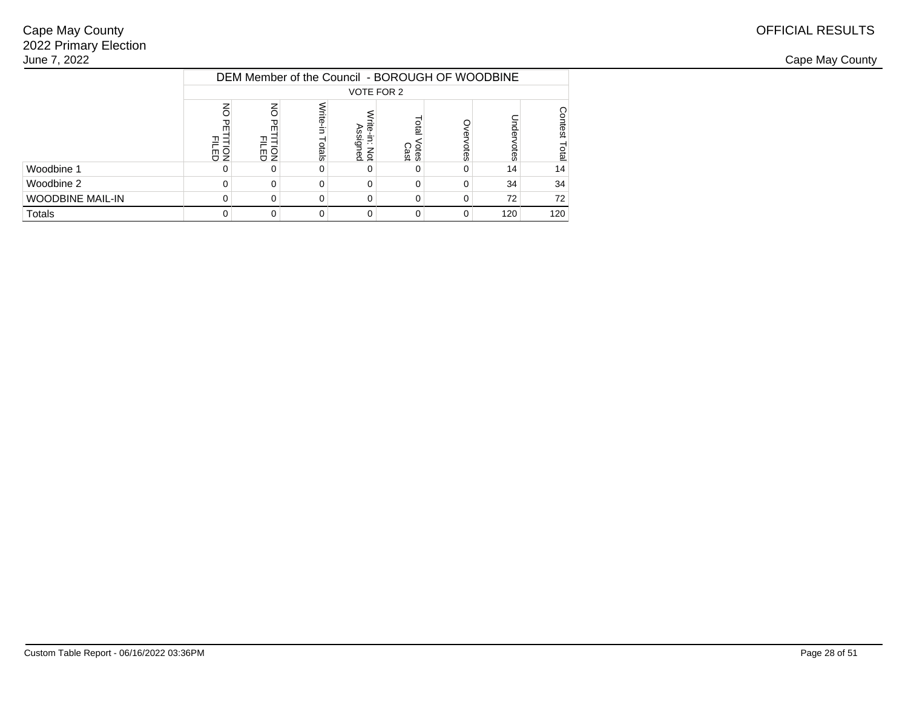Cape May County
2022 Primary Election
June 7, 2022

OFFICIAL RESULTS

Cape May County

| | DEM Member of the Council - BOROUGH OF WOODBINE | | | | | | | |
|---|---|---|---|---|---|---|---|---|
| | VOTE FOR 2 | | | | | | | |
| | NO PETITION FILED | NO PETITION FILED | Write-in Totals | Write-in: Not Assigned | Total Votes Cast | Overvotes | Undervotes | Contest Total |
| Woodbine 1 | 0 | 0 | 0 | 0 | 0 | 0 | 14 | 14 |
| Woodbine 2 | 0 | 0 | 0 | 0 | 0 | 0 | 34 | 34 |
| WOODBINE MAIL-IN | 0 | 0 | 0 | 0 | 0 | 0 | 72 | 72 |
| Totals | 0 | 0 | 0 | 0 | 0 | 0 | 120 | 120 |

Custom Table Report - 06/16/2022 03:36PM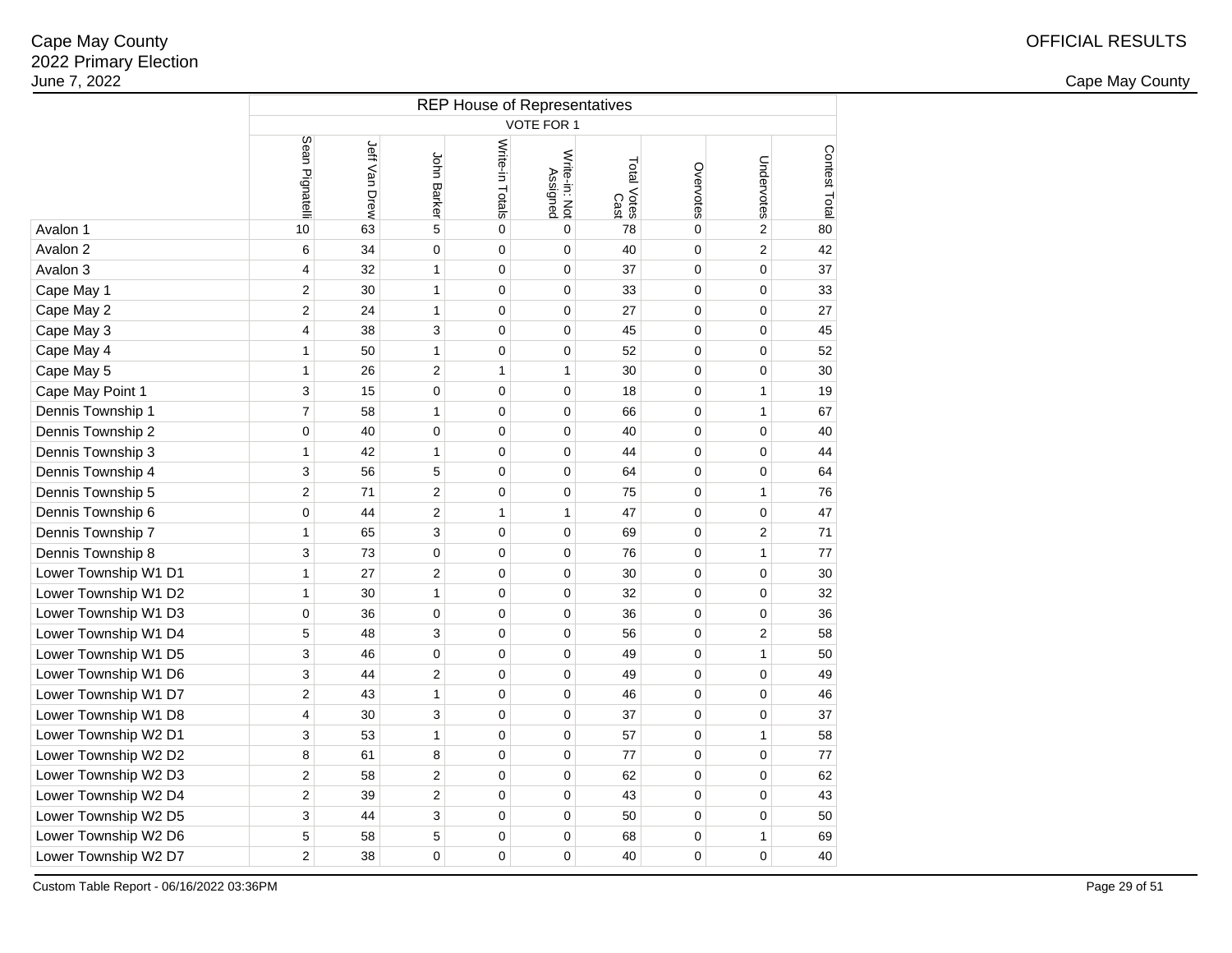Cape May County
2022 Primary Election
June 7, 2022

OFFICIAL RESULTS

Cape May County

| | REP House of Representatives | | | | | | | | |
|---|---|---|---|---|---|---|---|---|---|
| | VOTE FOR 1 | | | | | | | | |
| | Sean Pignatelli | Jeff Van Drew | John Barker | Write-in Totals | Write-in: Not Assigned | Total Votes Cast | Overvotes | Undervotes | Contest Total |
| Avalon 1 | 10 | 63 | 5 | 0 | 0 | 78 | 0 | 2 | 80 |
| Avalon 2 | 6 | 34 | 0 | 0 | 0 | 40 | 0 | 2 | 42 |
| Avalon 3 | 4 | 32 | 1 | 0 | 0 | 37 | 0 | 0 | 37 |
| Cape May 1 | 2 | 30 | 1 | 0 | 0 | 33 | 0 | 0 | 33 |
| Cape May 2 | 2 | 24 | 1 | 0 | 0 | 27 | 0 | 0 | 27 |
| Cape May 3 | 4 | 38 | 3 | 0 | 0 | 45 | 0 | 0 | 45 |
| Cape May 4 | 1 | 50 | 1 | 0 | 0 | 52 | 0 | 0 | 52 |
| Cape May 5 | 1 | 26 | 2 | 1 | 1 | 30 | 0 | 0 | 30 |
| Cape May Point 1 | 3 | 15 | 0 | 0 | 0 | 18 | 0 | 1 | 19 |
| Dennis Township 1 | 7 | 58 | 1 | 0 | 0 | 66 | 0 | 1 | 67 |
| Dennis Township 2 | 0 | 40 | 0 | 0 | 0 | 40 | 0 | 0 | 40 |
| Dennis Township 3 | 1 | 42 | 1 | 0 | 0 | 44 | 0 | 0 | 44 |
| Dennis Township 4 | 3 | 56 | 5 | 0 | 0 | 64 | 0 | 0 | 64 |
| Dennis Township 5 | 2 | 71 | 2 | 0 | 0 | 75 | 0 | 1 | 76 |
| Dennis Township 6 | 0 | 44 | 2 | 1 | 1 | 47 | 0 | 0 | 47 |
| Dennis Township 7 | 1 | 65 | 3 | 0 | 0 | 69 | 0 | 2 | 71 |
| Dennis Township 8 | 3 | 73 | 0 | 0 | 0 | 76 | 0 | 1 | 77 |
| Lower Township W1 D1 | 1 | 27 | 2 | 0 | 0 | 30 | 0 | 0 | 30 |
| Lower Township W1 D2 | 1 | 30 | 1 | 0 | 0 | 32 | 0 | 0 | 32 |
| Lower Township W1 D3 | 0 | 36 | 0 | 0 | 0 | 36 | 0 | 0 | 36 |
| Lower Township W1 D4 | 5 | 48 | 3 | 0 | 0 | 56 | 0 | 2 | 58 |
| Lower Township W1 D5 | 3 | 46 | 0 | 0 | 0 | 49 | 0 | 1 | 50 |
| Lower Township W1 D6 | 3 | 44 | 2 | 0 | 0 | 49 | 0 | 0 | 49 |
| Lower Township W1 D7 | 2 | 43 | 1 | 0 | 0 | 46 | 0 | 0 | 46 |
| Lower Township W1 D8 | 4 | 30 | 3 | 0 | 0 | 37 | 0 | 0 | 37 |
| Lower Township W2 D1 | 3 | 53 | 1 | 0 | 0 | 57 | 0 | 1 | 58 |
| Lower Township W2 D2 | 8 | 61 | 8 | 0 | 0 | 77 | 0 | 0 | 77 |
| Lower Township W2 D3 | 2 | 58 | 2 | 0 | 0 | 62 | 0 | 0 | 62 |
| Lower Township W2 D4 | 2 | 39 | 2 | 0 | 0 | 43 | 0 | 0 | 43 |
| Lower Township W2 D5 | 3 | 44 | 3 | 0 | 0 | 50 | 0 | 0 | 50 |
| Lower Township W2 D6 | 5 | 58 | 5 | 0 | 0 | 68 | 0 | 1 | 69 |
| Lower Township W2 D7 | 2 | 38 | 0 | 0 | 0 | 40 | 0 | 0 | 40 |

Custom Table Report - 06/16/2022 03:36PM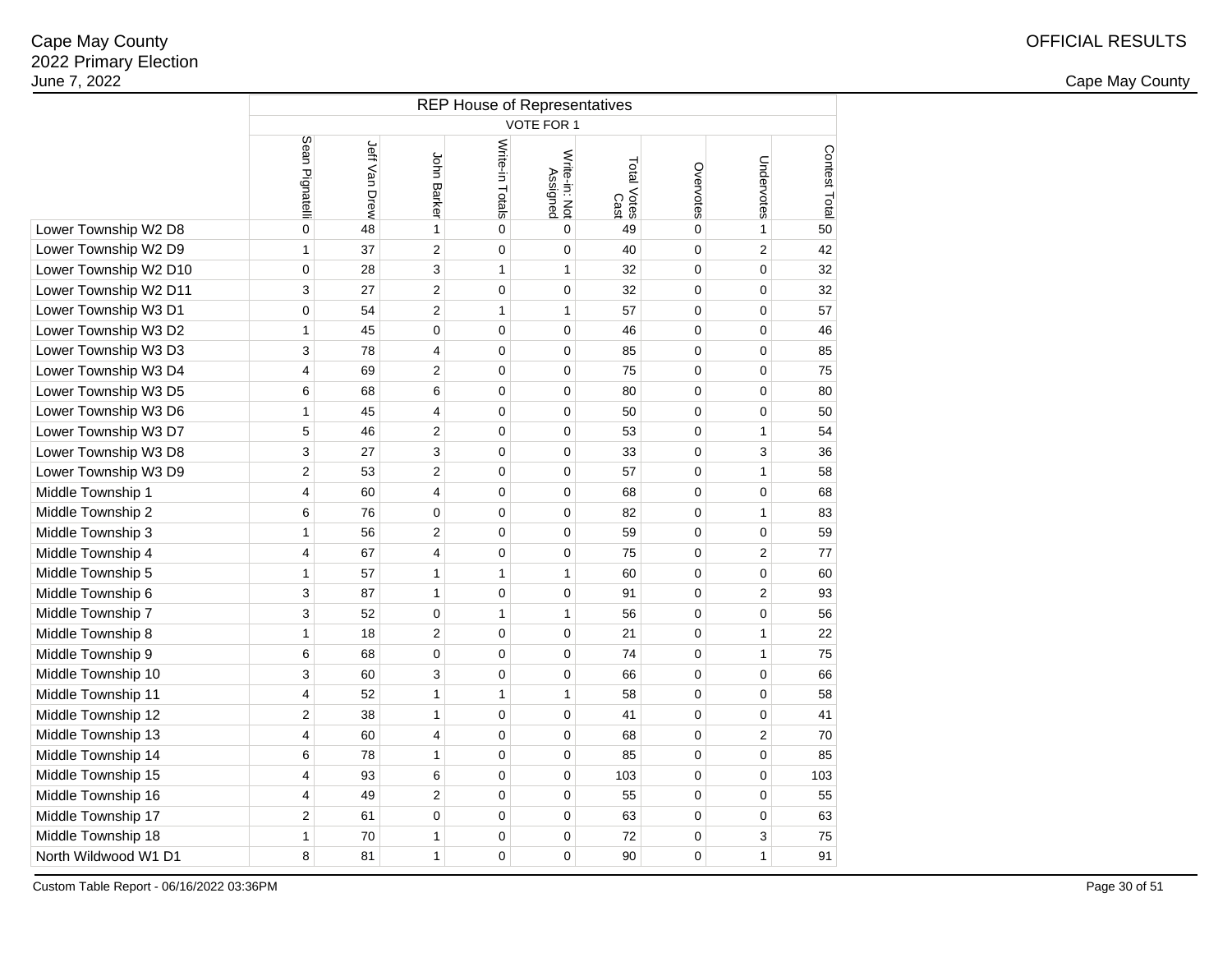Cape May County
2022 Primary Election
June 7, 2022

OFFICIAL RESULTS

Cape May County

| | REP House of Representatives | | | | | | | | |
|---|---|---|---|---|---|---|---|---|---|
| | VOTE FOR 1 | | | | | | | | |
| | Sean Pignatelli | Jeff Van Drew | John Barker | Write-in Totals | Write-in: Not Assigned | Total Votes Cast | Overvotes | Undervotes | Contest Total |
| Lower Township W2 D8 | 0 | 48 | 1 | 0 | 0 | 49 | 0 | 1 | 50 |
| Lower Township W2 D9 | 1 | 37 | 2 | 0 | 0 | 40 | 0 | 2 | 42 |
| Lower Township W2 D10 | 0 | 28 | 3 | 1 | 1 | 32 | 0 | 0 | 32 |
| Lower Township W2 D11 | 3 | 27 | 2 | 0 | 0 | 32 | 0 | 0 | 32 |
| Lower Township W3 D1 | 0 | 54 | 2 | 1 | 1 | 57 | 0 | 0 | 57 |
| Lower Township W3 D2 | 1 | 45 | 0 | 0 | 0 | 46 | 0 | 0 | 46 |
| Lower Township W3 D3 | 3 | 78 | 4 | 0 | 0 | 85 | 0 | 0 | 85 |
| Lower Township W3 D4 | 4 | 69 | 2 | 0 | 0 | 75 | 0 | 0 | 75 |
| Lower Township W3 D5 | 6 | 68 | 6 | 0 | 0 | 80 | 0 | 0 | 80 |
| Lower Township W3 D6 | 1 | 45 | 4 | 0 | 0 | 50 | 0 | 0 | 50 |
| Lower Township W3 D7 | 5 | 46 | 2 | 0 | 0 | 53 | 0 | 1 | 54 |
| Lower Township W3 D8 | 3 | 27 | 3 | 0 | 0 | 33 | 0 | 3 | 36 |
| Lower Township W3 D9 | 2 | 53 | 2 | 0 | 0 | 57 | 0 | 1 | 58 |
| Middle Township 1 | 4 | 60 | 4 | 0 | 0 | 68 | 0 | 0 | 68 |
| Middle Township 2 | 6 | 76 | 0 | 0 | 0 | 82 | 0 | 1 | 83 |
| Middle Township 3 | 1 | 56 | 2 | 0 | 0 | 59 | 0 | 0 | 59 |
| Middle Township 4 | 4 | 67 | 4 | 0 | 0 | 75 | 0 | 2 | 77 |
| Middle Township 5 | 1 | 57 | 1 | 1 | 1 | 60 | 0 | 0 | 60 |
| Middle Township 6 | 3 | 87 | 1 | 0 | 0 | 91 | 0 | 2 | 93 |
| Middle Township 7 | 3 | 52 | 0 | 1 | 1 | 56 | 0 | 0 | 56 |
| Middle Township 8 | 1 | 18 | 2 | 0 | 0 | 21 | 0 | 1 | 22 |
| Middle Township 9 | 6 | 68 | 0 | 0 | 0 | 74 | 0 | 1 | 75 |
| Middle Township 10 | 3 | 60 | 3 | 0 | 0 | 66 | 0 | 0 | 66 |
| Middle Township 11 | 4 | 52 | 1 | 1 | 1 | 58 | 0 | 0 | 58 |
| Middle Township 12 | 2 | 38 | 1 | 0 | 0 | 41 | 0 | 0 | 41 |
| Middle Township 13 | 4 | 60 | 4 | 0 | 0 | 68 | 0 | 2 | 70 |
| Middle Township 14 | 6 | 78 | 1 | 0 | 0 | 85 | 0 | 0 | 85 |
| Middle Township 15 | 4 | 93 | 6 | 0 | 0 | 103 | 0 | 0 | 103 |
| Middle Township 16 | 4 | 49 | 2 | 0 | 0 | 55 | 0 | 0 | 55 |
| Middle Township 17 | 2 | 61 | 0 | 0 | 0 | 63 | 0 | 0 | 63 |
| Middle Township 18 | 1 | 70 | 1 | 0 | 0 | 72 | 0 | 3 | 75 |
| North Wildwood W1 D1 | 8 | 81 | 1 | 0 | 0 | 90 | 0 | 1 | 91 |

Custom Table Report - 06/16/2022 03:36PM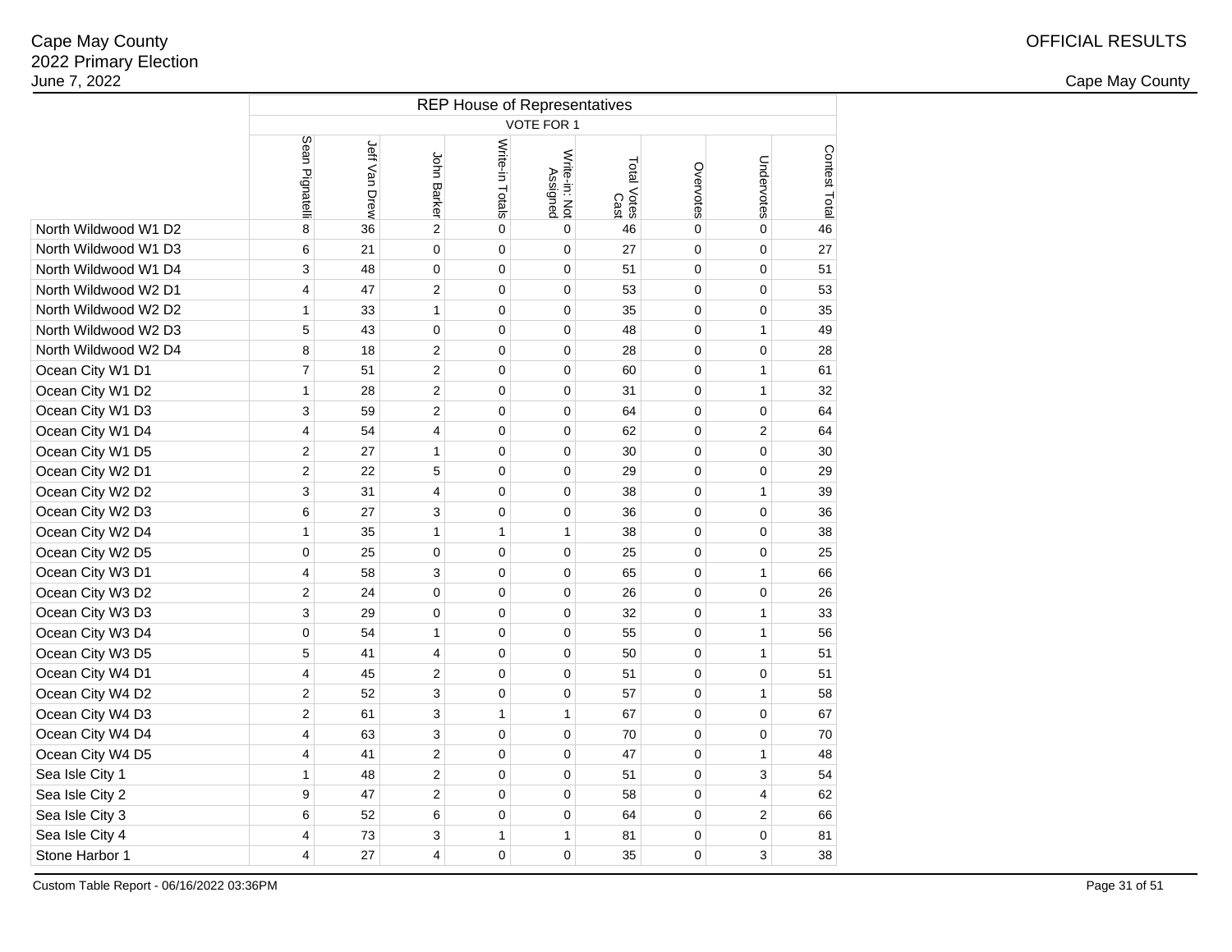Cape May County
2022 Primary Election
June 7, 2022

OFFICIAL RESULTS

Cape May County

| | REP House of Representatives | | | | | | | | |
|---|---|---|---|---|---|---|---|---|---|
| | VOTE FOR 1 | | | | | | | | |
| | Sean Pignatelli | Jeff Van Drew | John Barker | Write-in Totals | Write-in: Not Assigned | Total Votes Cast | Overvotes | Undervotes | Contest Total |
| North Wildwood W1 D2 | 8 | 36 | 2 | 0 | 0 | 46 | 0 | 0 | 46 |
| North Wildwood W1 D3 | 6 | 21 | 0 | 0 | 0 | 27 | 0 | 0 | 27 |
| North Wildwood W1 D4 | 3 | 48 | 0 | 0 | 0 | 51 | 0 | 0 | 51 |
| North Wildwood W2 D1 | 4 | 47 | 2 | 0 | 0 | 53 | 0 | 0 | 53 |
| North Wildwood W2 D2 | 1 | 33 | 1 | 0 | 0 | 35 | 0 | 0 | 35 |
| North Wildwood W2 D3 | 5 | 43 | 0 | 0 | 0 | 48 | 0 | 1 | 49 |
| North Wildwood W2 D4 | 8 | 18 | 2 | 0 | 0 | 28 | 0 | 0 | 28 |
| Ocean City W1 D1 | 7 | 51 | 2 | 0 | 0 | 60 | 0 | 1 | 61 |
| Ocean City W1 D2 | 1 | 28 | 2 | 0 | 0 | 31 | 0 | 1 | 32 |
| Ocean City W1 D3 | 3 | 59 | 2 | 0 | 0 | 64 | 0 | 0 | 64 |
| Ocean City W1 D4 | 4 | 54 | 4 | 0 | 0 | 62 | 0 | 2 | 64 |
| Ocean City W1 D5 | 2 | 27 | 1 | 0 | 0 | 30 | 0 | 0 | 30 |
| Ocean City W2 D1 | 2 | 22 | 5 | 0 | 0 | 29 | 0 | 0 | 29 |
| Ocean City W2 D2 | 3 | 31 | 4 | 0 | 0 | 38 | 0 | 1 | 39 |
| Ocean City W2 D3 | 6 | 27 | 3 | 0 | 0 | 36 | 0 | 0 | 36 |
| Ocean City W2 D4 | 1 | 35 | 1 | 1 | 1 | 38 | 0 | 0 | 38 |
| Ocean City W2 D5 | 0 | 25 | 0 | 0 | 0 | 25 | 0 | 0 | 25 |
| Ocean City W3 D1 | 4 | 58 | 3 | 0 | 0 | 65 | 0 | 1 | 66 |
| Ocean City W3 D2 | 2 | 24 | 0 | 0 | 0 | 26 | 0 | 0 | 26 |
| Ocean City W3 D3 | 3 | 29 | 0 | 0 | 0 | 32 | 0 | 1 | 33 |
| Ocean City W3 D4 | 0 | 54 | 1 | 0 | 0 | 55 | 0 | 1 | 56 |
| Ocean City W3 D5 | 5 | 41 | 4 | 0 | 0 | 50 | 0 | 1 | 51 |
| Ocean City W4 D1 | 4 | 45 | 2 | 0 | 0 | 51 | 0 | 0 | 51 |
| Ocean City W4 D2 | 2 | 52 | 3 | 0 | 0 | 57 | 0 | 1 | 58 |
| Ocean City W4 D3 | 2 | 61 | 3 | 1 | 1 | 67 | 0 | 0 | 67 |
| Ocean City W4 D4 | 4 | 63 | 3 | 0 | 0 | 70 | 0 | 0 | 70 |
| Ocean City W4 D5 | 4 | 41 | 2 | 0 | 0 | 47 | 0 | 1 | 48 |
| Sea Isle City 1 | 1 | 48 | 2 | 0 | 0 | 51 | 0 | 3 | 54 |
| Sea Isle City 2 | 9 | 47 | 2 | 0 | 0 | 58 | 0 | 4 | 62 |
| Sea Isle City 3 | 6 | 52 | 6 | 0 | 0 | 64 | 0 | 2 | 66 |
| Sea Isle City 4 | 4 | 73 | 3 | 1 | 1 | 81 | 0 | 0 | 81 |
| Stone Harbor 1 | 4 | 27 | 4 | 0 | 0 | 35 | 0 | 3 | 38 |

Custom Table Report - 06/16/2022 03:36PM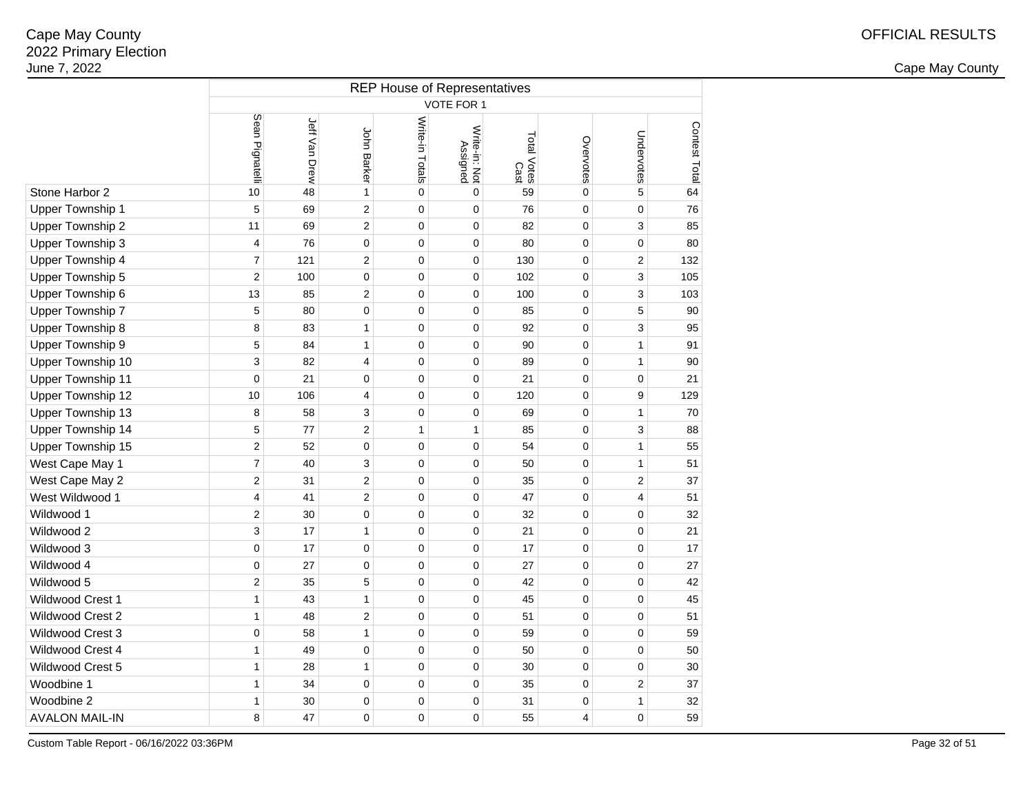Cape May County
2022 Primary Election
June 7, 2022

OFFICIAL RESULTS

Cape May County

| | REP House of Representatives | | | | | | | | |
|---|---|---|---|---|---|---|---|---|---|
| | VOTE FOR 1 | | | | | | | | |
| | Sean Pignatelli | Jeff Van Drew | John Barker | Write-in Totals | Write-in: Not Assigned | Total Votes Cast | Overvotes | Undervotes | Contest Total |
| Stone Harbor 2 | 10 | 48 | 1 | 0 | 0 | 59 | 0 | 5 | 64 |
| Upper Township 1 | 5 | 69 | 2 | 0 | 0 | 76 | 0 | 0 | 76 |
| Upper Township 2 | 11 | 69 | 2 | 0 | 0 | 82 | 0 | 3 | 85 |
| Upper Township 3 | 4 | 76 | 0 | 0 | 0 | 80 | 0 | 0 | 80 |
| Upper Township 4 | 7 | 121 | 2 | 0 | 0 | 130 | 0 | 2 | 132 |
| Upper Township 5 | 2 | 100 | 0 | 0 | 0 | 102 | 0 | 3 | 105 |
| Upper Township 6 | 13 | 85 | 2 | 0 | 0 | 100 | 0 | 3 | 103 |
| Upper Township 7 | 5 | 80 | 0 | 0 | 0 | 85 | 0 | 5 | 90 |
| Upper Township 8 | 8 | 83 | 1 | 0 | 0 | 92 | 0 | 3 | 95 |
| Upper Township 9 | 5 | 84 | 1 | 0 | 0 | 90 | 0 | 1 | 91 |
| Upper Township 10 | 3 | 82 | 4 | 0 | 0 | 89 | 0 | 1 | 90 |
| Upper Township 11 | 0 | 21 | 0 | 0 | 0 | 21 | 0 | 0 | 21 |
| Upper Township 12 | 10 | 106 | 4 | 0 | 0 | 120 | 0 | 9 | 129 |
| Upper Township 13 | 8 | 58 | 3 | 0 | 0 | 69 | 0 | 1 | 70 |
| Upper Township 14 | 5 | 77 | 2 | 1 | 1 | 85 | 0 | 3 | 88 |
| Upper Township 15 | 2 | 52 | 0 | 0 | 0 | 54 | 0 | 1 | 55 |
| West Cape May 1 | 7 | 40 | 3 | 0 | 0 | 50 | 0 | 1 | 51 |
| West Cape May 2 | 2 | 31 | 2 | 0 | 0 | 35 | 0 | 2 | 37 |
| West Wildwood 1 | 4 | 41 | 2 | 0 | 0 | 47 | 0 | 4 | 51 |
| Wildwood 1 | 2 | 30 | 0 | 0 | 0 | 32 | 0 | 0 | 32 |
| Wildwood 2 | 3 | 17 | 1 | 0 | 0 | 21 | 0 | 0 | 21 |
| Wildwood 3 | 0 | 17 | 0 | 0 | 0 | 17 | 0 | 0 | 17 |
| Wildwood 4 | 0 | 27 | 0 | 0 | 0 | 27 | 0 | 0 | 27 |
| Wildwood 5 | 2 | 35 | 5 | 0 | 0 | 42 | 0 | 0 | 42 |
| Wildwood Crest 1 | 1 | 43 | 1 | 0 | 0 | 45 | 0 | 0 | 45 |
| Wildwood Crest 2 | 1 | 48 | 2 | 0 | 0 | 51 | 0 | 0 | 51 |
| Wildwood Crest 3 | 0 | 58 | 1 | 0 | 0 | 59 | 0 | 0 | 59 |
| Wildwood Crest 4 | 1 | 49 | 0 | 0 | 0 | 50 | 0 | 0 | 50 |
| Wildwood Crest 5 | 1 | 28 | 1 | 0 | 0 | 30 | 0 | 0 | 30 |
| Woodbine 1 | 1 | 34 | 0 | 0 | 0 | 35 | 0 | 2 | 37 |
| Woodbine 2 | 1 | 30 | 0 | 0 | 0 | 31 | 0 | 1 | 32 |
| AVALON MAIL-IN | 8 | 47 | 0 | 0 | 0 | 55 | 4 | 0 | 59 |

Custom Table Report - 06/16/2022 03:36PM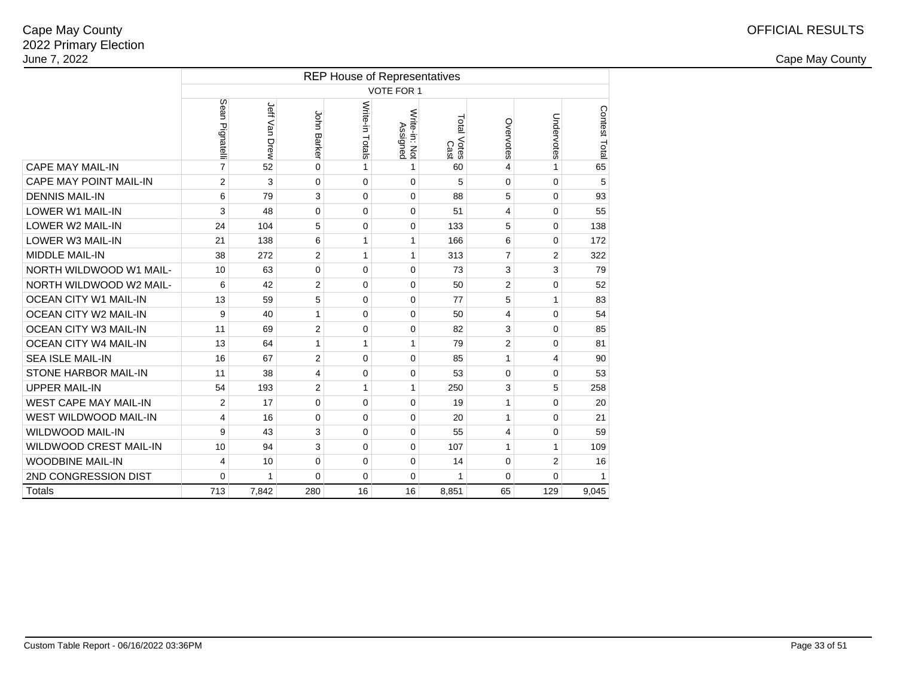Cape May County
2022 Primary Election
June 7, 2022

OFFICIAL RESULTS

Cape May County

| | REP House of Representatives | | | | | | | | |
|---|---|---|---|---|---|---|---|---|---|
| | VOTE FOR 1 | | | | | | | | |
| | Sean Pignatelli | Jeff Van Drew | John Barker | Write-in Totals | Write-in: Not Assigned | Total Votes Cast | Overvotes | Undervotes | Contest Total |
| CAPE MAY MAIL-IN | 7 | 52 | 0 | 1 | 1 | 60 | 4 | 1 | 65 |
| CAPE MAY POINT MAIL-IN | 2 | 3 | 0 | 0 | 0 | 5 | 0 | 0 | 5 |
| DENNIS MAIL-IN | 6 | 79 | 3 | 0 | 0 | 88 | 5 | 0 | 93 |
| LOWER W1 MAIL-IN | 3 | 48 | 0 | 0 | 0 | 51 | 4 | 0 | 55 |
| LOWER W2 MAIL-IN | 24 | 104 | 5 | 0 | 0 | 133 | 5 | 0 | 138 |
| LOWER W3 MAIL-IN | 21 | 138 | 6 | 1 | 1 | 166 | 6 | 0 | 172 |
| MIDDLE MAIL-IN | 38 | 272 | 2 | 1 | 1 | 313 | 7 | 2 | 322 |
| NORTH WILDWOOD W1 MAIL- | 10 | 63 | 0 | 0 | 0 | 73 | 3 | 3 | 79 |
| NORTH WILDWOOD W2 MAIL- | 6 | 42 | 2 | 0 | 0 | 50 | 2 | 0 | 52 |
| OCEAN CITY W1 MAIL-IN | 13 | 59 | 5 | 0 | 0 | 77 | 5 | 1 | 83 |
| OCEAN CITY W2 MAIL-IN | 9 | 40 | 1 | 0 | 0 | 50 | 4 | 0 | 54 |
| OCEAN CITY W3 MAIL-IN | 11 | 69 | 2 | 0 | 0 | 82 | 3 | 0 | 85 |
| OCEAN CITY W4 MAIL-IN | 13 | 64 | 1 | 1 | 1 | 79 | 2 | 0 | 81 |
| SEA ISLE MAIL-IN | 16 | 67 | 2 | 0 | 0 | 85 | 1 | 4 | 90 |
| STONE HARBOR MAIL-IN | 11 | 38 | 4 | 0 | 0 | 53 | 0 | 0 | 53 |
| UPPER MAIL-IN | 54 | 193 | 2 | 1 | 1 | 250 | 3 | 5 | 258 |
| WEST CAPE MAY MAIL-IN | 2 | 17 | 0 | 0 | 0 | 19 | 1 | 0 | 20 |
| WEST WILDWOOD MAIL-IN | 4 | 16 | 0 | 0 | 0 | 20 | 1 | 0 | 21 |
| WILDWOOD MAIL-IN | 9 | 43 | 3 | 0 | 0 | 55 | 4 | 0 | 59 |
| WILDWOOD CREST MAIL-IN | 10 | 94 | 3 | 0 | 0 | 107 | 1 | 1 | 109 |
| WOODBINE MAIL-IN | 4 | 10 | 0 | 0 | 0 | 14 | 0 | 2 | 16 |
| 2ND CONGRESSION DIST | 0 | 1 | 0 | 0 | 0 | 1 | 0 | 0 | 1 |
| Totals | 713 | 7,842 | 280 | 16 | 16 | 8,851 | 65 | 129 | 9,045 |

Custom Table Report - 06/16/2022 03:36PM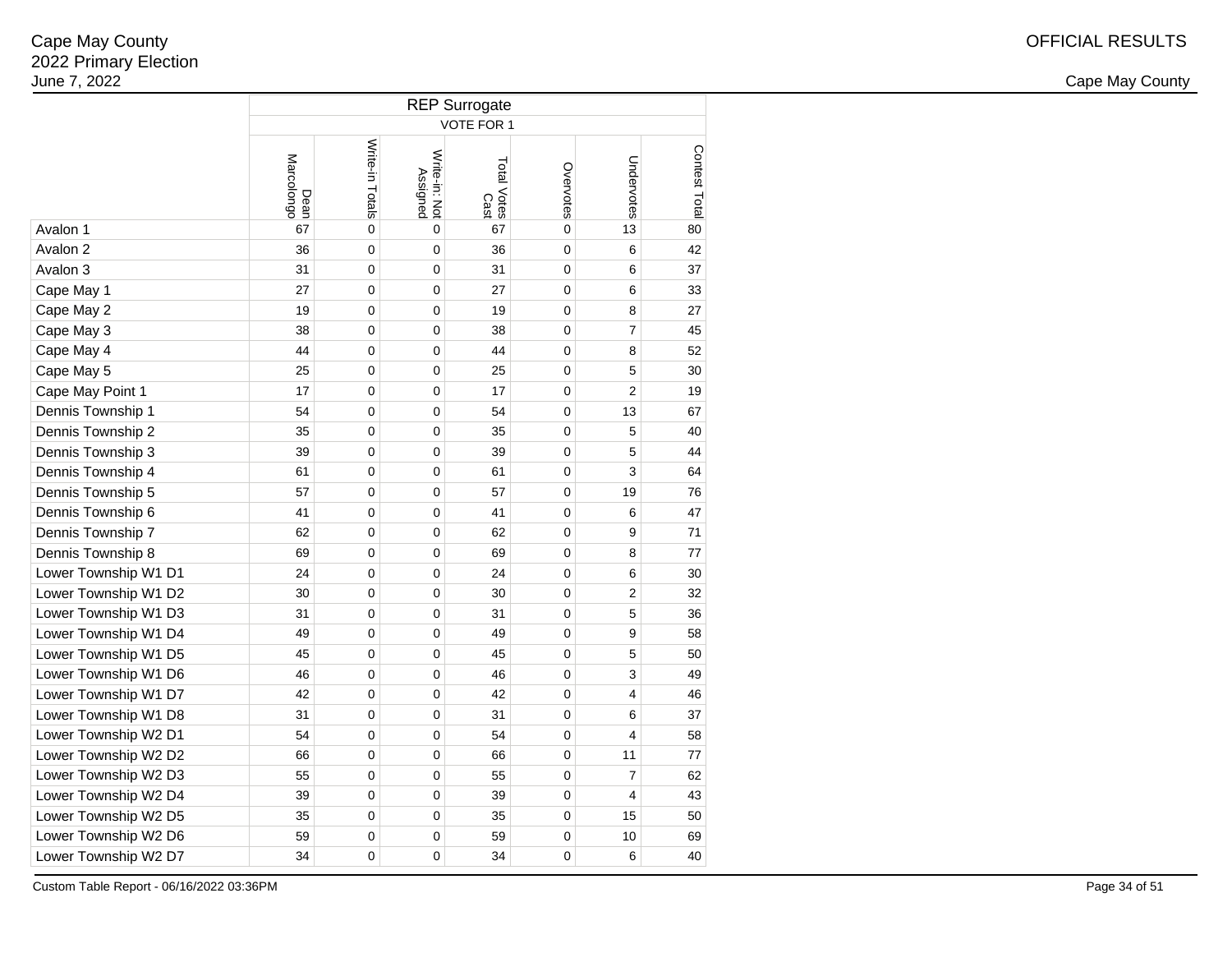Cape May County
2022 Primary Election
June 7, 2022

OFFICIAL RESULTS

Cape May County

| | REP Surrogate | | | | | | |
|---|---|---|---|---|---|---|---|
| | VOTE FOR 1 | | | | | | |
| | Dean Marcolongo | Write-in Totals | Write-in: Not Assigned | Total Votes Cast | Overvotes | Undervotes | Contest Total |
| Avalon 1 | 67 | 0 | 0 | 67 | 0 | 13 | 80 |
| Avalon 2 | 36 | 0 | 0 | 36 | 0 | 6 | 42 |
| Avalon 3 | 31 | 0 | 0 | 31 | 0 | 6 | 37 |
| Cape May 1 | 27 | 0 | 0 | 27 | 0 | 6 | 33 |
| Cape May 2 | 19 | 0 | 0 | 19 | 0 | 8 | 27 |
| Cape May 3 | 38 | 0 | 0 | 38 | 0 | 7 | 45 |
| Cape May 4 | 44 | 0 | 0 | 44 | 0 | 8 | 52 |
| Cape May 5 | 25 | 0 | 0 | 25 | 0 | 5 | 30 |
| Cape May Point 1 | 17 | 0 | 0 | 17 | 0 | 2 | 19 |
| Dennis Township 1 | 54 | 0 | 0 | 54 | 0 | 13 | 67 |
| Dennis Township 2 | 35 | 0 | 0 | 35 | 0 | 5 | 40 |
| Dennis Township 3 | 39 | 0 | 0 | 39 | 0 | 5 | 44 |
| Dennis Township 4 | 61 | 0 | 0 | 61 | 0 | 3 | 64 |
| Dennis Township 5 | 57 | 0 | 0 | 57 | 0 | 19 | 76 |
| Dennis Township 6 | 41 | 0 | 0 | 41 | 0 | 6 | 47 |
| Dennis Township 7 | 62 | 0 | 0 | 62 | 0 | 9 | 71 |
| Dennis Township 8 | 69 | 0 | 0 | 69 | 0 | 8 | 77 |
| Lower Township W1 D1 | 24 | 0 | 0 | 24 | 0 | 6 | 30 |
| Lower Township W1 D2 | 30 | 0 | 0 | 30 | 0 | 2 | 32 |
| Lower Township W1 D3 | 31 | 0 | 0 | 31 | 0 | 5 | 36 |
| Lower Township W1 D4 | 49 | 0 | 0 | 49 | 0 | 9 | 58 |
| Lower Township W1 D5 | 45 | 0 | 0 | 45 | 0 | 5 | 50 |
| Lower Township W1 D6 | 46 | 0 | 0 | 46 | 0 | 3 | 49 |
| Lower Township W1 D7 | 42 | 0 | 0 | 42 | 0 | 4 | 46 |
| Lower Township W1 D8 | 31 | 0 | 0 | 31 | 0 | 6 | 37 |
| Lower Township W2 D1 | 54 | 0 | 0 | 54 | 0 | 4 | 58 |
| Lower Township W2 D2 | 66 | 0 | 0 | 66 | 0 | 11 | 77 |
| Lower Township W2 D3 | 55 | 0 | 0 | 55 | 0 | 7 | 62 |
| Lower Township W2 D4 | 39 | 0 | 0 | 39 | 0 | 4 | 43 |
| Lower Township W2 D5 | 35 | 0 | 0 | 35 | 0 | 15 | 50 |
| Lower Township W2 D6 | 59 | 0 | 0 | 59 | 0 | 10 | 69 |
| Lower Township W2 D7 | 34 | 0 | 0 | 34 | 0 | 6 | 40 |

Custom Table Report - 06/16/2022 03:36PM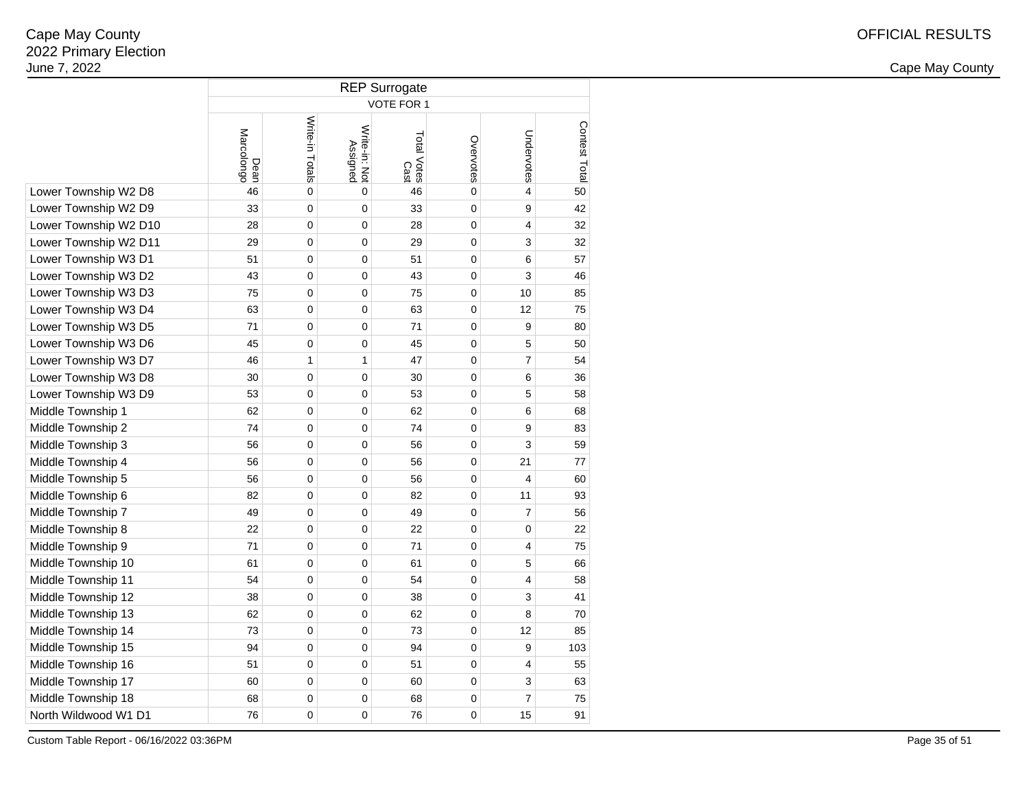Cape May County
2022 Primary Election
June 7, 2022

OFFICIAL RESULTS

Cape May County

| | REP Surrogate | | | | | | |
|---|---|---|---|---|---|---|---|
| | VOTE FOR 1 | | | | | | |
| | Dean Marcolongo | Write-in Totals | Write-in: Not Assigned | Total Votes Cast | Overvotes | Undervotes | Contest Total |
| Lower Township W2 D8 | 46 | 0 | 0 | 46 | 0 | 4 | 50 |
| Lower Township W2 D9 | 33 | 0 | 0 | 33 | 0 | 9 | 42 |
| Lower Township W2 D10 | 28 | 0 | 0 | 28 | 0 | 4 | 32 |
| Lower Township W2 D11 | 29 | 0 | 0 | 29 | 0 | 3 | 32 |
| Lower Township W3 D1 | 51 | 0 | 0 | 51 | 0 | 6 | 57 |
| Lower Township W3 D2 | 43 | 0 | 0 | 43 | 0 | 3 | 46 |
| Lower Township W3 D3 | 75 | 0 | 0 | 75 | 0 | 10 | 85 |
| Lower Township W3 D4 | 63 | 0 | 0 | 63 | 0 | 12 | 75 |
| Lower Township W3 D5 | 71 | 0 | 0 | 71 | 0 | 9 | 80 |
| Lower Township W3 D6 | 45 | 0 | 0 | 45 | 0 | 5 | 50 |
| Lower Township W3 D7 | 46 | 1 | 1 | 47 | 0 | 7 | 54 |
| Lower Township W3 D8 | 30 | 0 | 0 | 30 | 0 | 6 | 36 |
| Lower Township W3 D9 | 53 | 0 | 0 | 53 | 0 | 5 | 58 |
| Middle Township 1 | 62 | 0 | 0 | 62 | 0 | 6 | 68 |
| Middle Township 2 | 74 | 0 | 0 | 74 | 0 | 9 | 83 |
| Middle Township 3 | 56 | 0 | 0 | 56 | 0 | 3 | 59 |
| Middle Township 4 | 56 | 0 | 0 | 56 | 0 | 21 | 77 |
| Middle Township 5 | 56 | 0 | 0 | 56 | 0 | 4 | 60 |
| Middle Township 6 | 82 | 0 | 0 | 82 | 0 | 11 | 93 |
| Middle Township 7 | 49 | 0 | 0 | 49 | 0 | 7 | 56 |
| Middle Township 8 | 22 | 0 | 0 | 22 | 0 | 0 | 22 |
| Middle Township 9 | 71 | 0 | 0 | 71 | 0 | 4 | 75 |
| Middle Township 10 | 61 | 0 | 0 | 61 | 0 | 5 | 66 |
| Middle Township 11 | 54 | 0 | 0 | 54 | 0 | 4 | 58 |
| Middle Township 12 | 38 | 0 | 0 | 38 | 0 | 3 | 41 |
| Middle Township 13 | 62 | 0 | 0 | 62 | 0 | 8 | 70 |
| Middle Township 14 | 73 | 0 | 0 | 73 | 0 | 12 | 85 |
| Middle Township 15 | 94 | 0 | 0 | 94 | 0 | 9 | 103 |
| Middle Township 16 | 51 | 0 | 0 | 51 | 0 | 4 | 55 |
| Middle Township 17 | 60 | 0 | 0 | 60 | 0 | 3 | 63 |
| Middle Township 18 | 68 | 0 | 0 | 68 | 0 | 7 | 75 |
| North Wildwood W1 D1 | 76 | 0 | 0 | 76 | 0 | 15 | 91 |

Custom Table Report - 06/16/2022 03:36PM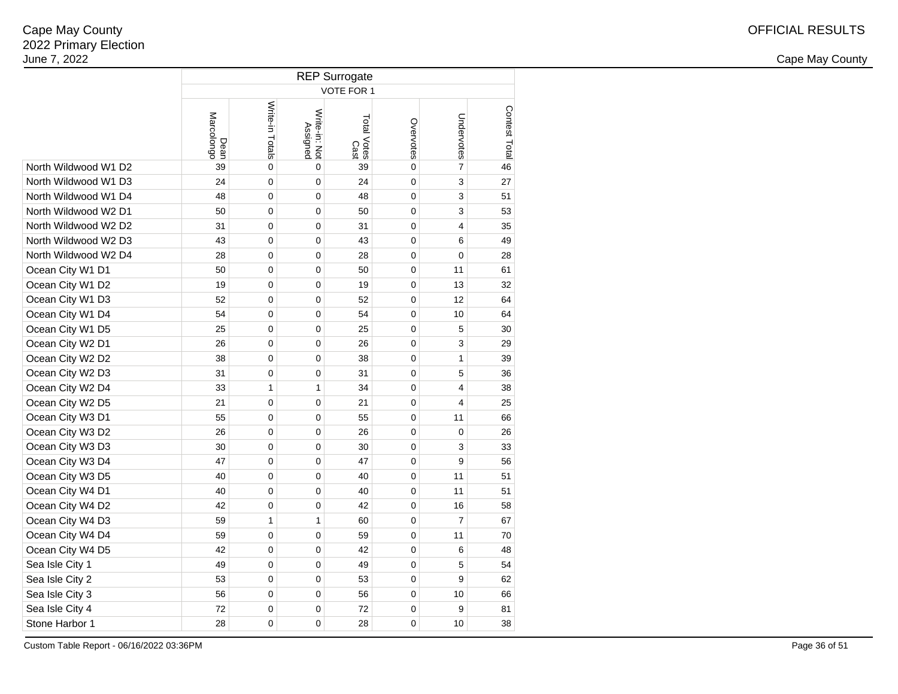Cape May County
2022 Primary Election
June 7, 2022

OFFICIAL RESULTS

Cape May County

| | REP Surrogate | | | | | | |
|---|---|---|---|---|---|---|---|
| | VOTE FOR 1 | | | | | | |
| | Dean Marcolongo | Write-in Totals | Write-in: Not Assigned | Total Votes Cast | Overvotes | Undervotes | Contest Total |
| North Wildwood W1 D2 | 39 | 0 | 0 | 39 | 0 | 7 | 46 |
| North Wildwood W1 D3 | 24 | 0 | 0 | 24 | 0 | 3 | 27 |
| North Wildwood W1 D4 | 48 | 0 | 0 | 48 | 0 | 3 | 51 |
| North Wildwood W2 D1 | 50 | 0 | 0 | 50 | 0 | 3 | 53 |
| North Wildwood W2 D2 | 31 | 0 | 0 | 31 | 0 | 4 | 35 |
| North Wildwood W2 D3 | 43 | 0 | 0 | 43 | 0 | 6 | 49 |
| North Wildwood W2 D4 | 28 | 0 | 0 | 28 | 0 | 0 | 28 |
| Ocean City W1 D1 | 50 | 0 | 0 | 50 | 0 | 11 | 61 |
| Ocean City W1 D2 | 19 | 0 | 0 | 19 | 0 | 13 | 32 |
| Ocean City W1 D3 | 52 | 0 | 0 | 52 | 0 | 12 | 64 |
| Ocean City W1 D4 | 54 | 0 | 0 | 54 | 0 | 10 | 64 |
| Ocean City W1 D5 | 25 | 0 | 0 | 25 | 0 | 5 | 30 |
| Ocean City W2 D1 | 26 | 0 | 0 | 26 | 0 | 3 | 29 |
| Ocean City W2 D2 | 38 | 0 | 0 | 38 | 0 | 1 | 39 |
| Ocean City W2 D3 | 31 | 0 | 0 | 31 | 0 | 5 | 36 |
| Ocean City W2 D4 | 33 | 1 | 1 | 34 | 0 | 4 | 38 |
| Ocean City W2 D5 | 21 | 0 | 0 | 21 | 0 | 4 | 25 |
| Ocean City W3 D1 | 55 | 0 | 0 | 55 | 0 | 11 | 66 |
| Ocean City W3 D2 | 26 | 0 | 0 | 26 | 0 | 0 | 26 |
| Ocean City W3 D3 | 30 | 0 | 0 | 30 | 0 | 3 | 33 |
| Ocean City W3 D4 | 47 | 0 | 0 | 47 | 0 | 9 | 56 |
| Ocean City W3 D5 | 40 | 0 | 0 | 40 | 0 | 11 | 51 |
| Ocean City W4 D1 | 40 | 0 | 0 | 40 | 0 | 11 | 51 |
| Ocean City W4 D2 | 42 | 0 | 0 | 42 | 0 | 16 | 58 |
| Ocean City W4 D3 | 59 | 1 | 1 | 60 | 0 | 7 | 67 |
| Ocean City W4 D4 | 59 | 0 | 0 | 59 | 0 | 11 | 70 |
| Ocean City W4 D5 | 42 | 0 | 0 | 42 | 0 | 6 | 48 |
| Sea Isle City 1 | 49 | 0 | 0 | 49 | 0 | 5 | 54 |
| Sea Isle City 2 | 53 | 0 | 0 | 53 | 0 | 9 | 62 |
| Sea Isle City 3 | 56 | 0 | 0 | 56 | 0 | 10 | 66 |
| Sea Isle City 4 | 72 | 0 | 0 | 72 | 0 | 9 | 81 |
| Stone Harbor 1 | 28 | 0 | 0 | 28 | 0 | 10 | 38 |

Custom Table Report - 06/16/2022 03:36PM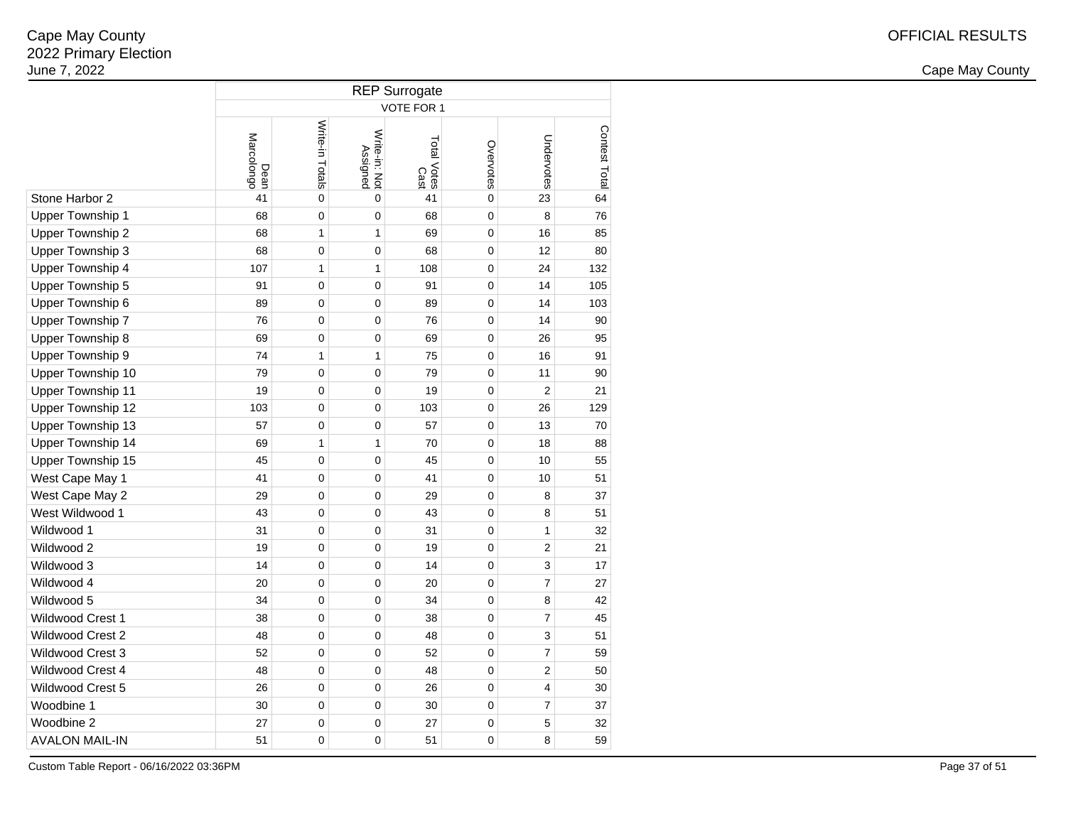Cape May County
2022 Primary Election
June 7, 2022

OFFICIAL RESULTS

Cape May County

| | REP Surrogate | | | | | | |
|---|---|---|---|---|---|---|---|
| | VOTE FOR 1 | | | | | | |
| | Dean Marcolongo | Write-in Totals | Write-in: Not Assigned | Total Votes Cast | Overvotes | Undervotes | Contest Total |
| Stone Harbor 2 | 41 | 0 | 0 | 41 | 0 | 23 | 64 |
| Upper Township 1 | 68 | 0 | 0 | 68 | 0 | 8 | 76 |
| Upper Township 2 | 68 | 1 | 1 | 69 | 0 | 16 | 85 |
| Upper Township 3 | 68 | 0 | 0 | 68 | 0 | 12 | 80 |
| Upper Township 4 | 107 | 1 | 1 | 108 | 0 | 24 | 132 |
| Upper Township 5 | 91 | 0 | 0 | 91 | 0 | 14 | 105 |
| Upper Township 6 | 89 | 0 | 0 | 89 | 0 | 14 | 103 |
| Upper Township 7 | 76 | 0 | 0 | 76 | 0 | 14 | 90 |
| Upper Township 8 | 69 | 0 | 0 | 69 | 0 | 26 | 95 |
| Upper Township 9 | 74 | 1 | 1 | 75 | 0 | 16 | 91 |
| Upper Township 10 | 79 | 0 | 0 | 79 | 0 | 11 | 90 |
| Upper Township 11 | 19 | 0 | 0 | 19 | 0 | 2 | 21 |
| Upper Township 12 | 103 | 0 | 0 | 103 | 0 | 26 | 129 |
| Upper Township 13 | 57 | 0 | 0 | 57 | 0 | 13 | 70 |
| Upper Township 14 | 69 | 1 | 1 | 70 | 0 | 18 | 88 |
| Upper Township 15 | 45 | 0 | 0 | 45 | 0 | 10 | 55 |
| West Cape May 1 | 41 | 0 | 0 | 41 | 0 | 10 | 51 |
| West Cape May 2 | 29 | 0 | 0 | 29 | 0 | 8 | 37 |
| West Wildwood 1 | 43 | 0 | 0 | 43 | 0 | 8 | 51 |
| Wildwood 1 | 31 | 0 | 0 | 31 | 0 | 1 | 32 |
| Wildwood 2 | 19 | 0 | 0 | 19 | 0 | 2 | 21 |
| Wildwood 3 | 14 | 0 | 0 | 14 | 0 | 3 | 17 |
| Wildwood 4 | 20 | 0 | 0 | 20 | 0 | 7 | 27 |
| Wildwood 5 | 34 | 0 | 0 | 34 | 0 | 8 | 42 |
| Wildwood Crest 1 | 38 | 0 | 0 | 38 | 0 | 7 | 45 |
| Wildwood Crest 2 | 48 | 0 | 0 | 48 | 0 | 3 | 51 |
| Wildwood Crest 3 | 52 | 0 | 0 | 52 | 0 | 7 | 59 |
| Wildwood Crest 4 | 48 | 0 | 0 | 48 | 0 | 2 | 50 |
| Wildwood Crest 5 | 26 | 0 | 0 | 26 | 0 | 4 | 30 |
| Woodbine 1 | 30 | 0 | 0 | 30 | 0 | 7 | 37 |
| Woodbine 2 | 27 | 0 | 0 | 27 | 0 | 5 | 32 |
| AVALON MAIL-IN | 51 | 0 | 0 | 51 | 0 | 8 | 59 |

Custom Table Report - 06/16/2022 03:36PM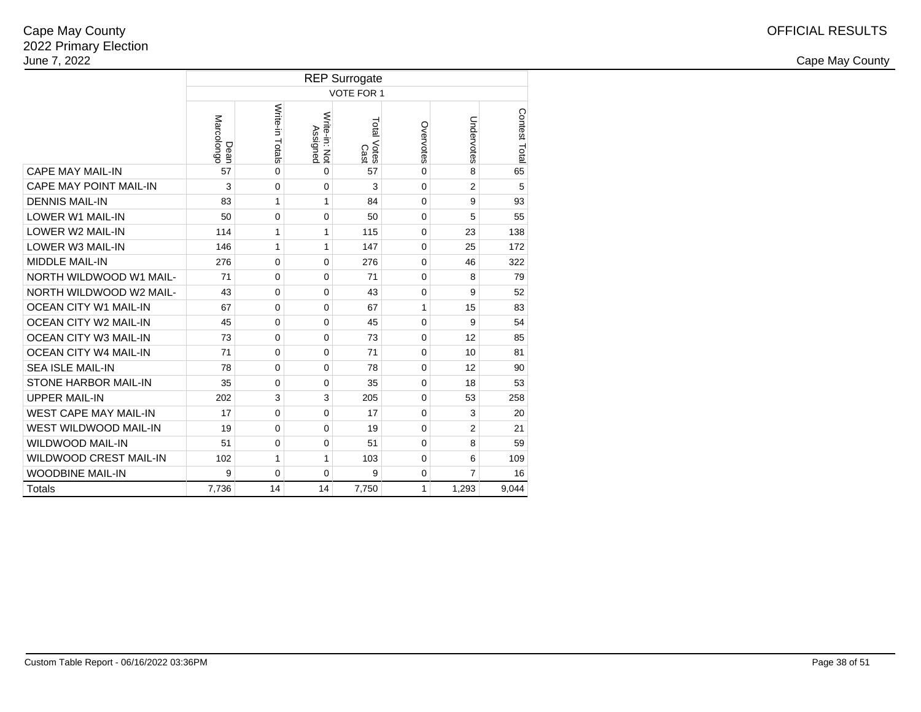Cape May County
2022 Primary Election
June 7, 2022

OFFICIAL RESULTS

Cape May County

| | REP Surrogate | | | | | | |
|---|---|---|---|---|---|---|---|
| | VOTE FOR 1 | | | | | | |
| | Dean Marcolongo | Write-in Totals | Write-in: Not Assigned | Total Votes Cast | Overvotes | Undervotes | Contest Total |
| CAPE MAY MAIL-IN | 57 | 0 | 0 | 57 | 0 | 8 | 65 |
| CAPE MAY POINT MAIL-IN | 3 | 0 | 0 | 3 | 0 | 2 | 5 |
| DENNIS MAIL-IN | 83 | 1 | 1 | 84 | 0 | 9 | 93 |
| LOWER W1 MAIL-IN | 50 | 0 | 0 | 50 | 0 | 5 | 55 |
| LOWER W2 MAIL-IN | 114 | 1 | 1 | 115 | 0 | 23 | 138 |
| LOWER W3 MAIL-IN | 146 | 1 | 1 | 147 | 0 | 25 | 172 |
| MIDDLE MAIL-IN | 276 | 0 | 0 | 276 | 0 | 46 | 322 |
| NORTH WILDWOOD W1 MAIL- | 71 | 0 | 0 | 71 | 0 | 8 | 79 |
| NORTH WILDWOOD W2 MAIL- | 43 | 0 | 0 | 43 | 0 | 9 | 52 |
| OCEAN CITY W1 MAIL-IN | 67 | 0 | 0 | 67 | 1 | 15 | 83 |
| OCEAN CITY W2 MAIL-IN | 45 | 0 | 0 | 45 | 0 | 9 | 54 |
| OCEAN CITY W3 MAIL-IN | 73 | 0 | 0 | 73 | 0 | 12 | 85 |
| OCEAN CITY W4 MAIL-IN | 71 | 0 | 0 | 71 | 0 | 10 | 81 |
| SEA ISLE MAIL-IN | 78 | 0 | 0 | 78 | 0 | 12 | 90 |
| STONE HARBOR MAIL-IN | 35 | 0 | 0 | 35 | 0 | 18 | 53 |
| UPPER MAIL-IN | 202 | 3 | 3 | 205 | 0 | 53 | 258 |
| WEST CAPE MAY MAIL-IN | 17 | 0 | 0 | 17 | 0 | 3 | 20 |
| WEST WILDWOOD MAIL-IN | 19 | 0 | 0 | 19 | 0 | 2 | 21 |
| WILDWOOD MAIL-IN | 51 | 0 | 0 | 51 | 0 | 8 | 59 |
| WILDWOOD CREST MAIL-IN | 102 | 1 | 1 | 103 | 0 | 6 | 109 |
| WOODBINE MAIL-IN | 9 | 0 | 0 | 9 | 0 | 7 | 16 |
| Totals | 7,736 | 14 | 14 | 7,750 | 1 | 1,293 | 9,044 |

Custom Table Report - 06/16/2022 03:36PM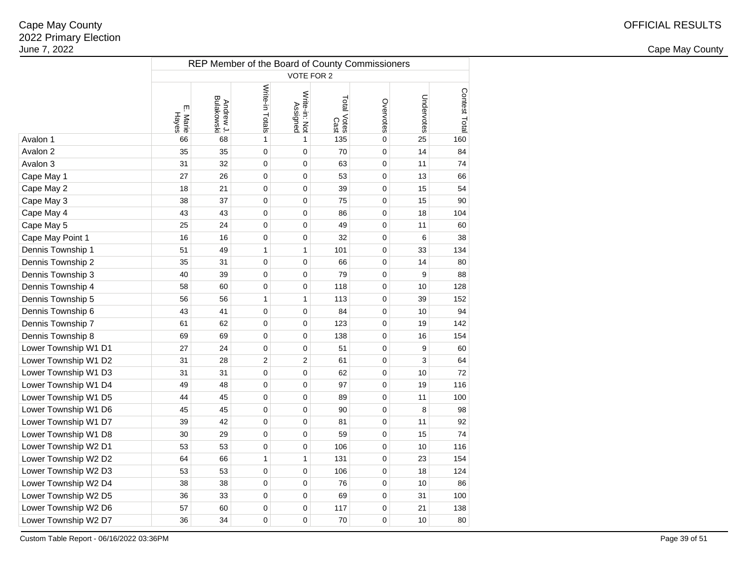Cape May County
2022 Primary Election
June 7, 2022

OFFICIAL RESULTS

Cape May County

| | REP Member of the Board of County Commissioners | | | | | | | |
|---|---|---|---|---|---|---|---|---|
| | VOTE FOR 2 | | | | | | | |
| | E. Marie Hayes | Andrew J. Bulakowski | Write-in Totals | Write-in: Not Assigned | Total Votes Cast | Overvotes | Undervotes | Contest Total |
| Avalon 1 | 66 | 68 | 1 | 1 | 135 | 0 | 25 | 160 |
| Avalon 2 | 35 | 35 | 0 | 0 | 70 | 0 | 14 | 84 |
| Avalon 3 | 31 | 32 | 0 | 0 | 63 | 0 | 11 | 74 |
| Cape May 1 | 27 | 26 | 0 | 0 | 53 | 0 | 13 | 66 |
| Cape May 2 | 18 | 21 | 0 | 0 | 39 | 0 | 15 | 54 |
| Cape May 3 | 38 | 37 | 0 | 0 | 75 | 0 | 15 | 90 |
| Cape May 4 | 43 | 43 | 0 | 0 | 86 | 0 | 18 | 104 |
| Cape May 5 | 25 | 24 | 0 | 0 | 49 | 0 | 11 | 60 |
| Cape May Point 1 | 16 | 16 | 0 | 0 | 32 | 0 | 6 | 38 |
| Dennis Township 1 | 51 | 49 | 1 | 1 | 101 | 0 | 33 | 134 |
| Dennis Township 2 | 35 | 31 | 0 | 0 | 66 | 0 | 14 | 80 |
| Dennis Township 3 | 40 | 39 | 0 | 0 | 79 | 0 | 9 | 88 |
| Dennis Township 4 | 58 | 60 | 0 | 0 | 118 | 0 | 10 | 128 |
| Dennis Township 5 | 56 | 56 | 1 | 1 | 113 | 0 | 39 | 152 |
| Dennis Township 6 | 43 | 41 | 0 | 0 | 84 | 0 | 10 | 94 |
| Dennis Township 7 | 61 | 62 | 0 | 0 | 123 | 0 | 19 | 142 |
| Dennis Township 8 | 69 | 69 | 0 | 0 | 138 | 0 | 16 | 154 |
| Lower Township W1 D1 | 27 | 24 | 0 | 0 | 51 | 0 | 9 | 60 |
| Lower Township W1 D2 | 31 | 28 | 2 | 2 | 61 | 0 | 3 | 64 |
| Lower Township W1 D3 | 31 | 31 | 0 | 0 | 62 | 0 | 10 | 72 |
| Lower Township W1 D4 | 49 | 48 | 0 | 0 | 97 | 0 | 19 | 116 |
| Lower Township W1 D5 | 44 | 45 | 0 | 0 | 89 | 0 | 11 | 100 |
| Lower Township W1 D6 | 45 | 45 | 0 | 0 | 90 | 0 | 8 | 98 |
| Lower Township W1 D7 | 39 | 42 | 0 | 0 | 81 | 0 | 11 | 92 |
| Lower Township W1 D8 | 30 | 29 | 0 | 0 | 59 | 0 | 15 | 74 |
| Lower Township W2 D1 | 53 | 53 | 0 | 0 | 106 | 0 | 10 | 116 |
| Lower Township W2 D2 | 64 | 66 | 1 | 1 | 131 | 0 | 23 | 154 |
| Lower Township W2 D3 | 53 | 53 | 0 | 0 | 106 | 0 | 18 | 124 |
| Lower Township W2 D4 | 38 | 38 | 0 | 0 | 76 | 0 | 10 | 86 |
| Lower Township W2 D5 | 36 | 33 | 0 | 0 | 69 | 0 | 31 | 100 |
| Lower Township W2 D6 | 57 | 60 | 0 | 0 | 117 | 0 | 21 | 138 |
| Lower Township W2 D7 | 36 | 34 | 0 | 0 | 70 | 0 | 10 | 80 |

Custom Table Report - 06/16/2022 03:36PM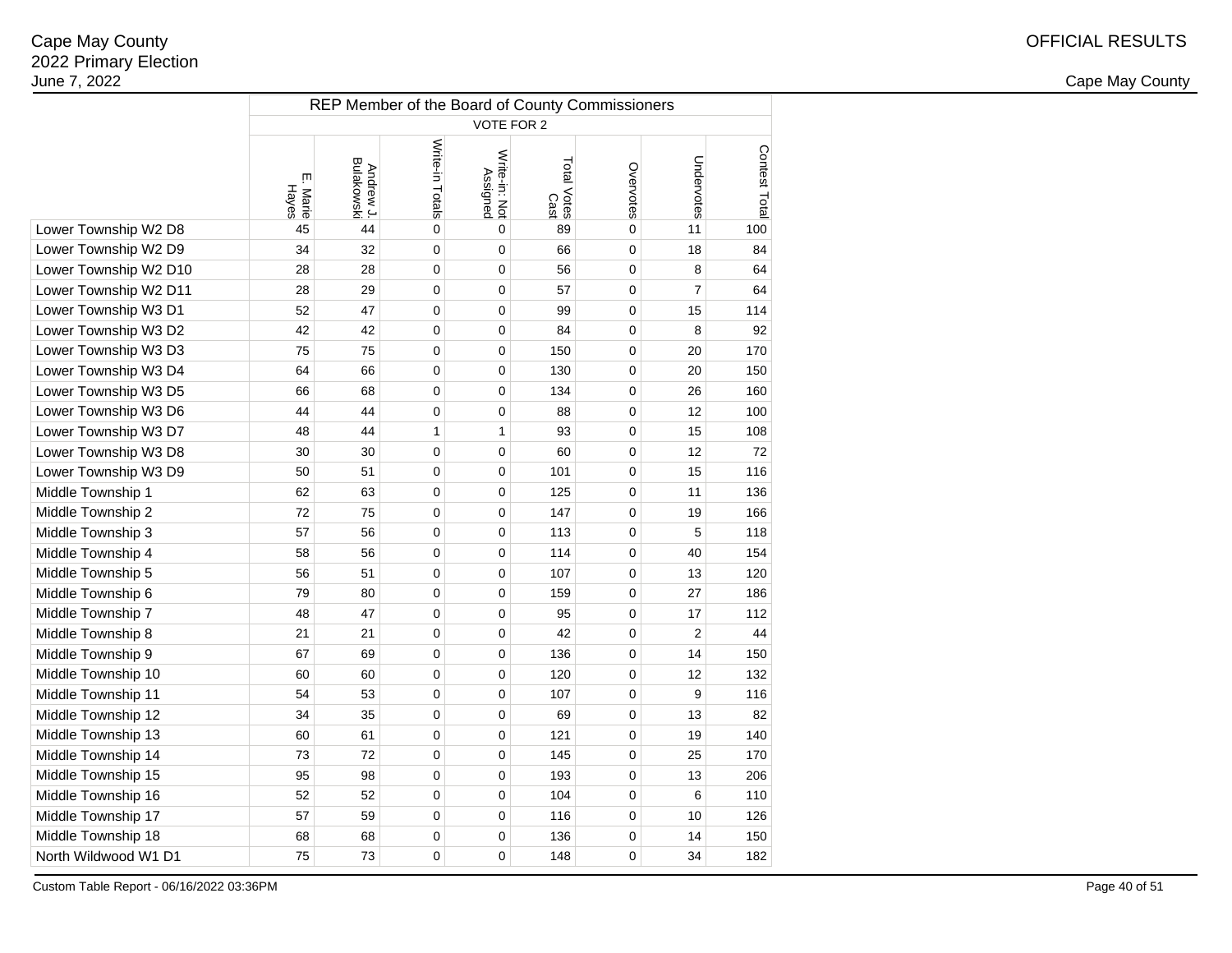Cape May County
2022 Primary Election
June 7, 2022

OFFICIAL RESULTS

Cape May County

| | REP Member of the Board of County Commissioners | | | | | | | |
|---|---|---|---|---|---|---|---|---|
| | VOTE FOR 2 | | | | | | | |
| | E. Marie Hayes | Andrew J. Bulakowski | Write-in Totals | Write-in: Not Assigned | Total Votes Cast | Overvotes | Undervotes | Contest Total |
| Lower Township W2 D8 | 45 | 44 | 0 | 0 | 89 | 0 | 11 | 100 |
| Lower Township W2 D9 | 34 | 32 | 0 | 0 | 66 | 0 | 18 | 84 |
| Lower Township W2 D10 | 28 | 28 | 0 | 0 | 56 | 0 | 8 | 64 |
| Lower Township W2 D11 | 28 | 29 | 0 | 0 | 57 | 0 | 7 | 64 |
| Lower Township W3 D1 | 52 | 47 | 0 | 0 | 99 | 0 | 15 | 114 |
| Lower Township W3 D2 | 42 | 42 | 0 | 0 | 84 | 0 | 8 | 92 |
| Lower Township W3 D3 | 75 | 75 | 0 | 0 | 150 | 0 | 20 | 170 |
| Lower Township W3 D4 | 64 | 66 | 0 | 0 | 130 | 0 | 20 | 150 |
| Lower Township W3 D5 | 66 | 68 | 0 | 0 | 134 | 0 | 26 | 160 |
| Lower Township W3 D6 | 44 | 44 | 0 | 0 | 88 | 0 | 12 | 100 |
| Lower Township W3 D7 | 48 | 44 | 1 | 1 | 93 | 0 | 15 | 108 |
| Lower Township W3 D8 | 30 | 30 | 0 | 0 | 60 | 0 | 12 | 72 |
| Lower Township W3 D9 | 50 | 51 | 0 | 0 | 101 | 0 | 15 | 116 |
| Middle Township 1 | 62 | 63 | 0 | 0 | 125 | 0 | 11 | 136 |
| Middle Township 2 | 72 | 75 | 0 | 0 | 147 | 0 | 19 | 166 |
| Middle Township 3 | 57 | 56 | 0 | 0 | 113 | 0 | 5 | 118 |
| Middle Township 4 | 58 | 56 | 0 | 0 | 114 | 0 | 40 | 154 |
| Middle Township 5 | 56 | 51 | 0 | 0 | 107 | 0 | 13 | 120 |
| Middle Township 6 | 79 | 80 | 0 | 0 | 159 | 0 | 27 | 186 |
| Middle Township 7 | 48 | 47 | 0 | 0 | 95 | 0 | 17 | 112 |
| Middle Township 8 | 21 | 21 | 0 | 0 | 42 | 0 | 2 | 44 |
| Middle Township 9 | 67 | 69 | 0 | 0 | 136 | 0 | 14 | 150 |
| Middle Township 10 | 60 | 60 | 0 | 0 | 120 | 0 | 12 | 132 |
| Middle Township 11 | 54 | 53 | 0 | 0 | 107 | 0 | 9 | 116 |
| Middle Township 12 | 34 | 35 | 0 | 0 | 69 | 0 | 13 | 82 |
| Middle Township 13 | 60 | 61 | 0 | 0 | 121 | 0 | 19 | 140 |
| Middle Township 14 | 73 | 72 | 0 | 0 | 145 | 0 | 25 | 170 |
| Middle Township 15 | 95 | 98 | 0 | 0 | 193 | 0 | 13 | 206 |
| Middle Township 16 | 52 | 52 | 0 | 0 | 104 | 0 | 6 | 110 |
| Middle Township 17 | 57 | 59 | 0 | 0 | 116 | 0 | 10 | 126 |
| Middle Township 18 | 68 | 68 | 0 | 0 | 136 | 0 | 14 | 150 |
| North Wildwood W1 D1 | 75 | 73 | 0 | 0 | 148 | 0 | 34 | 182 |

Custom Table Report - 06/16/2022 03:36PM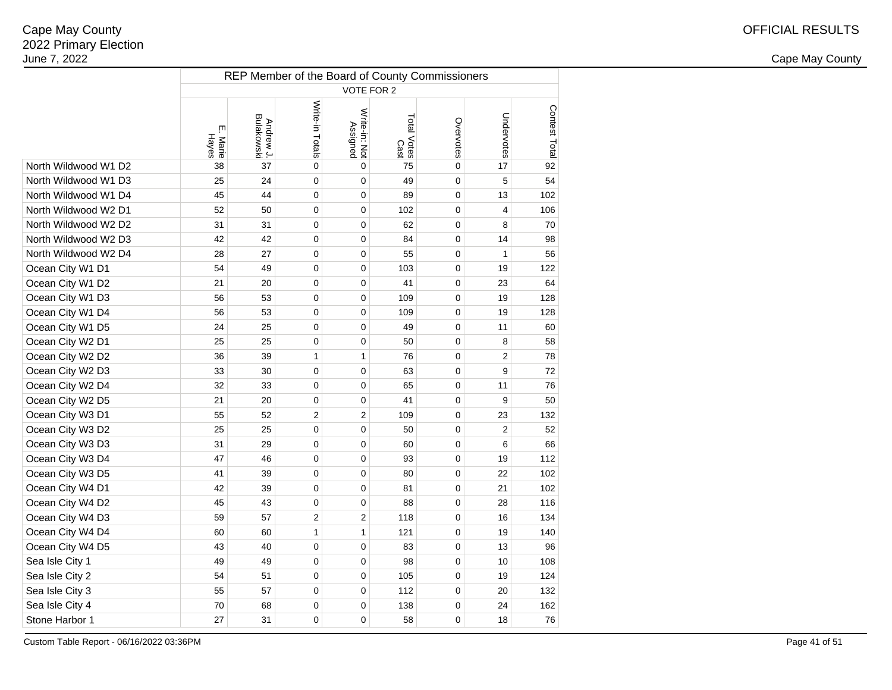Cape May County
2022 Primary Election
June 7, 2022

OFFICIAL RESULTS

Cape May County

| | REP Member of the Board of County Commissioners | | | | | | | |
|---|---|---|---|---|---|---|---|---|
| | VOTE FOR 2 | | | | | | | |
| | E. Marie Hayes | Andrew J. Bulakowski | Write-in Totals | Write-in: Not Assigned | Total Votes Cast | Overvotes | Undervotes | Contest Total |
| North Wildwood W1 D2 | 38 | 37 | 0 | 0 | 75 | 0 | 17 | 92 |
| North Wildwood W1 D3 | 25 | 24 | 0 | 0 | 49 | 0 | 5 | 54 |
| North Wildwood W1 D4 | 45 | 44 | 0 | 0 | 89 | 0 | 13 | 102 |
| North Wildwood W2 D1 | 52 | 50 | 0 | 0 | 102 | 0 | 4 | 106 |
| North Wildwood W2 D2 | 31 | 31 | 0 | 0 | 62 | 0 | 8 | 70 |
| North Wildwood W2 D3 | 42 | 42 | 0 | 0 | 84 | 0 | 14 | 98 |
| North Wildwood W2 D4 | 28 | 27 | 0 | 0 | 55 | 0 | 1 | 56 |
| Ocean City W1 D1 | 54 | 49 | 0 | 0 | 103 | 0 | 19 | 122 |
| Ocean City W1 D2 | 21 | 20 | 0 | 0 | 41 | 0 | 23 | 64 |
| Ocean City W1 D3 | 56 | 53 | 0 | 0 | 109 | 0 | 19 | 128 |
| Ocean City W1 D4 | 56 | 53 | 0 | 0 | 109 | 0 | 19 | 128 |
| Ocean City W1 D5 | 24 | 25 | 0 | 0 | 49 | 0 | 11 | 60 |
| Ocean City W2 D1 | 25 | 25 | 0 | 0 | 50 | 0 | 8 | 58 |
| Ocean City W2 D2 | 36 | 39 | 1 | 1 | 76 | 0 | 2 | 78 |
| Ocean City W2 D3 | 33 | 30 | 0 | 0 | 63 | 0 | 9 | 72 |
| Ocean City W2 D4 | 32 | 33 | 0 | 0 | 65 | 0 | 11 | 76 |
| Ocean City W2 D5 | 21 | 20 | 0 | 0 | 41 | 0 | 9 | 50 |
| Ocean City W3 D1 | 55 | 52 | 2 | 2 | 109 | 0 | 23 | 132 |
| Ocean City W3 D2 | 25 | 25 | 0 | 0 | 50 | 0 | 2 | 52 |
| Ocean City W3 D3 | 31 | 29 | 0 | 0 | 60 | 0 | 6 | 66 |
| Ocean City W3 D4 | 47 | 46 | 0 | 0 | 93 | 0 | 19 | 112 |
| Ocean City W3 D5 | 41 | 39 | 0 | 0 | 80 | 0 | 22 | 102 |
| Ocean City W4 D1 | 42 | 39 | 0 | 0 | 81 | 0 | 21 | 102 |
| Ocean City W4 D2 | 45 | 43 | 0 | 0 | 88 | 0 | 28 | 116 |
| Ocean City W4 D3 | 59 | 57 | 2 | 2 | 118 | 0 | 16 | 134 |
| Ocean City W4 D4 | 60 | 60 | 1 | 1 | 121 | 0 | 19 | 140 |
| Ocean City W4 D5 | 43 | 40 | 0 | 0 | 83 | 0 | 13 | 96 |
| Sea Isle City 1 | 49 | 49 | 0 | 0 | 98 | 0 | 10 | 108 |
| Sea Isle City 2 | 54 | 51 | 0 | 0 | 105 | 0 | 19 | 124 |
| Sea Isle City 3 | 55 | 57 | 0 | 0 | 112 | 0 | 20 | 132 |
| Sea Isle City 4 | 70 | 68 | 0 | 0 | 138 | 0 | 24 | 162 |
| Stone Harbor 1 | 27 | 31 | 0 | 0 | 58 | 0 | 18 | 76 |

Custom Table Report - 06/16/2022 03:36PM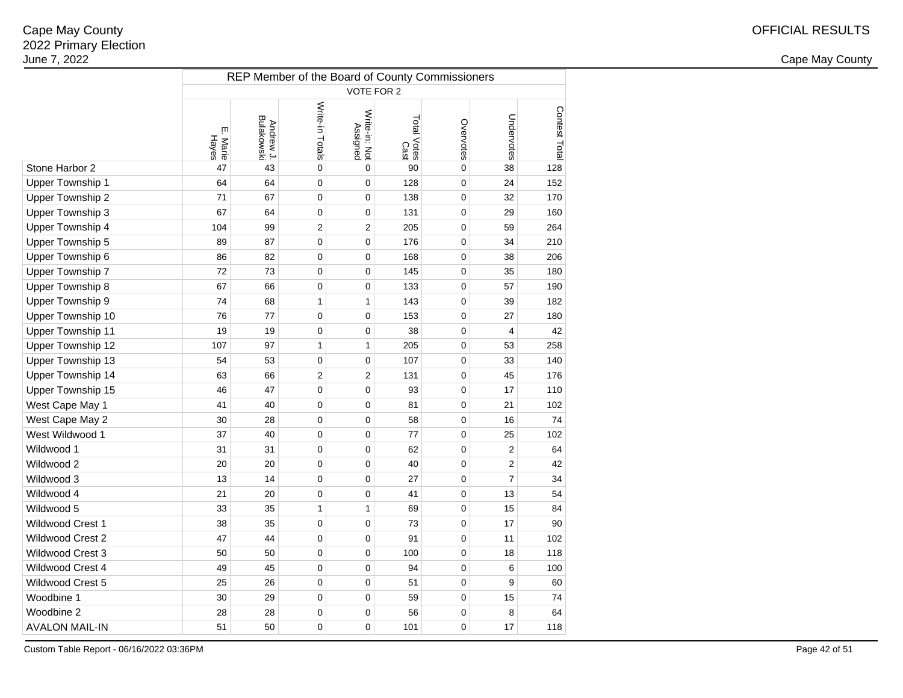Cape May County
2022 Primary Election
June 7, 2022

OFFICIAL RESULTS

Cape May County

| | REP Member of the Board of County Commissioners | | | | | | | |
|---|---|---|---|---|---|---|---|---|
| | VOTE FOR 2 | | | | | | | |
| | E. Marie Hayes | Andrew J. Bulakowski | Write-in Totals | Write-in: Not Assigned | Total Votes Cast | Overvotes | Undervotes | Contest Total |
| Stone Harbor 2 | 47 | 43 | 0 | 0 | 90 | 0 | 38 | 128 |
| Upper Township 1 | 64 | 64 | 0 | 0 | 128 | 0 | 24 | 152 |
| Upper Township 2 | 71 | 67 | 0 | 0 | 138 | 0 | 32 | 170 |
| Upper Township 3 | 67 | 64 | 0 | 0 | 131 | 0 | 29 | 160 |
| Upper Township 4 | 104 | 99 | 2 | 2 | 205 | 0 | 59 | 264 |
| Upper Township 5 | 89 | 87 | 0 | 0 | 176 | 0 | 34 | 210 |
| Upper Township 6 | 86 | 82 | 0 | 0 | 168 | 0 | 38 | 206 |
| Upper Township 7 | 72 | 73 | 0 | 0 | 145 | 0 | 35 | 180 |
| Upper Township 8 | 67 | 66 | 0 | 0 | 133 | 0 | 57 | 190 |
| Upper Township 9 | 74 | 68 | 1 | 1 | 143 | 0 | 39 | 182 |
| Upper Township 10 | 76 | 77 | 0 | 0 | 153 | 0 | 27 | 180 |
| Upper Township 11 | 19 | 19 | 0 | 0 | 38 | 0 | 4 | 42 |
| Upper Township 12 | 107 | 97 | 1 | 1 | 205 | 0 | 53 | 258 |
| Upper Township 13 | 54 | 53 | 0 | 0 | 107 | 0 | 33 | 140 |
| Upper Township 14 | 63 | 66 | 2 | 2 | 131 | 0 | 45 | 176 |
| Upper Township 15 | 46 | 47 | 0 | 0 | 93 | 0 | 17 | 110 |
| West Cape May 1 | 41 | 40 | 0 | 0 | 81 | 0 | 21 | 102 |
| West Cape May 2 | 30 | 28 | 0 | 0 | 58 | 0 | 16 | 74 |
| West Wildwood 1 | 37 | 40 | 0 | 0 | 77 | 0 | 25 | 102 |
| Wildwood 1 | 31 | 31 | 0 | 0 | 62 | 0 | 2 | 64 |
| Wildwood 2 | 20 | 20 | 0 | 0 | 40 | 0 | 2 | 42 |
| Wildwood 3 | 13 | 14 | 0 | 0 | 27 | 0 | 7 | 34 |
| Wildwood 4 | 21 | 20 | 0 | 0 | 41 | 0 | 13 | 54 |
| Wildwood 5 | 33 | 35 | 1 | 1 | 69 | 0 | 15 | 84 |
| Wildwood Crest 1 | 38 | 35 | 0 | 0 | 73 | 0 | 17 | 90 |
| Wildwood Crest 2 | 47 | 44 | 0 | 0 | 91 | 0 | 11 | 102 |
| Wildwood Crest 3 | 50 | 50 | 0 | 0 | 100 | 0 | 18 | 118 |
| Wildwood Crest 4 | 49 | 45 | 0 | 0 | 94 | 0 | 6 | 100 |
| Wildwood Crest 5 | 25 | 26 | 0 | 0 | 51 | 0 | 9 | 60 |
| Woodbine 1 | 30 | 29 | 0 | 0 | 59 | 0 | 15 | 74 |
| Woodbine 2 | 28 | 28 | 0 | 0 | 56 | 0 | 8 | 64 |
| AVALON MAIL-IN | 51 | 50 | 0 | 0 | 101 | 0 | 17 | 118 |

Custom Table Report - 06/16/2022 03:36PM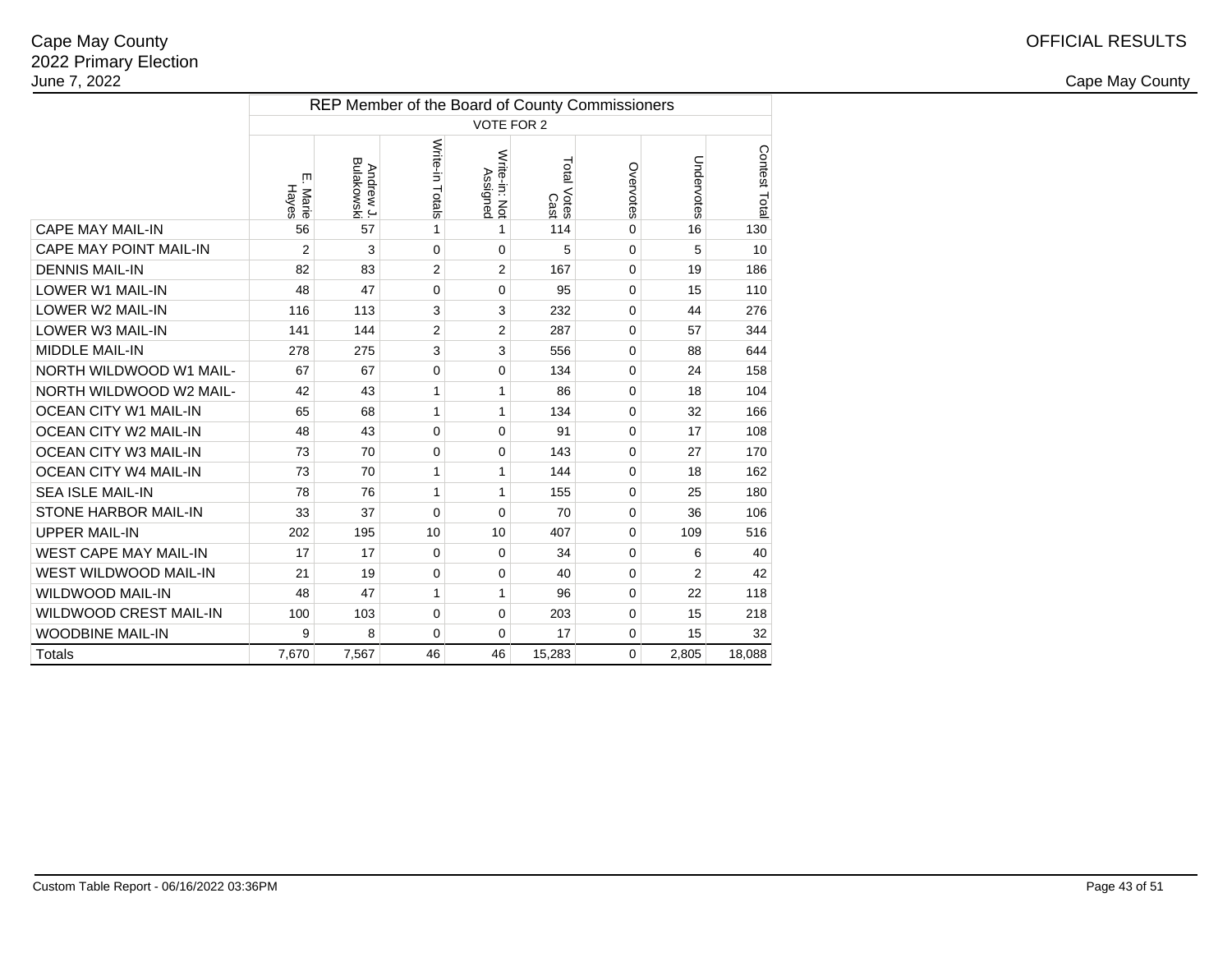Cape May County
2022 Primary Election
June 7, 2022

OFFICIAL RESULTS

Cape May County

| | REP Member of the Board of County Commissioners | | | | | | | |
|---|---|---|---|---|---|---|---|---|
| | VOTE FOR 2 | | | | | | | |
| | E. Marie Hayes | Andrew J. Bulakowski | Write-in Totals | Write-in: Not Assigned | Total Votes Cast | Overvotes | Undervotes | Contest Total |
| CAPE MAY MAIL-IN | 56 | 57 | 1 | 1 | 114 | 0 | 16 | 130 |
| CAPE MAY POINT MAIL-IN | 2 | 3 | 0 | 0 | 5 | 0 | 5 | 10 |
| DENNIS MAIL-IN | 82 | 83 | 2 | 2 | 167 | 0 | 19 | 186 |
| LOWER W1 MAIL-IN | 48 | 47 | 0 | 0 | 95 | 0 | 15 | 110 |
| LOWER W2 MAIL-IN | 116 | 113 | 3 | 3 | 232 | 0 | 44 | 276 |
| LOWER W3 MAIL-IN | 141 | 144 | 2 | 2 | 287 | 0 | 57 | 344 |
| MIDDLE MAIL-IN | 278 | 275 | 3 | 3 | 556 | 0 | 88 | 644 |
| NORTH WILDWOOD W1 MAIL- | 67 | 67 | 0 | 0 | 134 | 0 | 24 | 158 |
| NORTH WILDWOOD W2 MAIL- | 42 | 43 | 1 | 1 | 86 | 0 | 18 | 104 |
| OCEAN CITY W1 MAIL-IN | 65 | 68 | 1 | 1 | 134 | 0 | 32 | 166 |
| OCEAN CITY W2 MAIL-IN | 48 | 43 | 0 | 0 | 91 | 0 | 17 | 108 |
| OCEAN CITY W3 MAIL-IN | 73 | 70 | 0 | 0 | 143 | 0 | 27 | 170 |
| OCEAN CITY W4 MAIL-IN | 73 | 70 | 1 | 1 | 144 | 0 | 18 | 162 |
| SEA ISLE MAIL-IN | 78 | 76 | 1 | 1 | 155 | 0 | 25 | 180 |
| STONE HARBOR MAIL-IN | 33 | 37 | 0 | 0 | 70 | 0 | 36 | 106 |
| UPPER MAIL-IN | 202 | 195 | 10 | 10 | 407 | 0 | 109 | 516 |
| WEST CAPE MAY MAIL-IN | 17 | 17 | 0 | 0 | 34 | 0 | 6 | 40 |
| WEST WILDWOOD MAIL-IN | 21 | 19 | 0 | 0 | 40 | 0 | 2 | 42 |
| WILDWOOD MAIL-IN | 48 | 47 | 1 | 1 | 96 | 0 | 22 | 118 |
| WILDWOOD CREST MAIL-IN | 100 | 103 | 0 | 0 | 203 | 0 | 15 | 218 |
| WOODBINE MAIL-IN | 9 | 8 | 0 | 0 | 17 | 0 | 15 | 32 |
| Totals | 7,670 | 7,567 | 46 | 46 | 15,283 | 0 | 2,805 | 18,088 |

Custom Table Report - 06/16/2022 03:36PM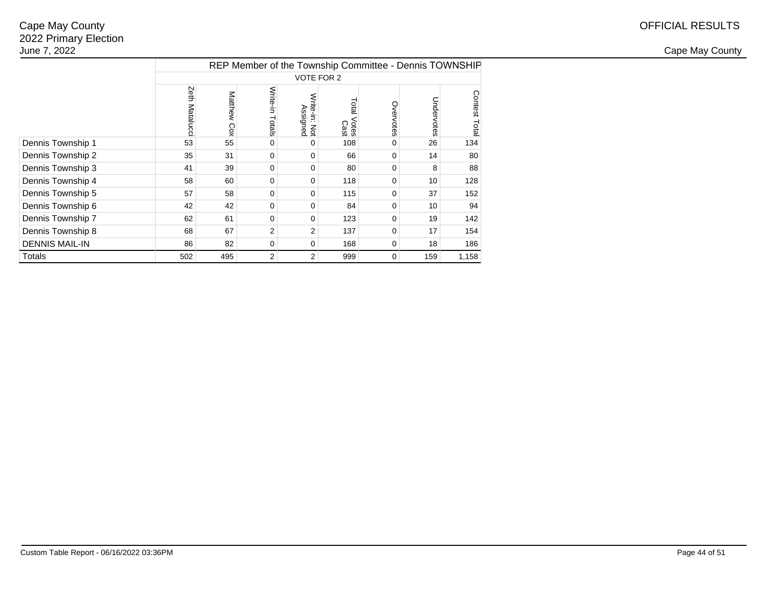Cape May County
2022 Primary Election
June 7, 2022

OFFICIAL RESULTS

Cape May County

| | REP Member of the Township Committee - Dennis TOWNSHIP | | | | | | | |
|---|---|---|---|---|---|---|---|---|
| | VOTE FOR 2 | | | | | | | |
| | Zeth Matalucci | Matthew Cox | Write-in Totals | Write-in: Not Assigned | Total Votes Cast | Overvotes | Undervotes | Contest Total |
| Dennis Township 1 | 53 | 55 | 0 | 0 | 108 | 0 | 26 | 134 |
| Dennis Township 2 | 35 | 31 | 0 | 0 | 66 | 0 | 14 | 80 |
| Dennis Township 3 | 41 | 39 | 0 | 0 | 80 | 0 | 8 | 88 |
| Dennis Township 4 | 58 | 60 | 0 | 0 | 118 | 0 | 10 | 128 |
| Dennis Township 5 | 57 | 58 | 0 | 0 | 115 | 0 | 37 | 152 |
| Dennis Township 6 | 42 | 42 | 0 | 0 | 84 | 0 | 10 | 94 |
| Dennis Township 7 | 62 | 61 | 0 | 0 | 123 | 0 | 19 | 142 |
| Dennis Township 8 | 68 | 67 | 2 | 2 | 137 | 0 | 17 | 154 |
| DENNIS MAIL-IN | 86 | 82 | 0 | 0 | 168 | 0 | 18 | 186 |
| Totals | 502 | 495 | 2 | 2 | 999 | 0 | 159 | 1,158 |

Custom Table Report - 06/16/2022 03:36PM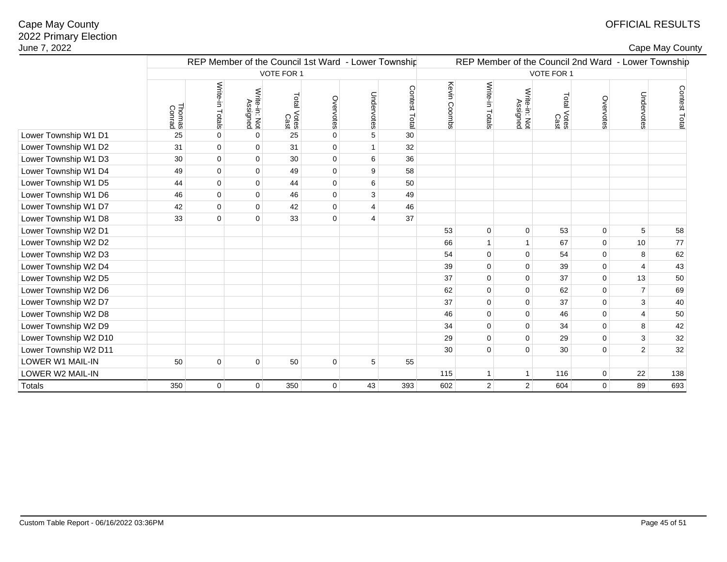Cape May County
2022 Primary Election
June 7, 2022

OFFICIAL RESULTS

Cape May County

| | REP Member of the Council 1st Ward - Lower Township VOTE FOR 1 | | | | | | | REP Member of the Council 2nd Ward - Lower Township VOTE FOR 1 | | | | | | |
|---|---|---|---|---|---|---|---|---|---|---|---|---|---|---|
| | Thomas Conrad | Write-in Totals | Write-in: Not Assigned | Total Votes Cast | Overvotes | Undervotes | Contest Total | Kevin Coombs | Write-in Totals | Write-in: Not Assigned | Total Votes Cast | Overvotes | Undervotes | Contest Total |
| Lower Township W1 D1 | 25 | 0 | 0 | 25 | 0 | 5 | 30 | | | | | | | |
| Lower Township W1 D2 | 31 | 0 | 0 | 31 | 0 | 1 | 32 | | | | | | | |
| Lower Township W1 D3 | 30 | 0 | 0 | 30 | 0 | 6 | 36 | | | | | | | |
| Lower Township W1 D4 | 49 | 0 | 0 | 49 | 0 | 9 | 58 | | | | | | | |
| Lower Township W1 D5 | 44 | 0 | 0 | 44 | 0 | 6 | 50 | | | | | | | |
| Lower Township W1 D6 | 46 | 0 | 0 | 46 | 0 | 3 | 49 | | | | | | | |
| Lower Township W1 D7 | 42 | 0 | 0 | 42 | 0 | 4 | 46 | | | | | | | |
| Lower Township W1 D8 | 33 | 0 | 0 | 33 | 0 | 4 | 37 | | | | | | | |
| Lower Township W2 D1 | | | | | | | | 53 | 0 | 0 | 53 | 0 | 5 | 58 |
| Lower Township W2 D2 | | | | | | | | 66 | 1 | 1 | 67 | 0 | 10 | 77 |
| Lower Township W2 D3 | | | | | | | | 54 | 0 | 0 | 54 | 0 | 8 | 62 |
| Lower Township W2 D4 | | | | | | | | 39 | 0 | 0 | 39 | 0 | 4 | 43 |
| Lower Township W2 D5 | | | | | | | | 37 | 0 | 0 | 37 | 0 | 13 | 50 |
| Lower Township W2 D6 | | | | | | | | 62 | 0 | 0 | 62 | 0 | 7 | 69 |
| Lower Township W2 D7 | | | | | | | | 37 | 0 | 0 | 37 | 0 | 3 | 40 |
| Lower Township W2 D8 | | | | | | | | 46 | 0 | 0 | 46 | 0 | 4 | 50 |
| Lower Township W2 D9 | | | | | | | | 34 | 0 | 0 | 34 | 0 | 8 | 42 |
| Lower Township W2 D10 | | | | | | | | 29 | 0 | 0 | 29 | 0 | 3 | 32 |
| Lower Township W2 D11 | | | | | | | | 30 | 0 | 0 | 30 | 0 | 2 | 32 |
| LOWER W1 MAIL-IN | 50 | 0 | 0 | 50 | 0 | 5 | 55 | | | | | | | |
| LOWER W2 MAIL-IN | | | | | | | | 115 | 1 | 1 | 116 | 0 | 22 | 138 |
| Totals | 350 | 0 | 0 | 350 | 0 | 43 | 393 | 602 | 2 | 2 | 604 | 0 | 89 | 693 |

Custom Table Report - 06/16/2022 03:36PM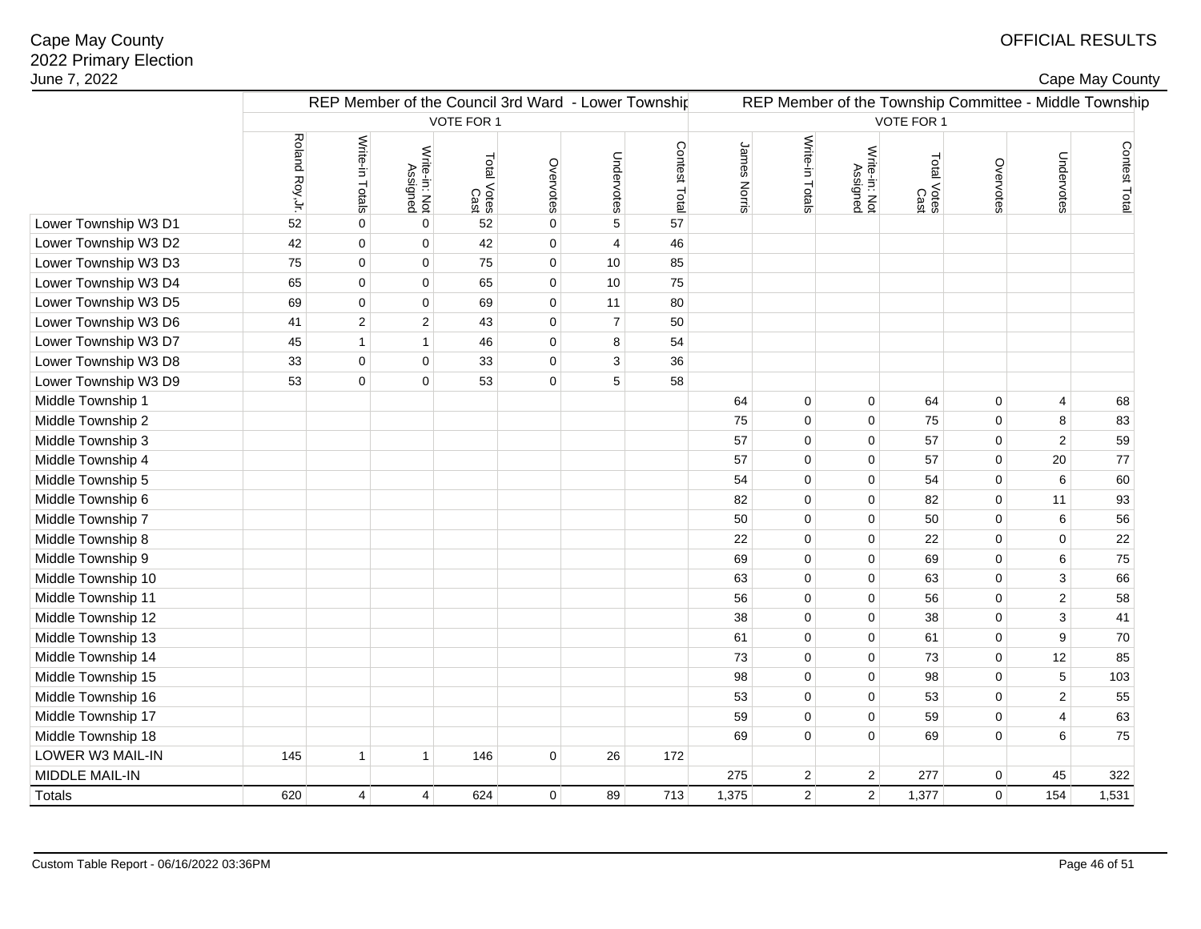Cape May County
2022 Primary Election
June 7, 2022

OFFICIAL RESULTS

Cape May County

| | REP Member of the Council 3rd Ward - Lower Township | | | | | | | REP Member of the Township Committee - Middle Township | | | | | | |
|---|---|---|---|---|---|---|---|---|---|---|---|---|---|---|
| | VOTE FOR 1 | | | | | | | VOTE FOR 1 | | | | | | |
| | Roland Roy,Jr. | Write-in Totals | Write-in: Not Assigned | Total Votes Cast | Overvotes | Undervotes | Contest Total | James Norris | Write-in Totals | Write-in: Not Assigned | Total Votes Cast | Overvotes | Undervotes | Contest Total |
| Lower Township W3 D1 | 52 | 0 | 0 | 52 | 0 | 5 | 57 | | | | | | | |
| Lower Township W3 D2 | 42 | 0 | 0 | 42 | 0 | 4 | 46 | | | | | | | |
| Lower Township W3 D3 | 75 | 0 | 0 | 75 | 0 | 10 | 85 | | | | | | | |
| Lower Township W3 D4 | 65 | 0 | 0 | 65 | 0 | 10 | 75 | | | | | | | |
| Lower Township W3 D5 | 69 | 0 | 0 | 69 | 0 | 11 | 80 | | | | | | | |
| Lower Township W3 D6 | 41 | 2 | 2 | 43 | 0 | 7 | 50 | | | | | | | |
| Lower Township W3 D7 | 45 | 1 | 1 | 46 | 0 | 8 | 54 | | | | | | | |
| Lower Township W3 D8 | 33 | 0 | 0 | 33 | 0 | 3 | 36 | | | | | | | |
| Lower Township W3 D9 | 53 | 0 | 0 | 53 | 0 | 5 | 58 | | | | | | | |
| Middle Township 1 | | | | | | | | 64 | 0 | 0 | 64 | 0 | 4 | 68 |
| Middle Township 2 | | | | | | | | 75 | 0 | 0 | 75 | 0 | 8 | 83 |
| Middle Township 3 | | | | | | | | 57 | 0 | 0 | 57 | 0 | 2 | 59 |
| Middle Township 4 | | | | | | | | 57 | 0 | 0 | 57 | 0 | 20 | 77 |
| Middle Township 5 | | | | | | | | 54 | 0 | 0 | 54 | 0 | 6 | 60 |
| Middle Township 6 | | | | | | | | 82 | 0 | 0 | 82 | 0 | 11 | 93 |
| Middle Township 7 | | | | | | | | 50 | 0 | 0 | 50 | 0 | 6 | 56 |
| Middle Township 8 | | | | | | | | 22 | 0 | 0 | 22 | 0 | 0 | 22 |
| Middle Township 9 | | | | | | | | 69 | 0 | 0 | 69 | 0 | 6 | 75 |
| Middle Township 10 | | | | | | | | 63 | 0 | 0 | 63 | 0 | 3 | 66 |
| Middle Township 11 | | | | | | | | 56 | 0 | 0 | 56 | 0 | 2 | 58 |
| Middle Township 12 | | | | | | | | 38 | 0 | 0 | 38 | 0 | 3 | 41 |
| Middle Township 13 | | | | | | | | 61 | 0 | 0 | 61 | 0 | 9 | 70 |
| Middle Township 14 | | | | | | | | 73 | 0 | 0 | 73 | 0 | 12 | 85 |
| Middle Township 15 | | | | | | | | 98 | 0 | 0 | 98 | 0 | 5 | 103 |
| Middle Township 16 | | | | | | | | 53 | 0 | 0 | 53 | 0 | 2 | 55 |
| Middle Township 17 | | | | | | | | 59 | 0 | 0 | 59 | 0 | 4 | 63 |
| Middle Township 18 | | | | | | | | 69 | 0 | 0 | 69 | 0 | 6 | 75 |
| LOWER W3 MAIL-IN | 145 | 1 | 1 | 146 | 0 | 26 | 172 | | | | | | | |
| MIDDLE MAIL-IN | | | | | | | | 275 | 2 | 2 | 277 | 0 | 45 | 322 |
| Totals | 620 | 4 | 4 | 624 | 0 | 89 | 713 | 1,375 | 2 | 2 | 1,377 | 0 | 154 | 1,531 |

Custom Table Report - 06/16/2022 03:36PM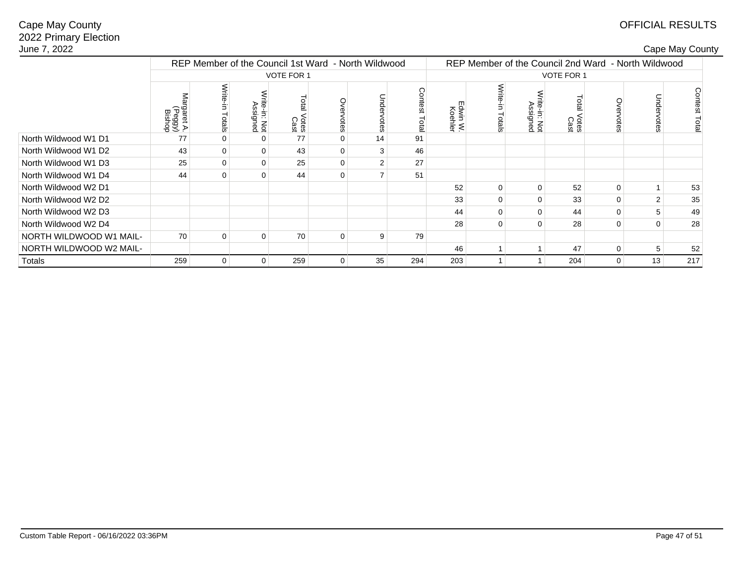Cape May County
2022 Primary Election
June 7, 2022

OFFICIAL RESULTS

Cape May County

| | REP Member of the Council 1st Ward - North Wildwood | | | | | | | REP Member of the Council 2nd Ward - North Wildwood | | | | | | |
|---|---|---|---|---|---|---|---|---|---|---|---|---|---|---|
| | VOTE FOR 1 | | | | | | | VOTE FOR 1 | | | | | | |
| | Margaret A. (Peggy) Bishop | Write-in Totals | Write-in: Not Assigned | Total Votes Cast | Overvotes | Undervotes | Contest Total | Edwin W. Koehler | Write-in Totals | Write-in: Not Assigned | Total Votes Cast | Overvotes | Undervotes | Contest Total |
| North Wildwood W1 D1 | 77 | 0 | 0 | 77 | 0 | 14 | 91 | | | | | | | |
| North Wildwood W1 D2 | 43 | 0 | 0 | 43 | 0 | 3 | 46 | | | | | | | |
| North Wildwood W1 D3 | 25 | 0 | 0 | 25 | 0 | 2 | 27 | | | | | | | |
| North Wildwood W1 D4 | 44 | 0 | 0 | 44 | 0 | 7 | 51 | | | | | | | |
| North Wildwood W2 D1 | | | | | | | | 52 | 0 | 0 | 52 | 0 | 1 | 53 |
| North Wildwood W2 D2 | | | | | | | | 33 | 0 | 0 | 33 | 0 | 2 | 35 |
| North Wildwood W2 D3 | | | | | | | | 44 | 0 | 0 | 44 | 0 | 5 | 49 |
| North Wildwood W2 D4 | | | | | | | | 28 | 0 | 0 | 28 | 0 | 0 | 28 |
| NORTH WILDWOOD W1 MAIL- | 70 | 0 | 0 | 70 | 0 | 9 | 79 | | | | | | | |
| NORTH WILDWOOD W2 MAIL- | | | | | | | | 46 | 1 | 1 | 47 | 0 | 5 | 52 |
| Totals | 259 | 0 | 0 | 259 | 0 | 35 | 294 | 203 | 1 | 1 | 204 | 0 | 13 | 217 |

Custom Table Report - 06/16/2022 03:36PM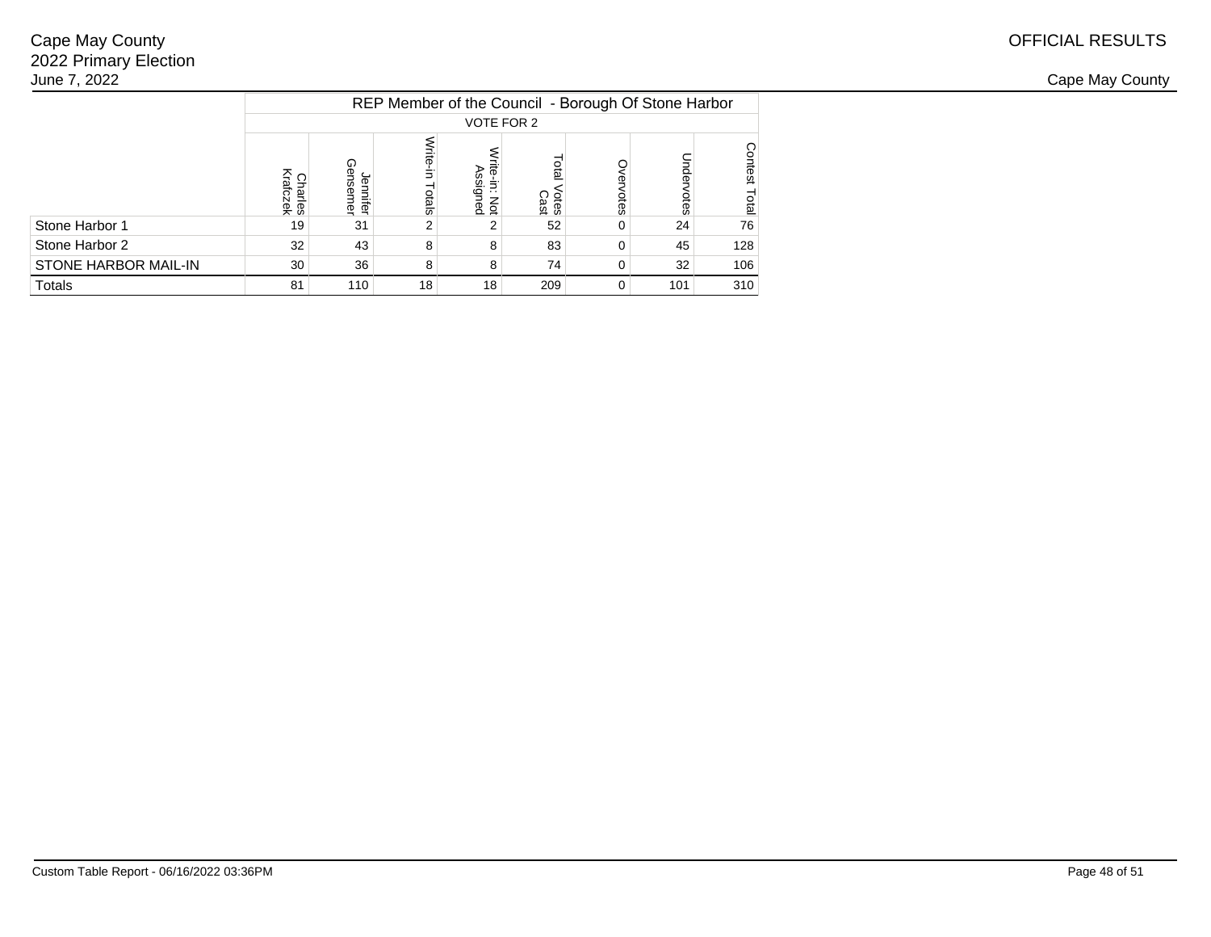Cape May County
2022 Primary Election
June 7, 2022

OFFICIAL RESULTS

Cape May County

| | REP Member of the Council - Borough Of Stone Harbor | | | | | | | |
|---|---|---|---|---|---|---|---|---|
| | VOTE FOR 2 | | | | | | | |
| | Charles Krafczek | Jennifer Gensemer | Write-in Totals | Write-in: Not Assigned | Total Votes Cast | Overvotes | Undervotes | Contest Total |
| Stone Harbor 1 | 19 | 31 | 2 | 2 | 52 | 0 | 24 | 76 |
| Stone Harbor 2 | 32 | 43 | 8 | 8 | 83 | 0 | 45 | 128 |
| STONE HARBOR MAIL-IN | 30 | 36 | 8 | 8 | 74 | 0 | 32 | 106 |
| Totals | 81 | 110 | 18 | 18 | 209 | 0 | 101 | 310 |

Custom Table Report - 06/16/2022 03:36PM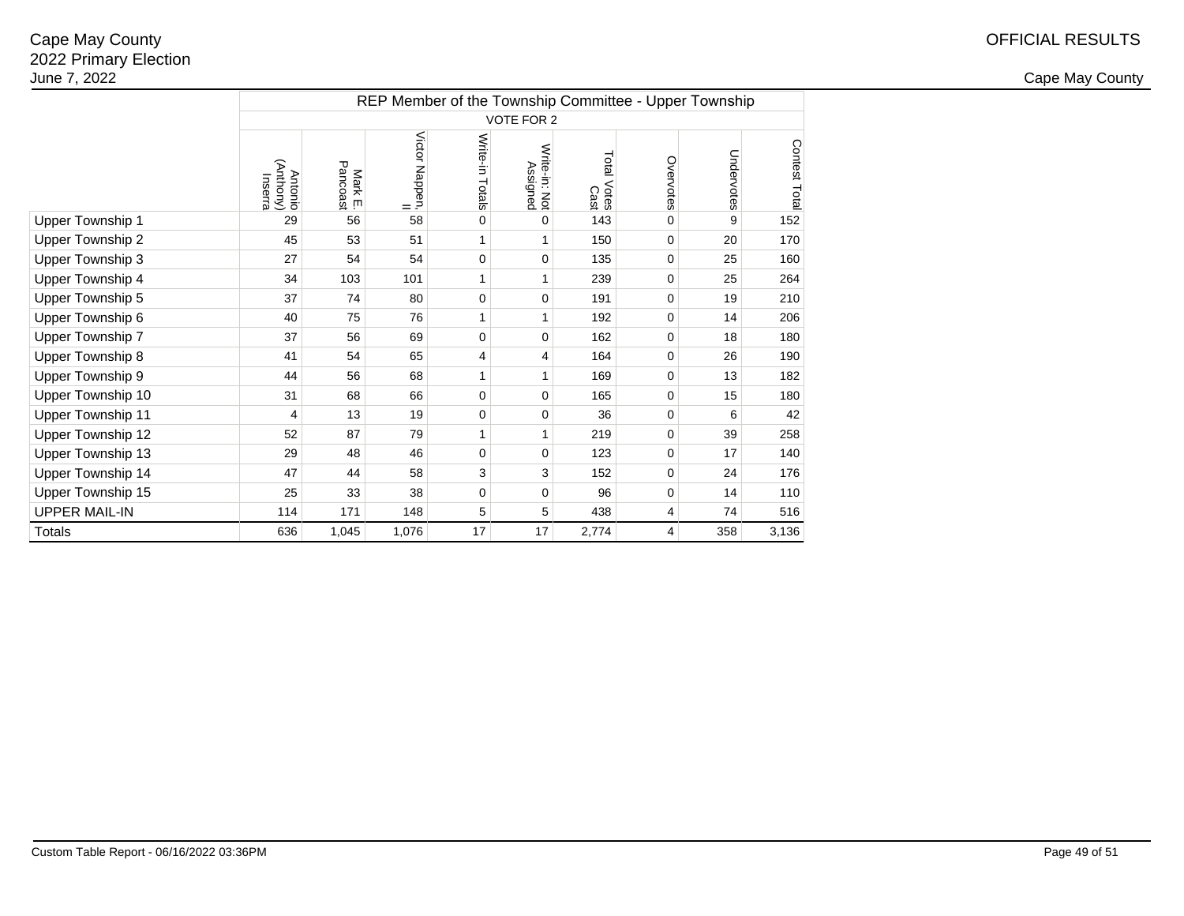Cape May County
2022 Primary Election
June 7, 2022

OFFICIAL RESULTS

Cape May County

| | REP Member of the Township Committee - Upper Township | | | | | | | | |
|---|---|---|---|---|---|---|---|---|---|
| | VOTE FOR 2 | | | | | | | | |
| | Antonio (Anthony) Inserra | Mark E. Pancoast | Victor Nappen, II | Write-in Totals | Write-in: Not Assigned | Total Votes Cast | Overvotes | Undervotes | Contest Total |
| Upper Township 1 | 29 | 56 | 58 | 0 | 0 | 143 | 0 | 9 | 152 |
| Upper Township 2 | 45 | 53 | 51 | 1 | 1 | 150 | 0 | 20 | 170 |
| Upper Township 3 | 27 | 54 | 54 | 0 | 0 | 135 | 0 | 25 | 160 |
| Upper Township 4 | 34 | 103 | 101 | 1 | 1 | 239 | 0 | 25 | 264 |
| Upper Township 5 | 37 | 74 | 80 | 0 | 0 | 191 | 0 | 19 | 210 |
| Upper Township 6 | 40 | 75 | 76 | 1 | 1 | 192 | 0 | 14 | 206 |
| Upper Township 7 | 37 | 56 | 69 | 0 | 0 | 162 | 0 | 18 | 180 |
| Upper Township 8 | 41 | 54 | 65 | 4 | 4 | 164 | 0 | 26 | 190 |
| Upper Township 9 | 44 | 56 | 68 | 1 | 1 | 169 | 0 | 13 | 182 |
| Upper Township 10 | 31 | 68 | 66 | 0 | 0 | 165 | 0 | 15 | 180 |
| Upper Township 11 | 4 | 13 | 19 | 0 | 0 | 36 | 0 | 6 | 42 |
| Upper Township 12 | 52 | 87 | 79 | 1 | 1 | 219 | 0 | 39 | 258 |
| Upper Township 13 | 29 | 48 | 46 | 0 | 0 | 123 | 0 | 17 | 140 |
| Upper Township 14 | 47 | 44 | 58 | 3 | 3 | 152 | 0 | 24 | 176 |
| Upper Township 15 | 25 | 33 | 38 | 0 | 0 | 96 | 0 | 14 | 110 |
| UPPER MAIL-IN | 114 | 171 | 148 | 5 | 5 | 438 | 4 | 74 | 516 |
| Totals | 636 | 1,045 | 1,076 | 17 | 17 | 2,774 | 4 | 358 | 3,136 |

Custom Table Report - 06/16/2022 03:36PM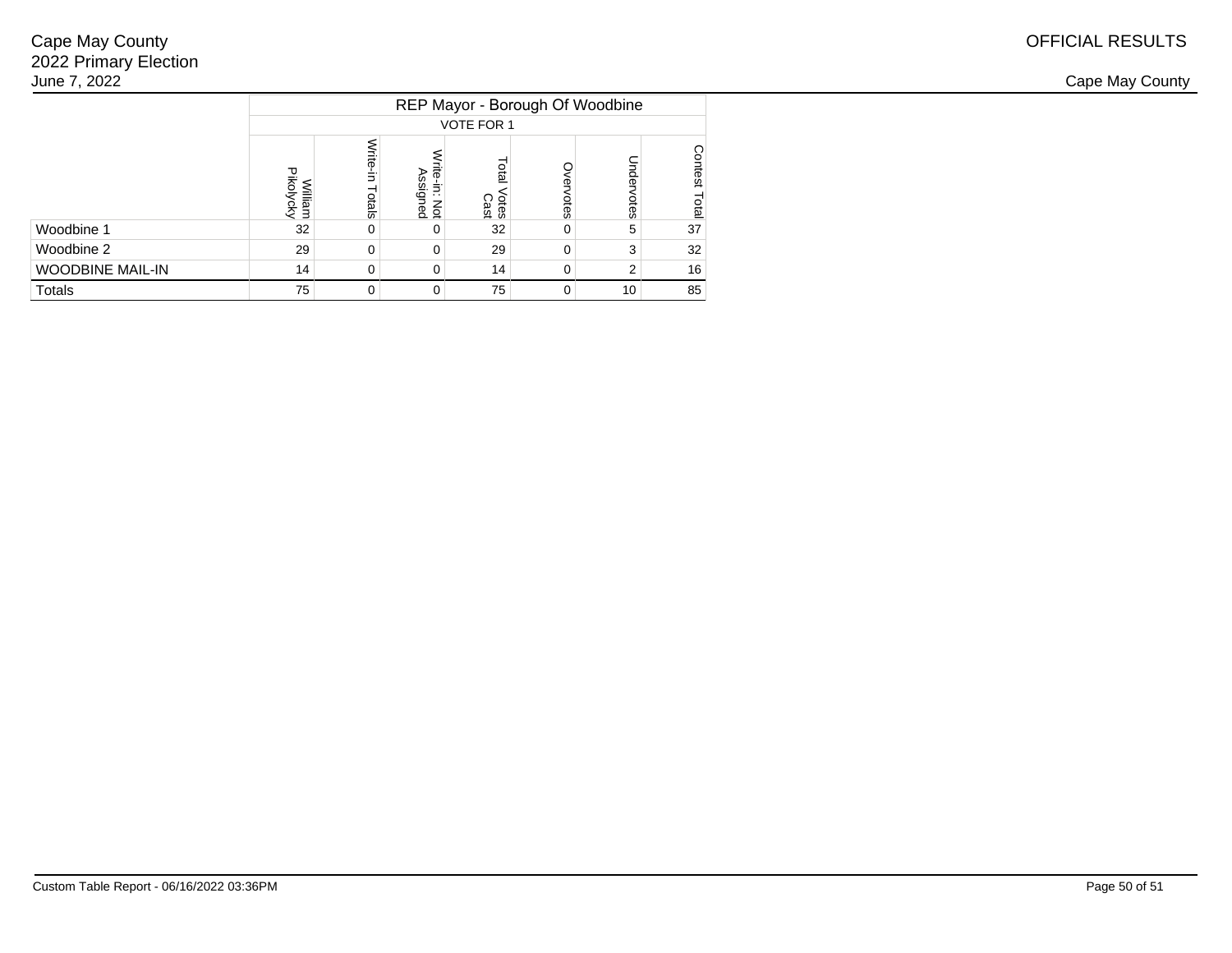Cape May County
2022 Primary Election
June 7, 2022

OFFICIAL RESULTS

Cape May County

| | REP Mayor - Borough Of Woodbine | | | | | | |
|---|---|---|---|---|---|---|---|
| | VOTE FOR 1 | | | | | | |
| | William Pikolycky | Write-in Totals | Write-in: Not Assigned | Total Votes Cast | Overvotes | Undervotes | Contest Total |
| Woodbine 1 | 32 | 0 | 0 | 32 | 0 | 5 | 37 |
| Woodbine 2 | 29 | 0 | 0 | 29 | 0 | 3 | 32 |
| WOODBINE MAIL-IN | 14 | 0 | 0 | 14 | 0 | 2 | 16 |
| Totals | 75 | 0 | 0 | 75 | 0 | 10 | 85 |

Custom Table Report - 06/16/2022 03:36PM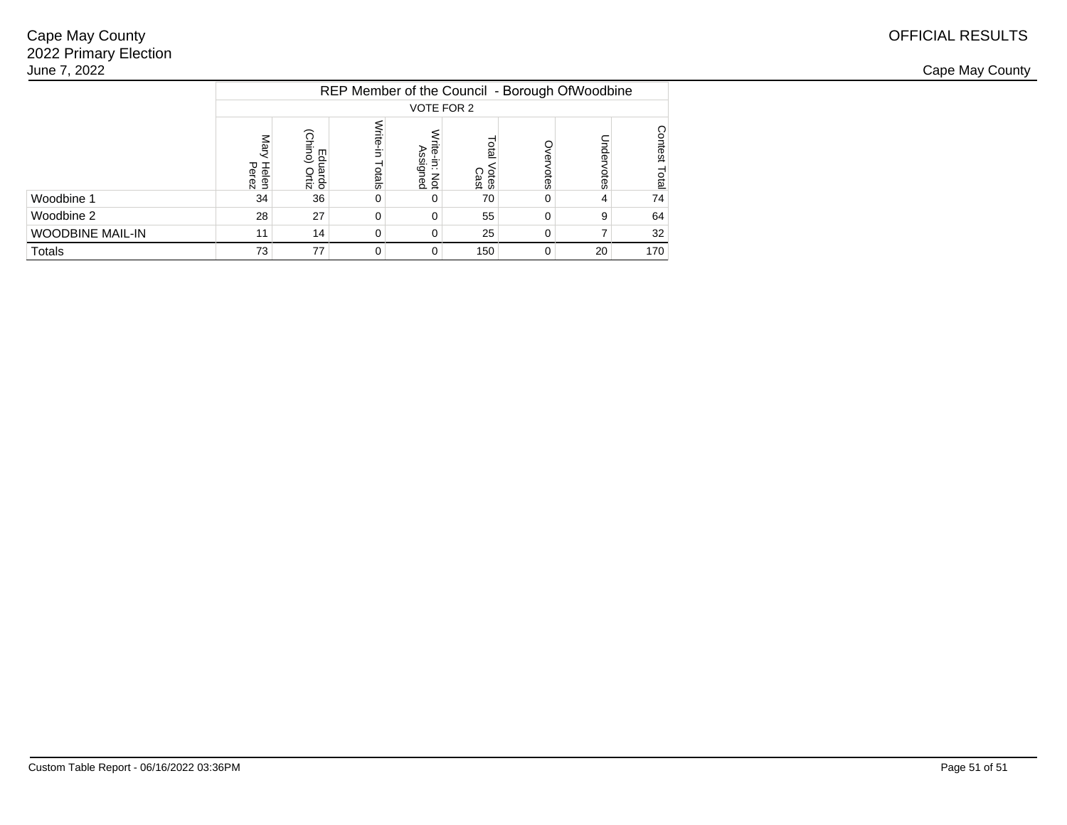Cape May County
2022 Primary Election
June 7, 2022

OFFICIAL RESULTS

Cape May County

| | REP Member of the Council - Borough OfWoodbine | | | | | | | |
|---|---|---|---|---|---|---|---|---|
| | VOTE FOR 2 | | | | | | | |
| | Mary Helen Perez | Eduardo (Chino) Ortiz | Write-in Totals | Write-in: Not Assigned | Total Votes Cast | Overvotes | Undervotes | Contest Total |
| Woodbine 1 | 34 | 36 | 0 | 0 | 70 | 0 | 4 | 74 |
| Woodbine 2 | 28 | 27 | 0 | 0 | 55 | 0 | 9 | 64 |
| WOODBINE MAIL-IN | 11 | 14 | 0 | 0 | 25 | 0 | 7 | 32 |
| Totals | 73 | 77 | 0 | 0 | 150 | 0 | 20 | 170 |

Custom Table Report - 06/16/2022 03:36PM